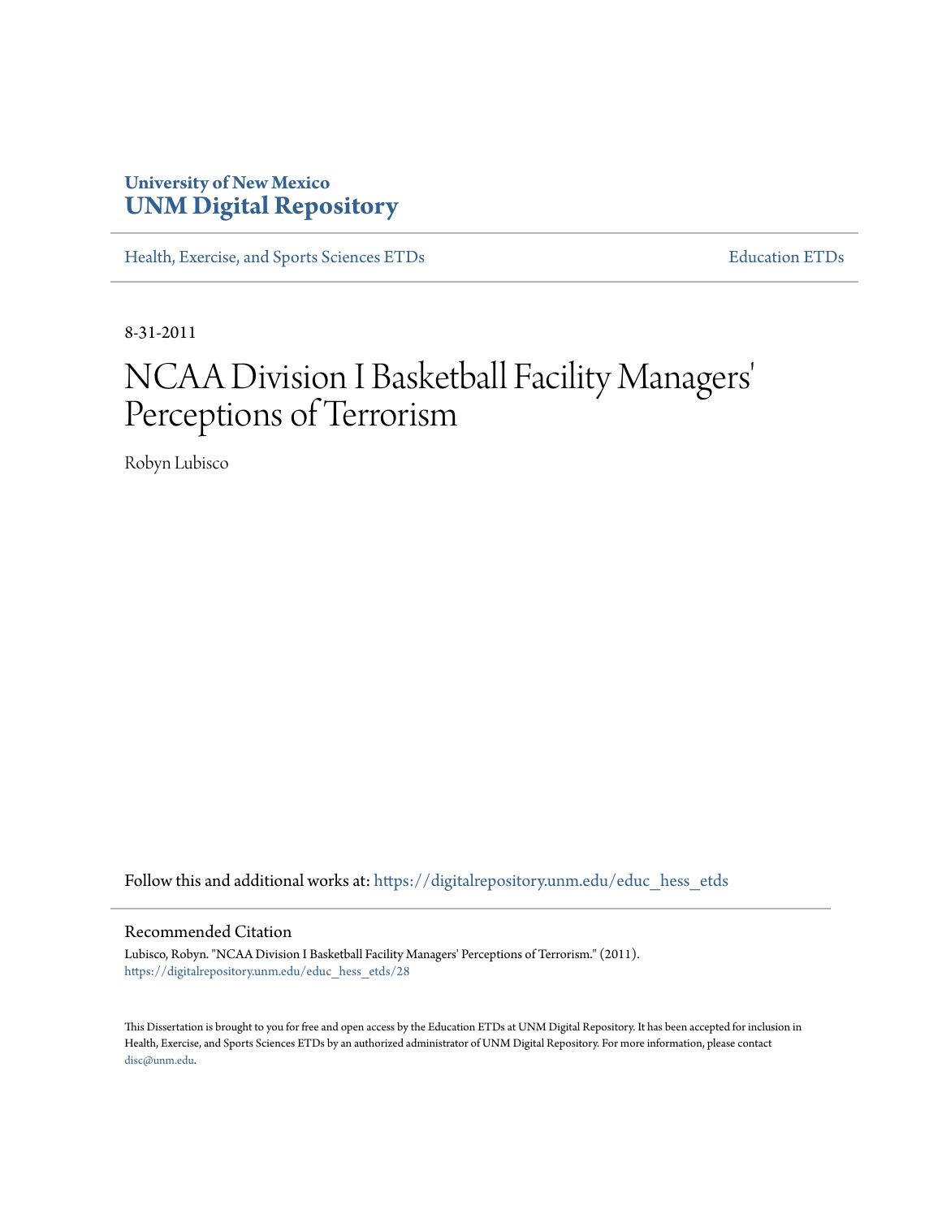University of New Mexico
**UNM Digital Repository**

Health, Exercise, and Sports Sciences ETDs

Education ETDs

8-31-2011

# NCAA Division I Basketball Facility Managers' Perceptions of Terrorism

Robyn Lubisco

Follow this and additional works at: https://digitalrepository.unm.edu/educ_hess_etds

## Recommended Citation

Lubisco, Robyn. "NCAA Division I Basketball Facility Managers' Perceptions of Terrorism." (2011). https://digitalrepository.unm.edu/educ_hess_etds/28

This Dissertation is brought to you for free and open access by the Education ETDs at UNM Digital Repository. It has been accepted for inclusion in Health, Exercise, and Sports Sciences ETDs by an authorized administrator of UNM Digital Repository. For more information, please contact disc@unm.edu.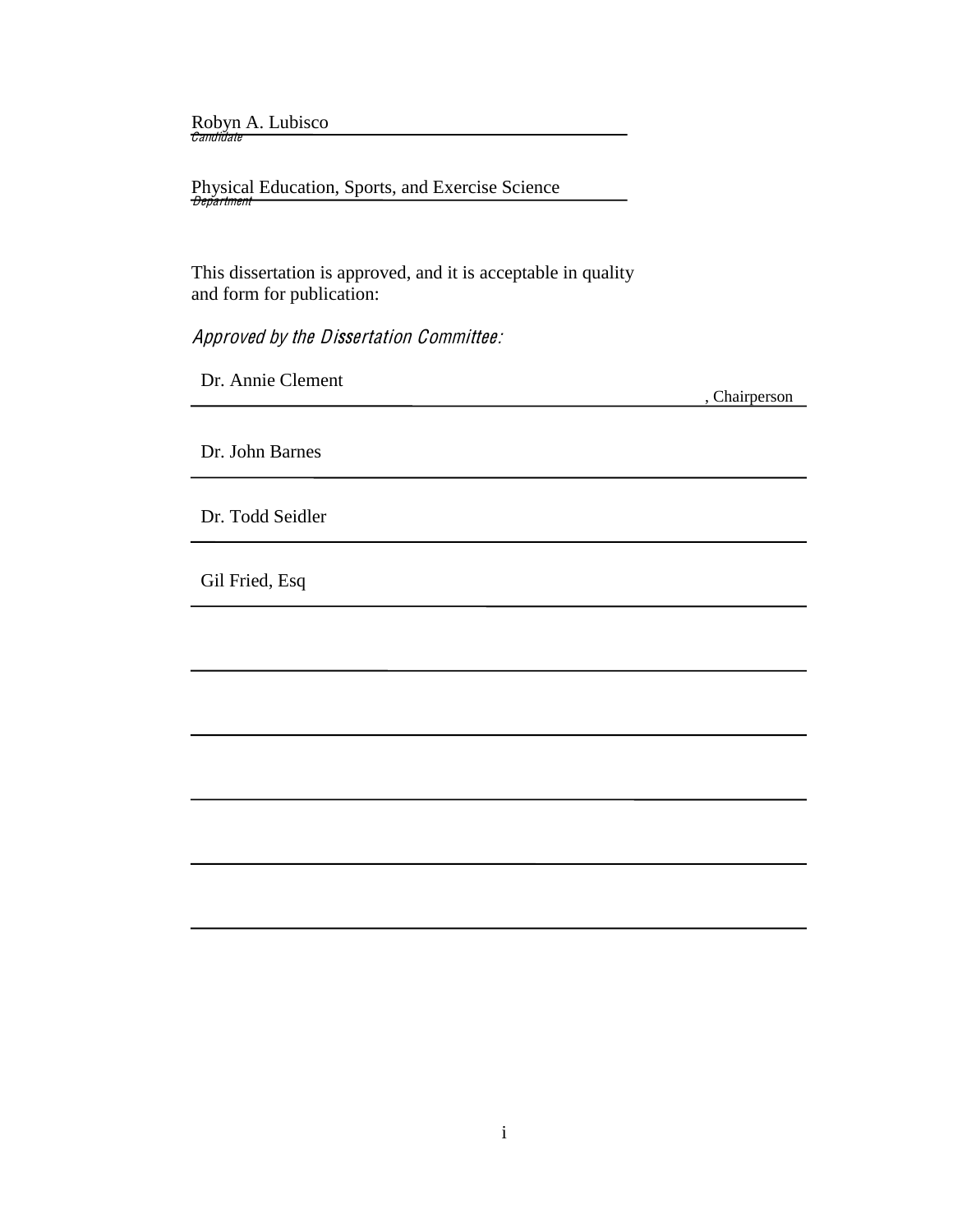Robyn A. Lubisco
*Candidate*

Physical Education, Sports, and Exercise Science
*Department*

This dissertation is approved, and it is acceptable in quality and form for publication:

*Approved by the Dissertation Committee:*

Dr. Annie Clement, Chairperson

Dr. John Barnes

Dr. Todd Seidler

Gil Fried, Esq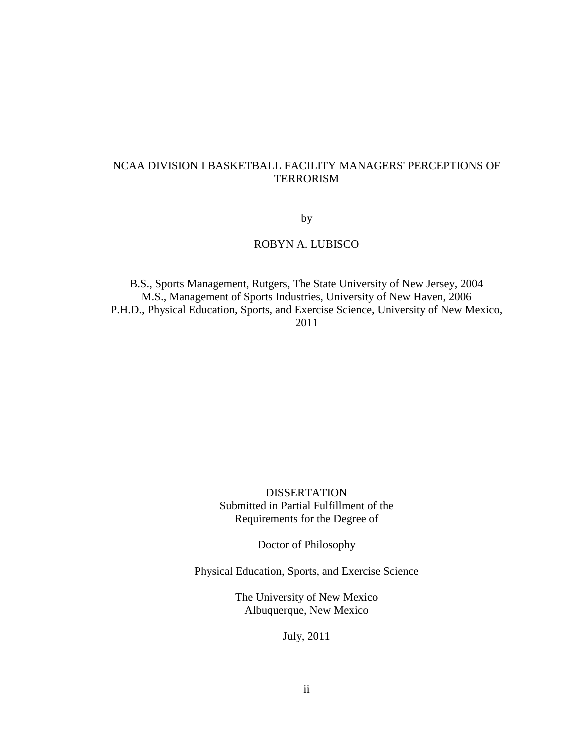# NCAA DIVISION I BASKETBALL FACILITY MANAGERS' PERCEPTIONS OF TERRORISM

by

ROBYN A. LUBISCO

B.S., Sports Management, Rutgers, The State University of New Jersey, 2004
M.S., Management of Sports Industries, University of New Haven, 2006
P.H.D., Physical Education, Sports, and Exercise Science, University of New Mexico, 2011

DISSERTATION
Submitted in Partial Fulfillment of the
Requirements for the Degree of

Doctor of Philosophy

Physical Education, Sports, and Exercise Science

The University of New Mexico
Albuquerque, New Mexico

July, 2011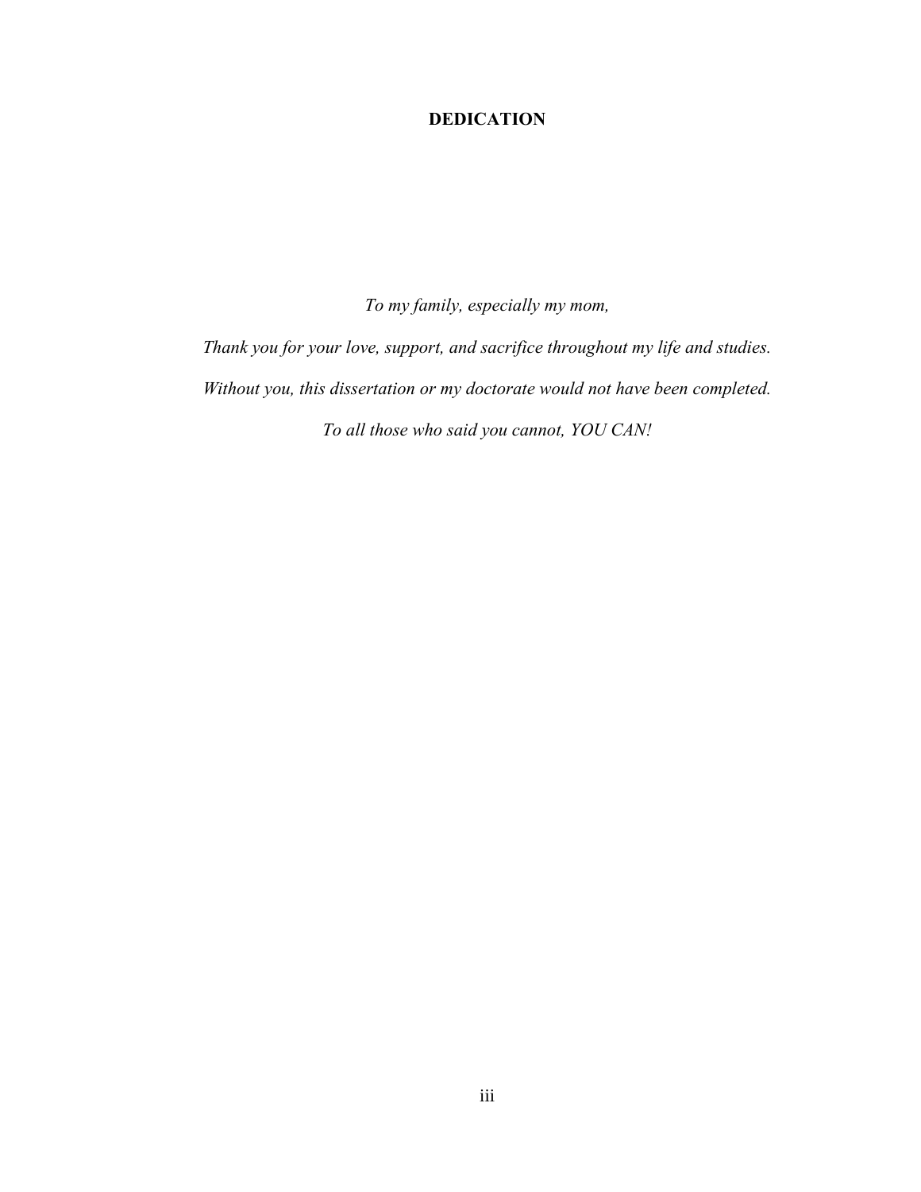# DEDICATION

*To my family, especially my mom,*

*Thank you for your love, support, and sacrifice throughout my life and studies.*

*Without you, this dissertation or my doctorate would not have been completed.*

*To all those who said you cannot, YOU CAN!*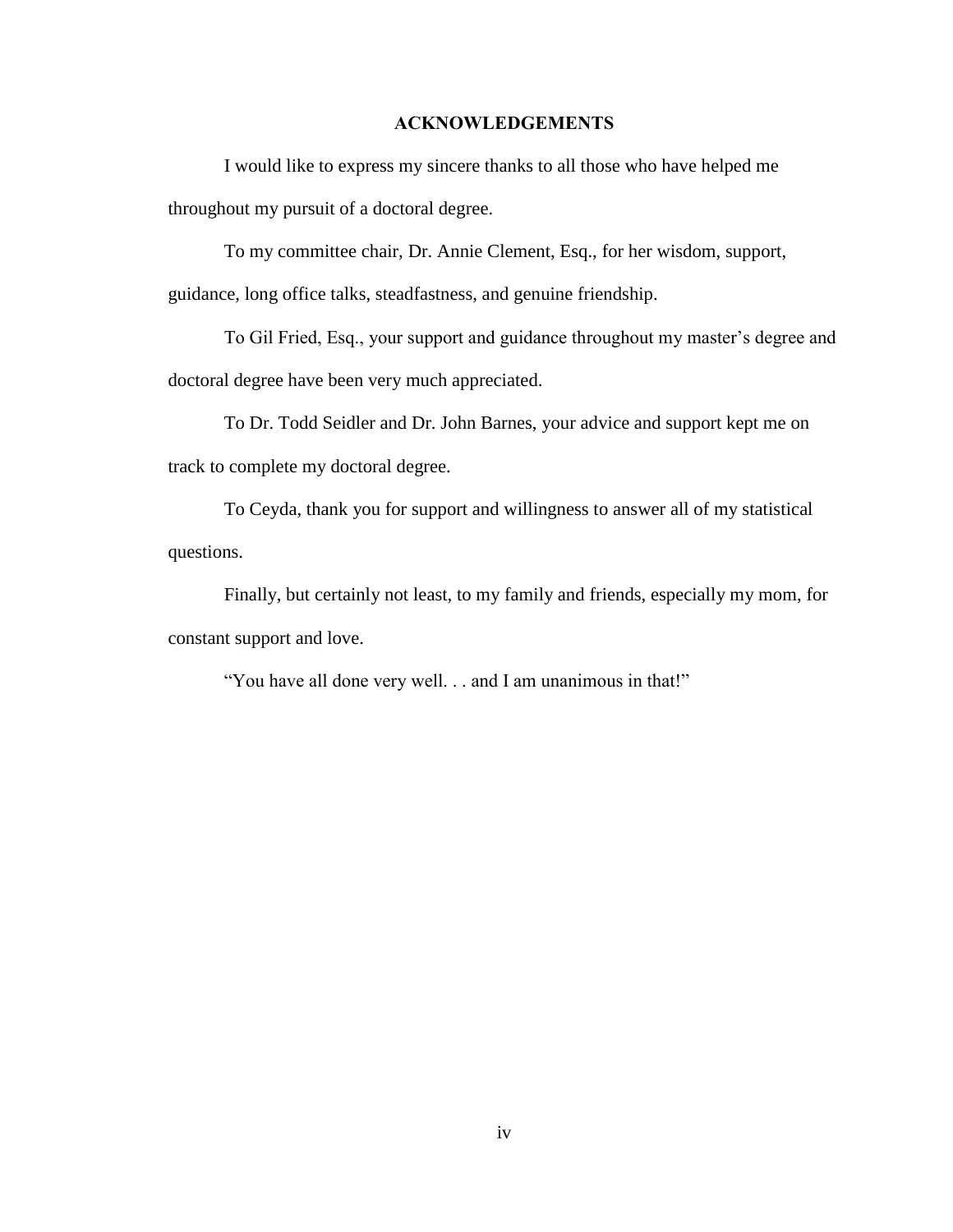## ACKNOWLEDGEMENTS

I would like to express my sincere thanks to all those who have helped me throughout my pursuit of a doctoral degree.

To my committee chair, Dr. Annie Clement, Esq., for her wisdom, support, guidance, long office talks, steadfastness, and genuine friendship.

To Gil Fried, Esq., your support and guidance throughout my master's degree and doctoral degree have been very much appreciated.

To Dr. Todd Seidler and Dr. John Barnes, your advice and support kept me on track to complete my doctoral degree.

To Ceyda, thank you for support and willingness to answer all of my statistical questions.

Finally, but certainly not least, to my family and friends, especially my mom, for constant support and love.

"You have all done very well. . . and I am unanimous in that!"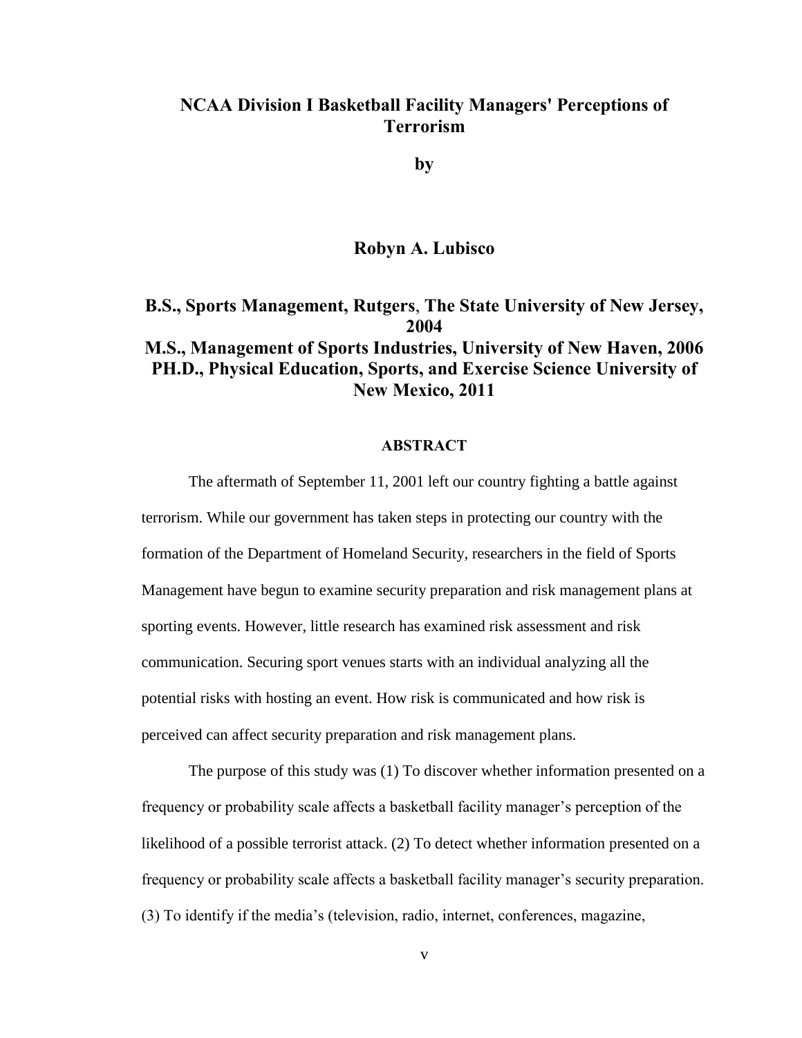# NCAA Division I Basketball Facility Managers' Perceptions of Terrorism

**by**

**Robyn A. Lubisco**

**B.S., Sports Management, Rutgers, The State University of New Jersey, 2004**
**M.S., Management of Sports Industries, University of New Haven, 2006**
**PH.D., Physical Education, Sports, and Exercise Science University of New Mexico, 2011**

## ABSTRACT

The aftermath of September 11, 2001 left our country fighting a battle against terrorism. While our government has taken steps in protecting our country with the formation of the Department of Homeland Security, researchers in the field of Sports Management have begun to examine security preparation and risk management plans at sporting events. However, little research has examined risk assessment and risk communication. Securing sport venues starts with an individual analyzing all the potential risks with hosting an event. How risk is communicated and how risk is perceived can affect security preparation and risk management plans.

The purpose of this study was (1) To discover whether information presented on a frequency or probability scale affects a basketball facility manager's perception of the likelihood of a possible terrorist attack. (2) To detect whether information presented on a frequency or probability scale affects a basketball facility manager's security preparation. (3) To identify if the media's (television, radio, internet, conferences, magazine,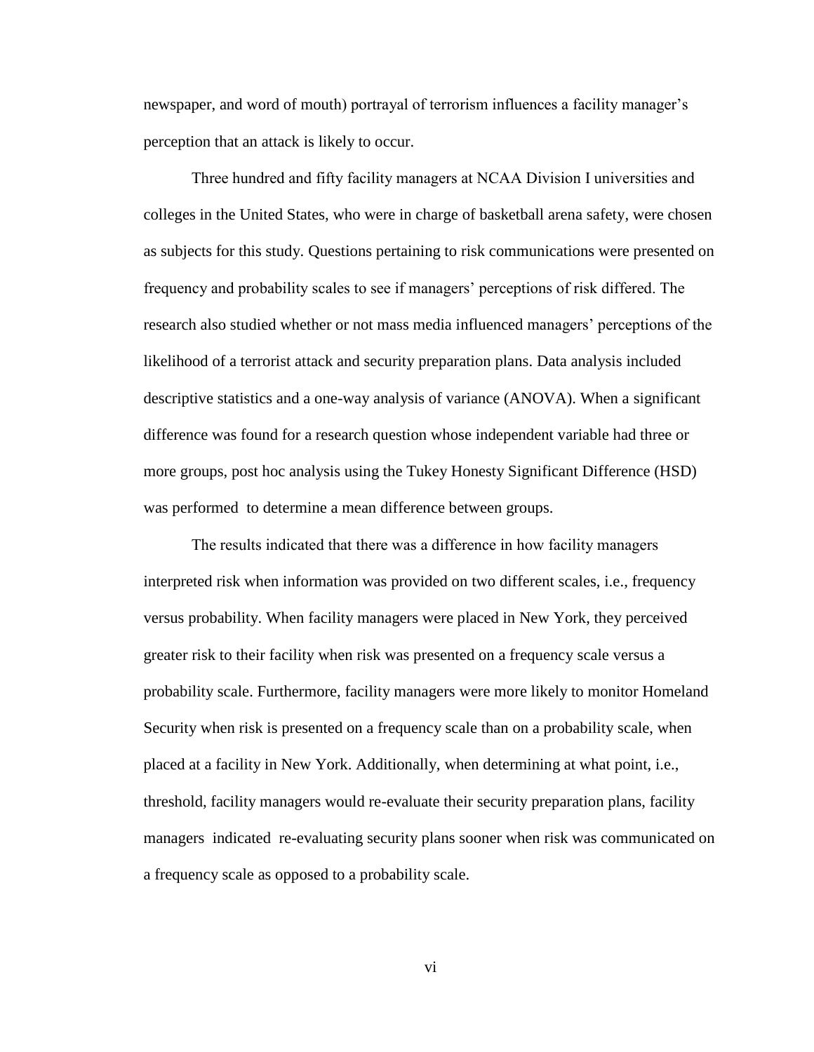newspaper, and word of mouth) portrayal of terrorism influences a facility manager's perception that an attack is likely to occur.

Three hundred and fifty facility managers at NCAA Division I universities and colleges in the United States, who were in charge of basketball arena safety, were chosen as subjects for this study. Questions pertaining to risk communications were presented on frequency and probability scales to see if managers' perceptions of risk differed. The research also studied whether or not mass media influenced managers' perceptions of the likelihood of a terrorist attack and security preparation plans. Data analysis included descriptive statistics and a one-way analysis of variance (ANOVA). When a significant difference was found for a research question whose independent variable had three or more groups, post hoc analysis using the Tukey Honesty Significant Difference (HSD) was performed to determine a mean difference between groups.

The results indicated that there was a difference in how facility managers interpreted risk when information was provided on two different scales, i.e., frequency versus probability. When facility managers were placed in New York, they perceived greater risk to their facility when risk was presented on a frequency scale versus a probability scale. Furthermore, facility managers were more likely to monitor Homeland Security when risk is presented on a frequency scale than on a probability scale, when placed at a facility in New York. Additionally, when determining at what point, i.e., threshold, facility managers would re-evaluate their security preparation plans, facility managers indicated re-evaluating security plans sooner when risk was communicated on a frequency scale as opposed to a probability scale.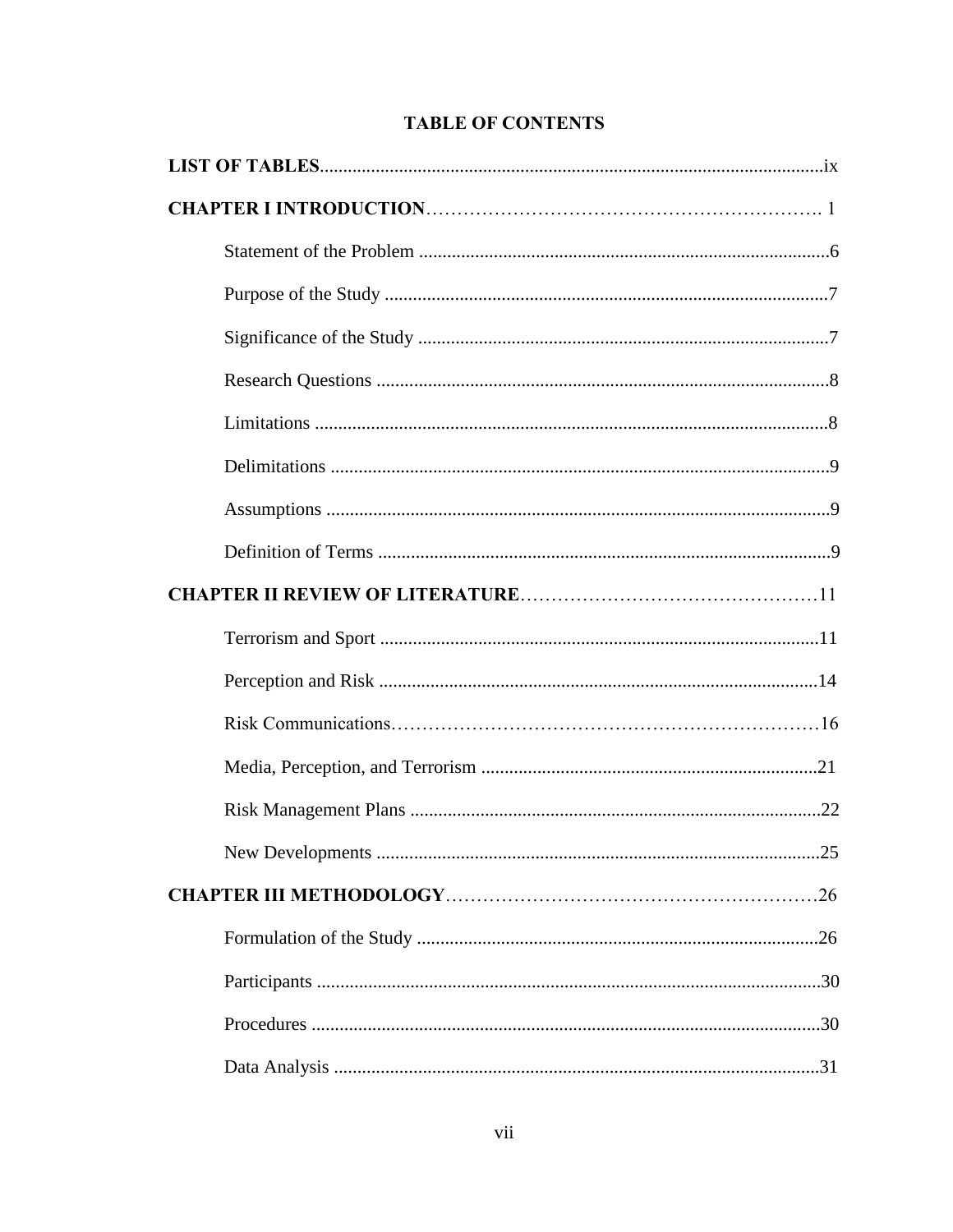# TABLE OF CONTENTS

**LIST OF TABLES**............................................................................................................ix

**CHAPTER I INTRODUCTION**………………………………………………………. 1

Statement of the Problem .........................................................................................6

Purpose of the Study ................................................................................................7

Significance of the Study .........................................................................................7

Research Questions ..................................................................................................8

Limitations ...............................................................................................................8

Delimitations ............................................................................................................9

Assumptions .............................................................................................................9

Definition of Terms ..................................................................................................9

**CHAPTER II REVIEW OF LITERATURE**…………………………………………11

Terrorism and Sport ...............................................................................................11

Perception and Risk ...............................................................................................14

Risk Communications……………………………………………………………16

Media, Perception, and Terrorism .........................................................................21

Risk Management Plans ........................................................................................22

New Developments ................................................................................................25

**CHAPTER III METHODOLOGY**……………………………………………………26

Formulation of the Study .......................................................................................26

Participants .............................................................................................................30

Procedures .............................................................................................................30

Data Analysis ........................................................................................................31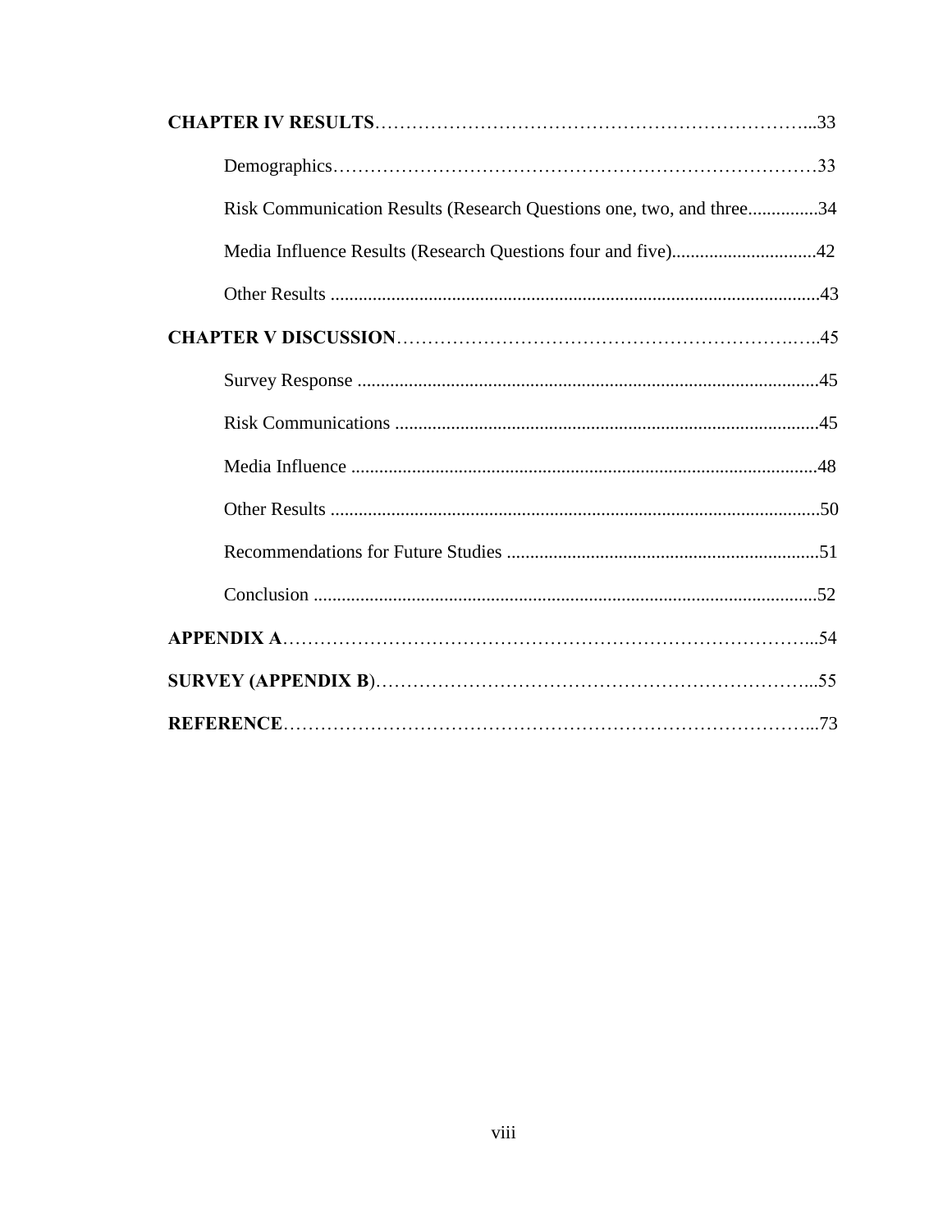**CHAPTER IV RESULTS**……………………………………………………………...33

Demographics……………………………………………………………………33

Risk Communication Results (Research Questions one, two, and three...............34

Media Influence Results (Research Questions four and five)...............................42

Other Results .........................................................................................................43

**CHAPTER V DISCUSSION**……………………………………………………….….45

Survey Response ...................................................................................................45

Risk Communications ...........................................................................................45

Media Influence ....................................................................................................48

Other Results .........................................................................................................50

Recommendations for Future Studies ...................................................................51

Conclusion ............................................................................................................52

**APPENDIX A**…………………………………………………………………………...54

**SURVEY (APPENDIX B**)……………………………………………………………...55

**REFERENCE**…………………………………………………………………………...73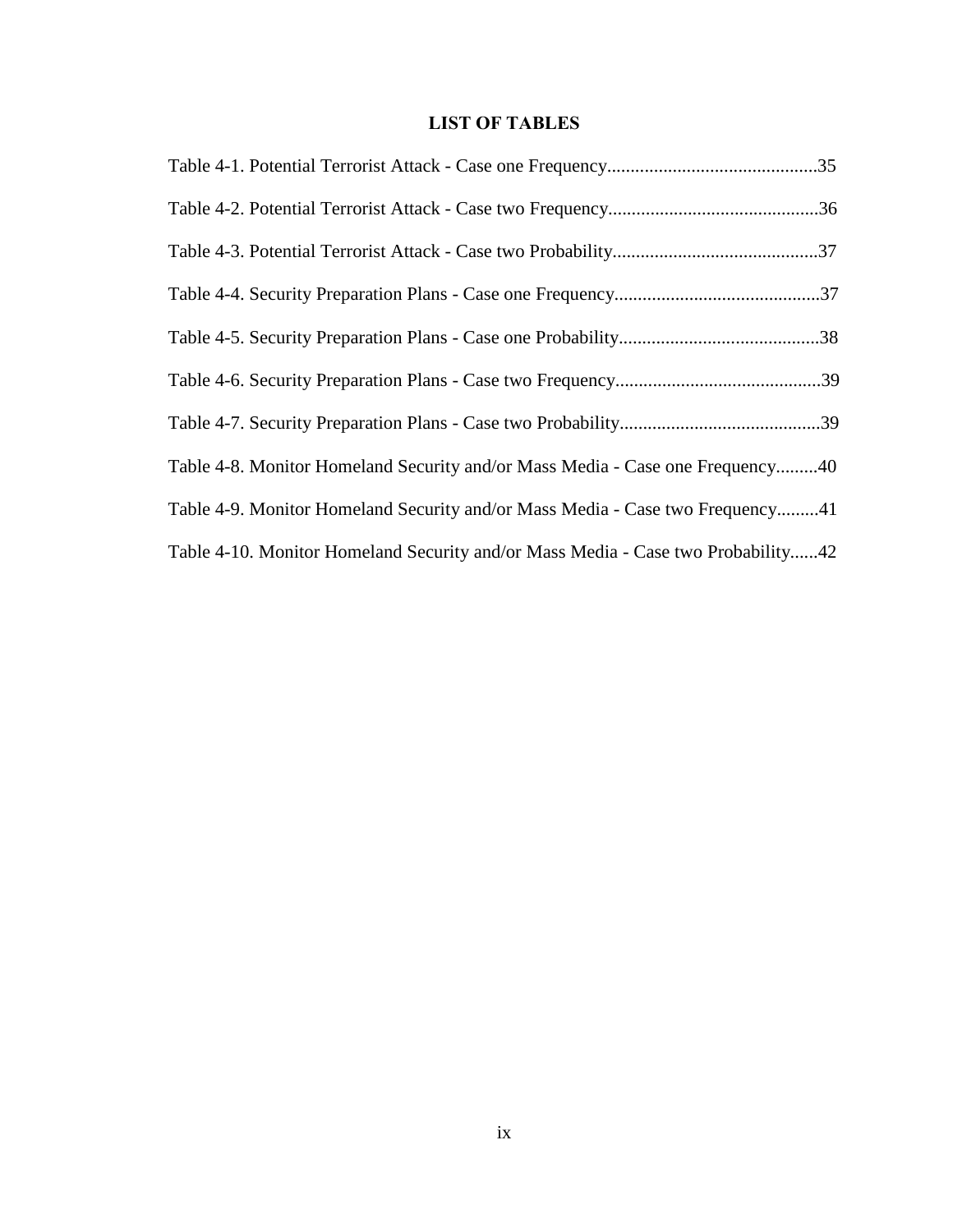# LIST OF TABLES

Table 4-1. Potential Terrorist Attack - Case one Frequency.............................................35

Table 4-2. Potential Terrorist Attack - Case two Frequency.............................................36

Table 4-3. Potential Terrorist Attack - Case two Probability............................................37

Table 4-4. Security Preparation Plans - Case one Frequency............................................37

Table 4-5. Security Preparation Plans - Case one Probability...........................................38

Table 4-6. Security Preparation Plans - Case two Frequency............................................39

Table 4-7. Security Preparation Plans - Case two Probability...........................................39

Table 4-8. Monitor Homeland Security and/or Mass Media - Case one Frequency.........40

Table 4-9. Monitor Homeland Security and/or Mass Media - Case two Frequency.........41

Table 4-10. Monitor Homeland Security and/or Mass Media - Case two Probability......42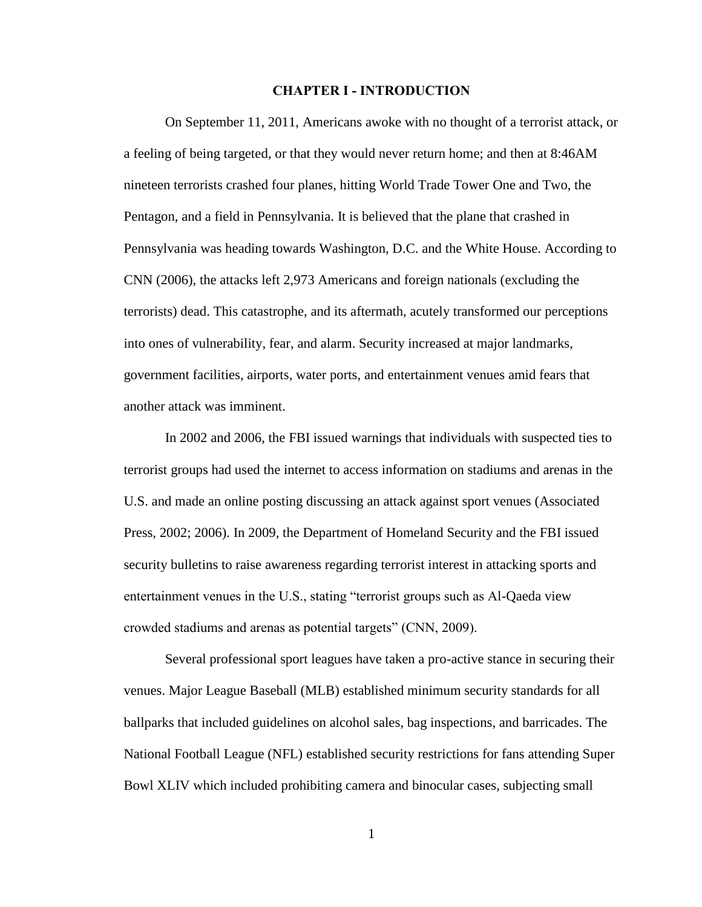# CHAPTER I - INTRODUCTION

On September 11, 2011, Americans awoke with no thought of a terrorist attack, or a feeling of being targeted, or that they would never return home; and then at 8:46AM nineteen terrorists crashed four planes, hitting World Trade Tower One and Two, the Pentagon, and a field in Pennsylvania. It is believed that the plane that crashed in Pennsylvania was heading towards Washington, D.C. and the White House. According to CNN (2006), the attacks left 2,973 Americans and foreign nationals (excluding the terrorists) dead. This catastrophe, and its aftermath, acutely transformed our perceptions into ones of vulnerability, fear, and alarm. Security increased at major landmarks, government facilities, airports, water ports, and entertainment venues amid fears that another attack was imminent.

In 2002 and 2006, the FBI issued warnings that individuals with suspected ties to terrorist groups had used the internet to access information on stadiums and arenas in the U.S. and made an online posting discussing an attack against sport venues (Associated Press, 2002; 2006). In 2009, the Department of Homeland Security and the FBI issued security bulletins to raise awareness regarding terrorist interest in attacking sports and entertainment venues in the U.S., stating "terrorist groups such as Al-Qaeda view crowded stadiums and arenas as potential targets" (CNN, 2009).

Several professional sport leagues have taken a pro-active stance in securing their venues. Major League Baseball (MLB) established minimum security standards for all ballparks that included guidelines on alcohol sales, bag inspections, and barricades. The National Football League (NFL) established security restrictions for fans attending Super Bowl XLIV which included prohibiting camera and binocular cases, subjecting small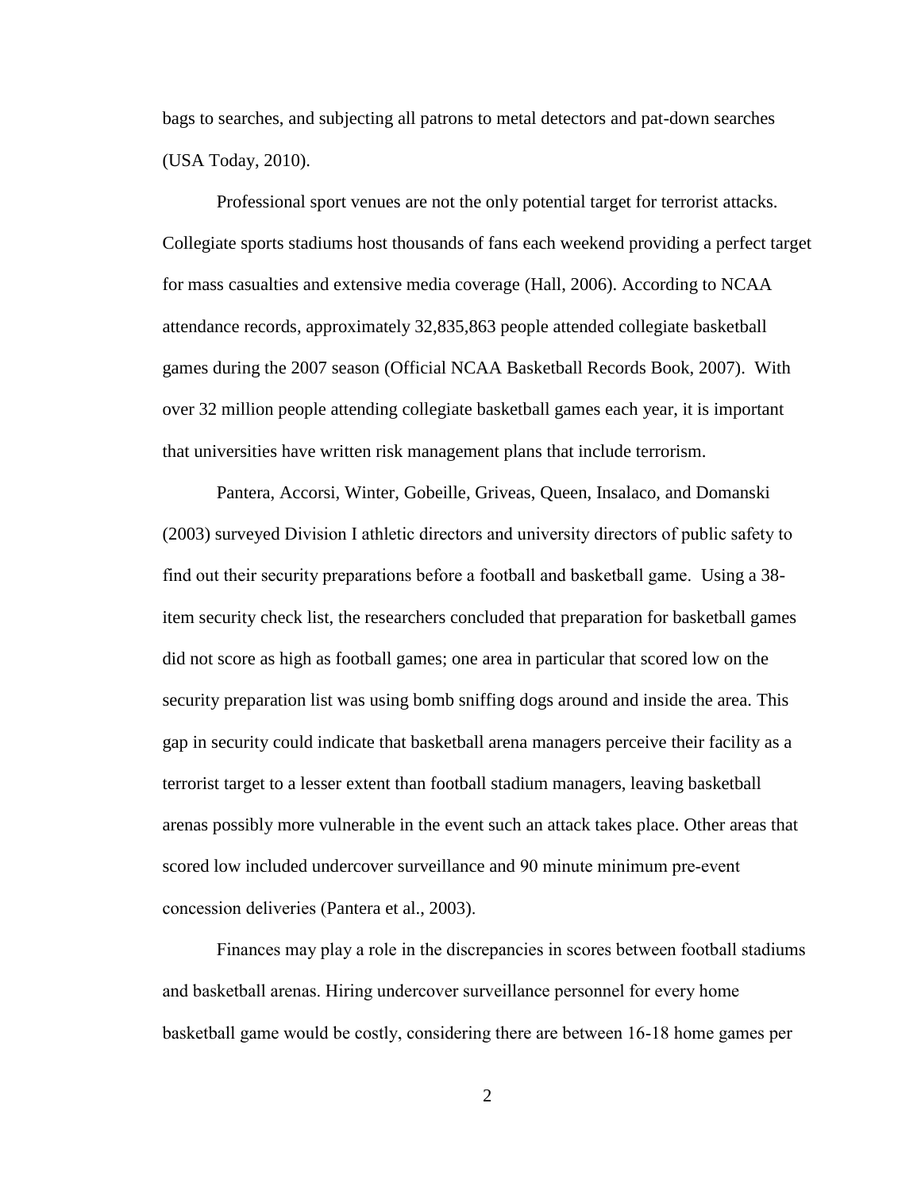bags to searches, and subjecting all patrons to metal detectors and pat-down searches (USA Today, 2010).

Professional sport venues are not the only potential target for terrorist attacks. Collegiate sports stadiums host thousands of fans each weekend providing a perfect target for mass casualties and extensive media coverage (Hall, 2006). According to NCAA attendance records, approximately 32,835,863 people attended collegiate basketball games during the 2007 season (Official NCAA Basketball Records Book, 2007). With over 32 million people attending collegiate basketball games each year, it is important that universities have written risk management plans that include terrorism.

Pantera, Accorsi, Winter, Gobeille, Griveas, Queen, Insalaco, and Domanski (2003) surveyed Division I athletic directors and university directors of public safety to find out their security preparations before a football and basketball game. Using a 38-item security check list, the researchers concluded that preparation for basketball games did not score as high as football games; one area in particular that scored low on the security preparation list was using bomb sniffing dogs around and inside the area. This gap in security could indicate that basketball arena managers perceive their facility as a terrorist target to a lesser extent than football stadium managers, leaving basketball arenas possibly more vulnerable in the event such an attack takes place. Other areas that scored low included undercover surveillance and 90 minute minimum pre-event concession deliveries (Pantera et al., 2003).

Finances may play a role in the discrepancies in scores between football stadiums and basketball arenas. Hiring undercover surveillance personnel for every home basketball game would be costly, considering there are between 16-18 home games per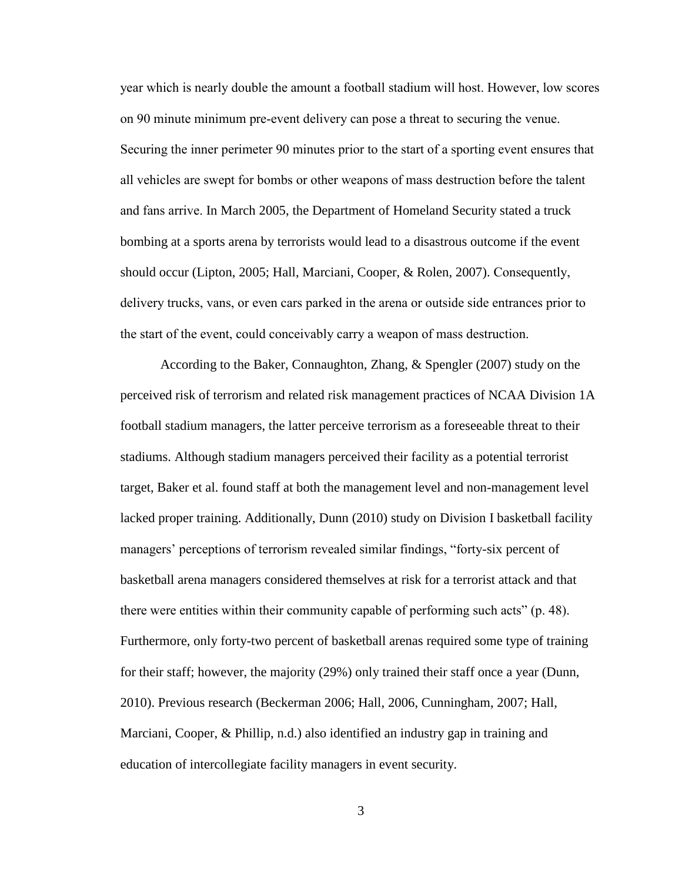year which is nearly double the amount a football stadium will host. However, low scores on 90 minute minimum pre-event delivery can pose a threat to securing the venue. Securing the inner perimeter 90 minutes prior to the start of a sporting event ensures that all vehicles are swept for bombs or other weapons of mass destruction before the talent and fans arrive. In March 2005, the Department of Homeland Security stated a truck bombing at a sports arena by terrorists would lead to a disastrous outcome if the event should occur (Lipton, 2005; Hall, Marciani, Cooper, & Rolen, 2007). Consequently, delivery trucks, vans, or even cars parked in the arena or outside side entrances prior to the start of the event, could conceivably carry a weapon of mass destruction.

According to the Baker, Connaughton, Zhang, & Spengler (2007) study on the perceived risk of terrorism and related risk management practices of NCAA Division 1A football stadium managers, the latter perceive terrorism as a foreseeable threat to their stadiums. Although stadium managers perceived their facility as a potential terrorist target, Baker et al. found staff at both the management level and non-management level lacked proper training. Additionally, Dunn (2010) study on Division I basketball facility managers' perceptions of terrorism revealed similar findings, "forty-six percent of basketball arena managers considered themselves at risk for a terrorist attack and that there were entities within their community capable of performing such acts" (p. 48). Furthermore, only forty-two percent of basketball arenas required some type of training for their staff; however, the majority (29%) only trained their staff once a year (Dunn, 2010). Previous research (Beckerman 2006; Hall, 2006, Cunningham, 2007; Hall, Marciani, Cooper, & Phillip, n.d.) also identified an industry gap in training and education of intercollegiate facility managers in event security.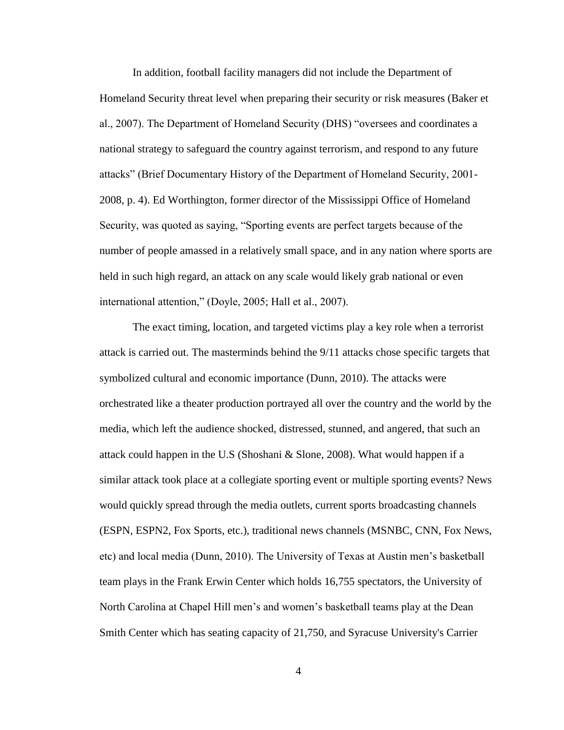In addition, football facility managers did not include the Department of Homeland Security threat level when preparing their security or risk measures (Baker et al., 2007). The Department of Homeland Security (DHS) "oversees and coordinates a national strategy to safeguard the country against terrorism, and respond to any future attacks" (Brief Documentary History of the Department of Homeland Security, 2001-2008, p. 4). Ed Worthington, former director of the Mississippi Office of Homeland Security, was quoted as saying, "Sporting events are perfect targets because of the number of people amassed in a relatively small space, and in any nation where sports are held in such high regard, an attack on any scale would likely grab national or even international attention," (Doyle, 2005; Hall et al., 2007).

The exact timing, location, and targeted victims play a key role when a terrorist attack is carried out. The masterminds behind the 9/11 attacks chose specific targets that symbolized cultural and economic importance (Dunn, 2010). The attacks were orchestrated like a theater production portrayed all over the country and the world by the media, which left the audience shocked, distressed, stunned, and angered, that such an attack could happen in the U.S (Shoshani & Slone, 2008). What would happen if a similar attack took place at a collegiate sporting event or multiple sporting events? News would quickly spread through the media outlets, current sports broadcasting channels (ESPN, ESPN2, Fox Sports, etc.), traditional news channels (MSNBC, CNN, Fox News, etc) and local media (Dunn, 2010). The University of Texas at Austin men's basketball team plays in the Frank Erwin Center which holds 16,755 spectators, the University of North Carolina at Chapel Hill men's and women's basketball teams play at the Dean Smith Center which has seating capacity of 21,750, and Syracuse University's Carrier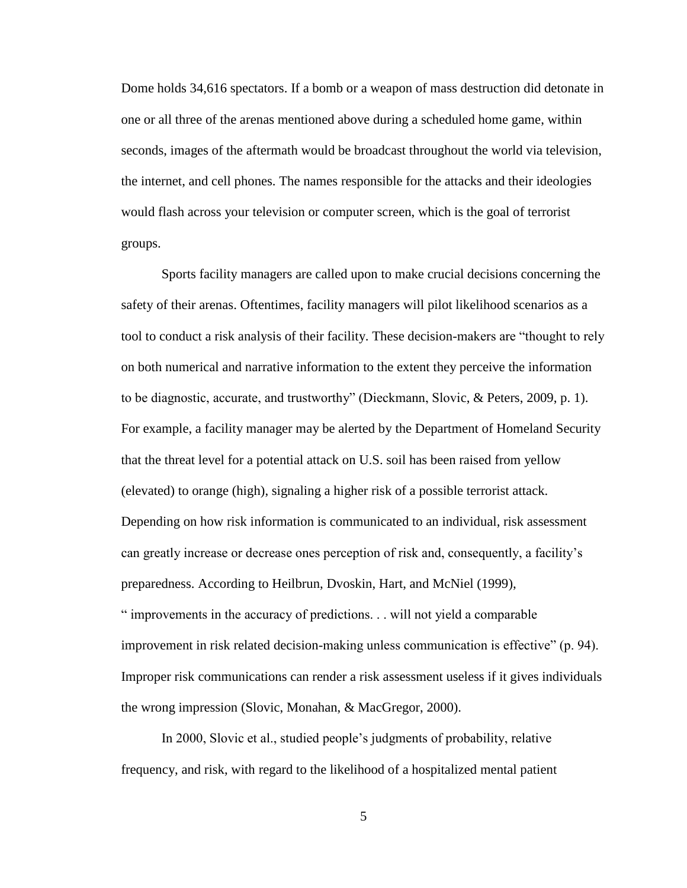Dome holds 34,616 spectators. If a bomb or a weapon of mass destruction did detonate in one or all three of the arenas mentioned above during a scheduled home game, within seconds, images of the aftermath would be broadcast throughout the world via television, the internet, and cell phones. The names responsible for the attacks and their ideologies would flash across your television or computer screen, which is the goal of terrorist groups.

Sports facility managers are called upon to make crucial decisions concerning the safety of their arenas. Oftentimes, facility managers will pilot likelihood scenarios as a tool to conduct a risk analysis of their facility. These decision-makers are "thought to rely on both numerical and narrative information to the extent they perceive the information to be diagnostic, accurate, and trustworthy" (Dieckmann, Slovic, & Peters, 2009, p. 1). For example, a facility manager may be alerted by the Department of Homeland Security that the threat level for a potential attack on U.S. soil has been raised from yellow (elevated) to orange (high), signaling a higher risk of a possible terrorist attack. Depending on how risk information is communicated to an individual, risk assessment can greatly increase or decrease ones perception of risk and, consequently, a facility's preparedness. According to Heilbrun, Dvoskin, Hart, and McNiel (1999), " improvements in the accuracy of predictions. . . will not yield a comparable improvement in risk related decision-making unless communication is effective" (p. 94). Improper risk communications can render a risk assessment useless if it gives individuals the wrong impression (Slovic, Monahan, & MacGregor, 2000).

In 2000, Slovic et al., studied people's judgments of probability, relative frequency, and risk, with regard to the likelihood of a hospitalized mental patient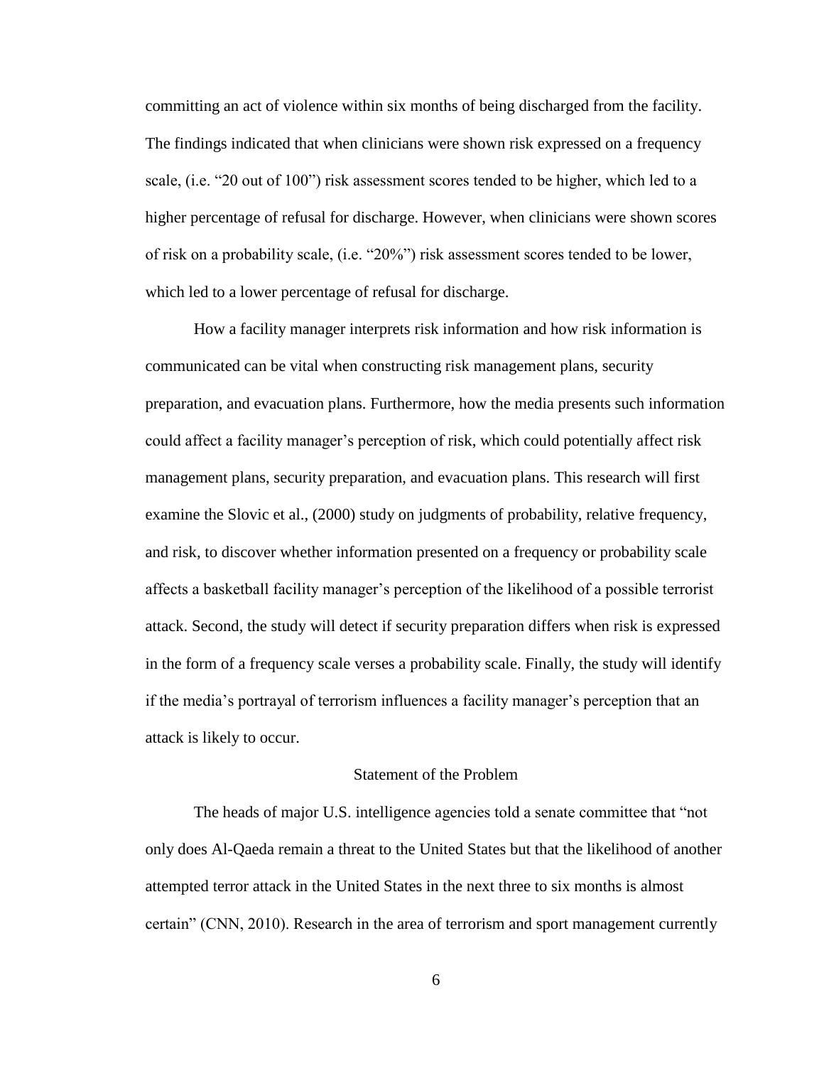committing an act of violence within six months of being discharged from the facility. The findings indicated that when clinicians were shown risk expressed on a frequency scale, (i.e. "20 out of 100") risk assessment scores tended to be higher, which led to a higher percentage of refusal for discharge. However, when clinicians were shown scores of risk on a probability scale, (i.e. "20%") risk assessment scores tended to be lower, which led to a lower percentage of refusal for discharge.

How a facility manager interprets risk information and how risk information is communicated can be vital when constructing risk management plans, security preparation, and evacuation plans. Furthermore, how the media presents such information could affect a facility manager's perception of risk, which could potentially affect risk management plans, security preparation, and evacuation plans. This research will first examine the Slovic et al., (2000) study on judgments of probability, relative frequency, and risk, to discover whether information presented on a frequency or probability scale affects a basketball facility manager's perception of the likelihood of a possible terrorist attack. Second, the study will detect if security preparation differs when risk is expressed in the form of a frequency scale verses a probability scale. Finally, the study will identify if the media's portrayal of terrorism influences a facility manager's perception that an attack is likely to occur.

## Statement of the Problem

The heads of major U.S. intelligence agencies told a senate committee that "not only does Al-Qaeda remain a threat to the United States but that the likelihood of another attempted terror attack in the United States in the next three to six months is almost certain" (CNN, 2010). Research in the area of terrorism and sport management currently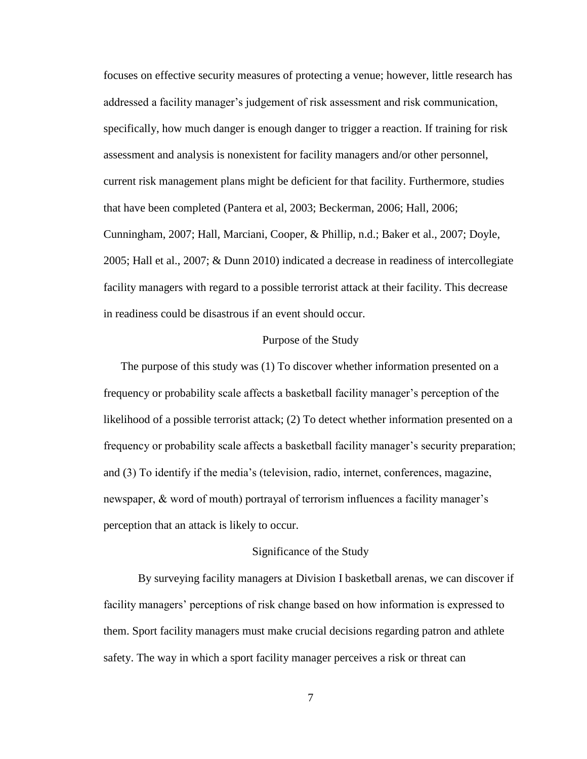focuses on effective security measures of protecting a venue; however, little research has addressed a facility manager's judgement of risk assessment and risk communication, specifically, how much danger is enough danger to trigger a reaction. If training for risk assessment and analysis is nonexistent for facility managers and/or other personnel, current risk management plans might be deficient for that facility. Furthermore, studies that have been completed (Pantera et al, 2003; Beckerman, 2006; Hall, 2006; Cunningham, 2007; Hall, Marciani, Cooper, & Phillip, n.d.; Baker et al., 2007; Doyle, 2005; Hall et al., 2007; & Dunn 2010) indicated a decrease in readiness of intercollegiate facility managers with regard to a possible terrorist attack at their facility. This decrease in readiness could be disastrous if an event should occur.

## Purpose of the Study

The purpose of this study was (1) To discover whether information presented on a frequency or probability scale affects a basketball facility manager's perception of the likelihood of a possible terrorist attack; (2) To detect whether information presented on a frequency or probability scale affects a basketball facility manager's security preparation; and (3) To identify if the media's (television, radio, internet, conferences, magazine, newspaper, & word of mouth) portrayal of terrorism influences a facility manager's perception that an attack is likely to occur.

## Significance of the Study

By surveying facility managers at Division I basketball arenas, we can discover if facility managers' perceptions of risk change based on how information is expressed to them. Sport facility managers must make crucial decisions regarding patron and athlete safety. The way in which a sport facility manager perceives a risk or threat can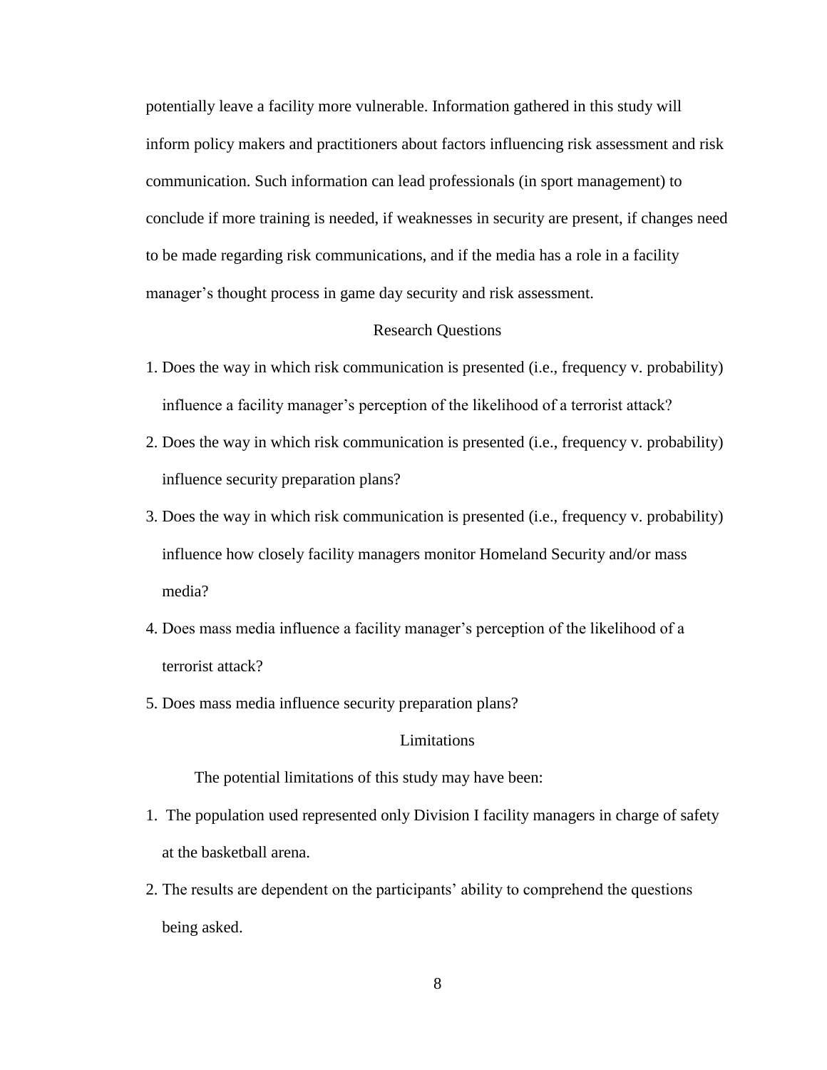potentially leave a facility more vulnerable. Information gathered in this study will inform policy makers and practitioners about factors influencing risk assessment and risk communication. Such information can lead professionals (in sport management) to conclude if more training is needed, if weaknesses in security are present, if changes need to be made regarding risk communications, and if the media has a role in a facility manager's thought process in game day security and risk assessment.

## Research Questions

1. Does the way in which risk communication is presented (i.e., frequency v. probability) influence a facility manager's perception of the likelihood of a terrorist attack?
2. Does the way in which risk communication is presented (i.e., frequency v. probability) influence security preparation plans?
3. Does the way in which risk communication is presented (i.e., frequency v. probability) influence how closely facility managers monitor Homeland Security and/or mass media?
4. Does mass media influence a facility manager's perception of the likelihood of a terrorist attack?
5. Does mass media influence security preparation plans?

## Limitations

The potential limitations of this study may have been:

1. The population used represented only Division I facility managers in charge of safety at the basketball arena.
2. The results are dependent on the participants' ability to comprehend the questions being asked.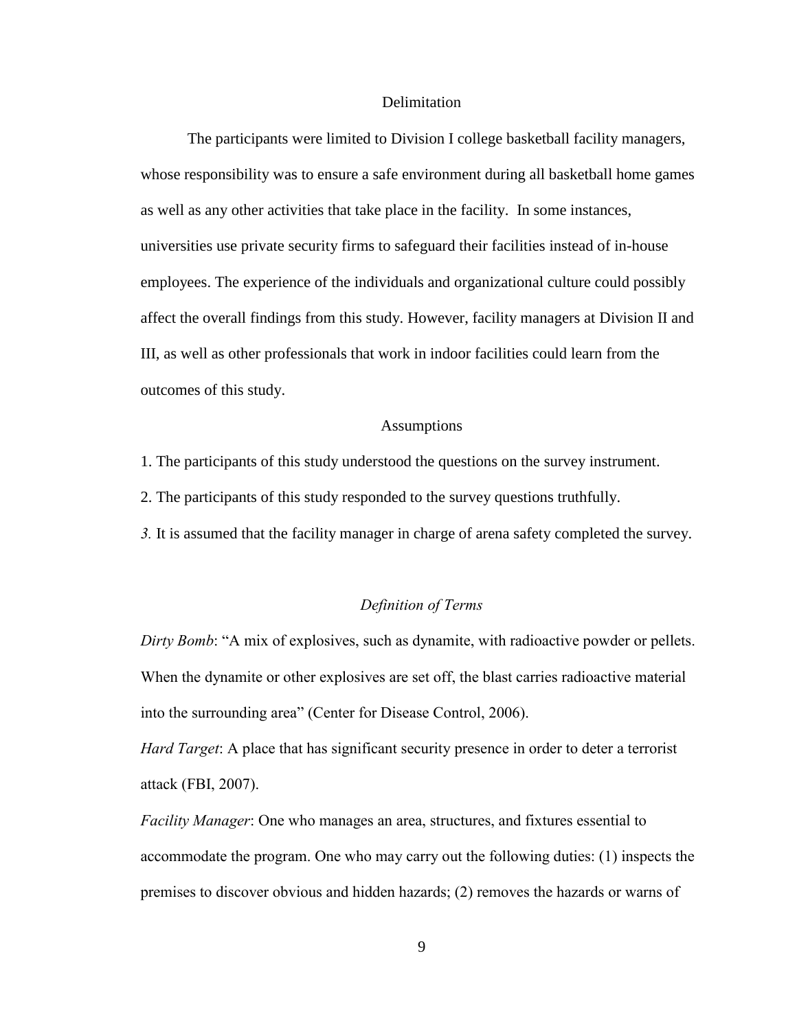## Delimitation

The participants were limited to Division I college basketball facility managers, whose responsibility was to ensure a safe environment during all basketball home games as well as any other activities that take place in the facility. In some instances, universities use private security firms to safeguard their facilities instead of in-house employees. The experience of the individuals and organizational culture could possibly affect the overall findings from this study. However, facility managers at Division II and III, as well as other professionals that work in indoor facilities could learn from the outcomes of this study.

## Assumptions

1. The participants of this study understood the questions on the survey instrument.
2. The participants of this study responded to the survey questions truthfully.
3. It is assumed that the facility manager in charge of arena safety completed the survey.

## *Definition of Terms*

*Dirty Bomb*: "A mix of explosives, such as dynamite, with radioactive powder or pellets. When the dynamite or other explosives are set off, the blast carries radioactive material into the surrounding area" (Center for Disease Control, 2006).

*Hard Target*: A place that has significant security presence in order to deter a terrorist attack (FBI, 2007).

*Facility Manager*: One who manages an area, structures, and fixtures essential to accommodate the program. One who may carry out the following duties: (1) inspects the premises to discover obvious and hidden hazards; (2) removes the hazards or warns of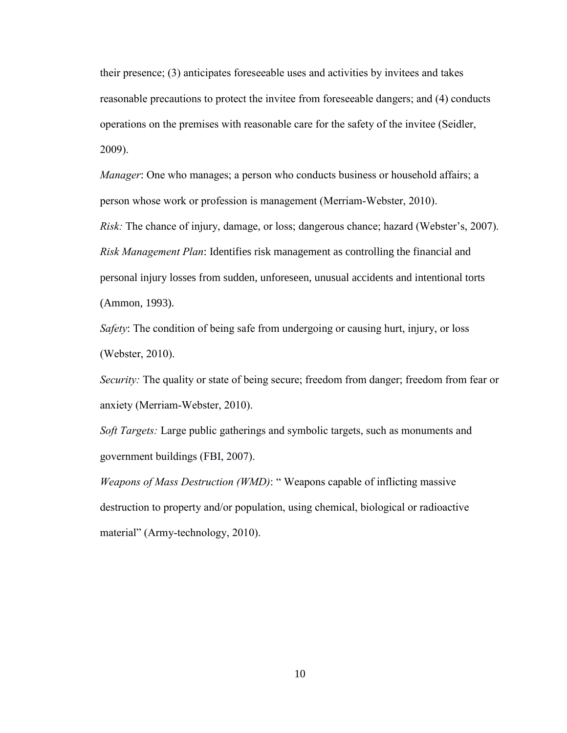their presence; (3) anticipates foreseeable uses and activities by invitees and takes reasonable precautions to protect the invitee from foreseeable dangers; and (4) conducts operations on the premises with reasonable care for the safety of the invitee (Seidler, 2009).

*Manager*: One who manages; a person who conducts business or household affairs; a person whose work or profession is management (Merriam-Webster, 2010).

*Risk:* The chance of injury, damage, or loss; dangerous chance; hazard (Webster's, 2007).

*Risk Management Plan*: Identifies risk management as controlling the financial and personal injury losses from sudden, unforeseen, unusual accidents and intentional torts (Ammon, 1993).

*Safety*: The condition of being safe from undergoing or causing hurt, injury, or loss (Webster, 2010).

*Security:* The quality or state of being secure; freedom from danger; freedom from fear or anxiety (Merriam-Webster, 2010).

*Soft Targets:* Large public gatherings and symbolic targets, such as monuments and government buildings (FBI, 2007).

*Weapons of Mass Destruction (WMD)*: " Weapons capable of inflicting massive destruction to property and/or population, using chemical, biological or radioactive material" (Army-technology, 2010).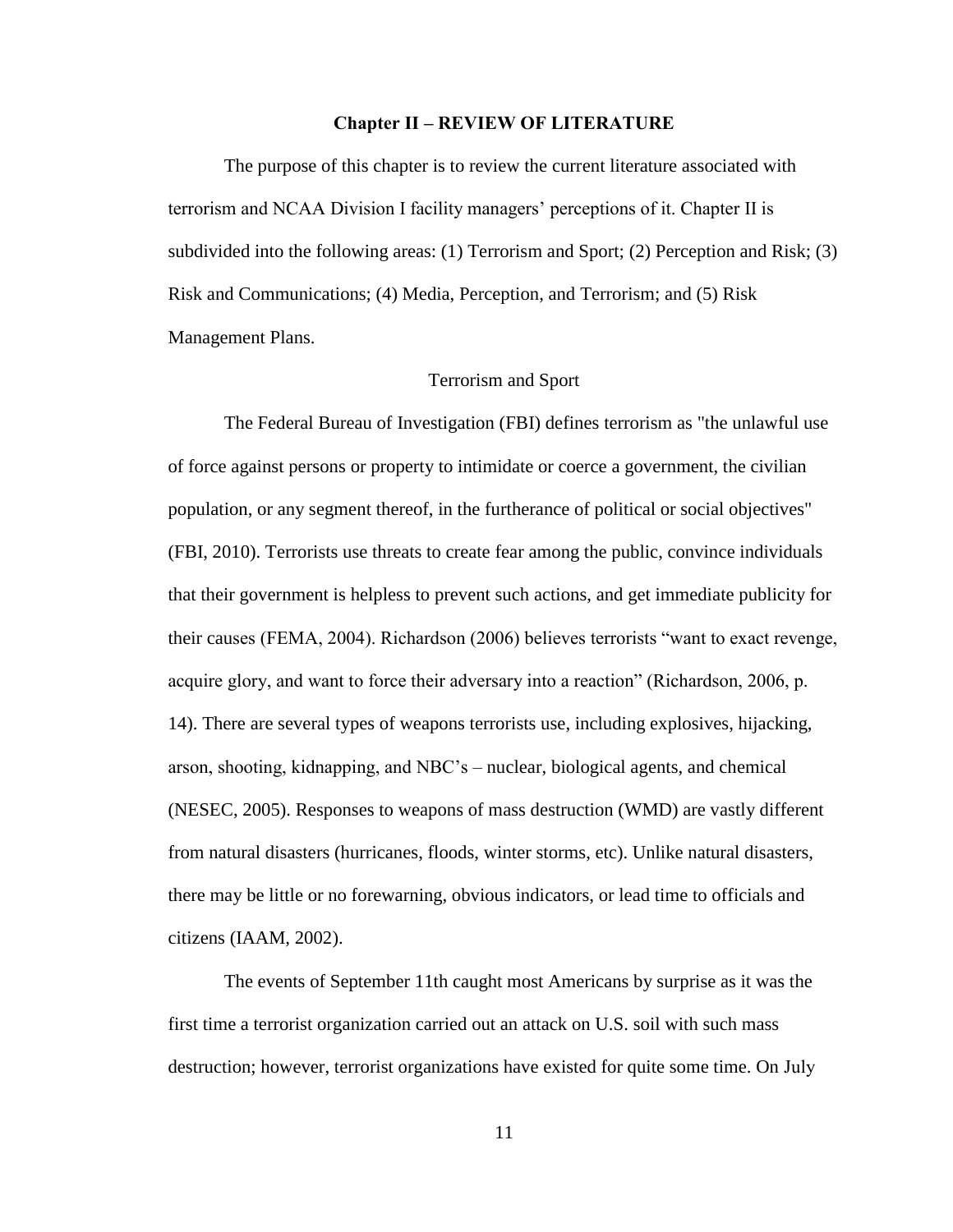# Chapter II – REVIEW OF LITERATURE

The purpose of this chapter is to review the current literature associated with terrorism and NCAA Division I facility managers' perceptions of it. Chapter II is subdivided into the following areas: (1) Terrorism and Sport; (2) Perception and Risk; (3) Risk and Communications; (4) Media, Perception, and Terrorism; and (5) Risk Management Plans.

## Terrorism and Sport

The Federal Bureau of Investigation (FBI) defines terrorism as "the unlawful use of force against persons or property to intimidate or coerce a government, the civilian population, or any segment thereof, in the furtherance of political or social objectives" (FBI, 2010). Terrorists use threats to create fear among the public, convince individuals that their government is helpless to prevent such actions, and get immediate publicity for their causes (FEMA, 2004). Richardson (2006) believes terrorists "want to exact revenge, acquire glory, and want to force their adversary into a reaction" (Richardson, 2006, p. 14). There are several types of weapons terrorists use, including explosives, hijacking, arson, shooting, kidnapping, and NBC's – nuclear, biological agents, and chemical (NESEC, 2005). Responses to weapons of mass destruction (WMD) are vastly different from natural disasters (hurricanes, floods, winter storms, etc). Unlike natural disasters, there may be little or no forewarning, obvious indicators, or lead time to officials and citizens (IAAM, 2002).

The events of September 11th caught most Americans by surprise as it was the first time a terrorist organization carried out an attack on U.S. soil with such mass destruction; however, terrorist organizations have existed for quite some time. On July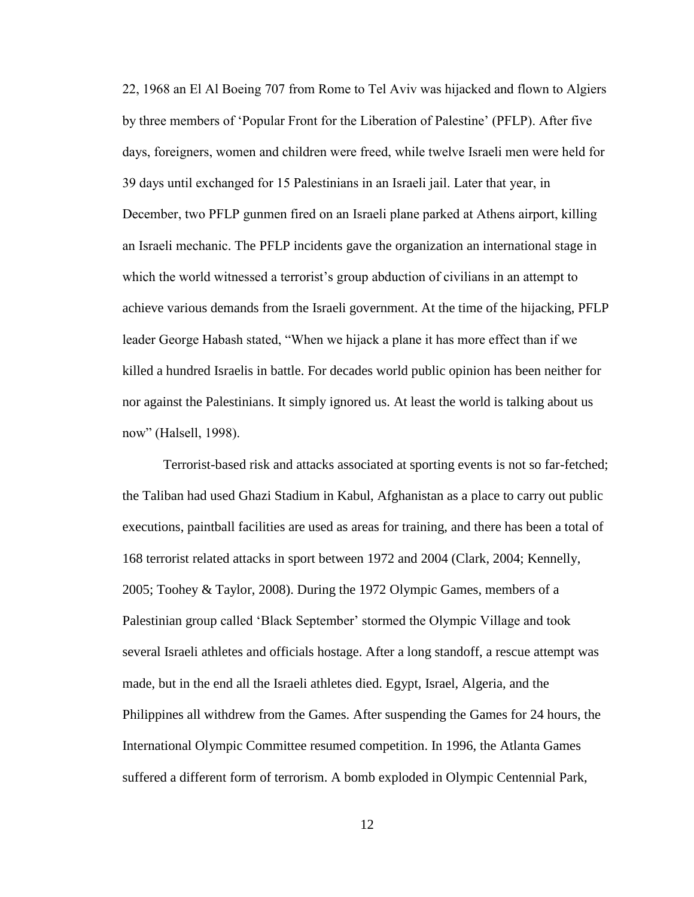22, 1968 an El Al Boeing 707 from Rome to Tel Aviv was hijacked and flown to Algiers by three members of 'Popular Front for the Liberation of Palestine' (PFLP). After five days, foreigners, women and children were freed, while twelve Israeli men were held for 39 days until exchanged for 15 Palestinians in an Israeli jail. Later that year, in December, two PFLP gunmen fired on an Israeli plane parked at Athens airport, killing an Israeli mechanic. The PFLP incidents gave the organization an international stage in which the world witnessed a terrorist's group abduction of civilians in an attempt to achieve various demands from the Israeli government. At the time of the hijacking, PFLP leader George Habash stated, "When we hijack a plane it has more effect than if we killed a hundred Israelis in battle. For decades world public opinion has been neither for nor against the Palestinians. It simply ignored us. At least the world is talking about us now" (Halsell, 1998).

Terrorist-based risk and attacks associated at sporting events is not so far-fetched; the Taliban had used Ghazi Stadium in Kabul, Afghanistan as a place to carry out public executions, paintball facilities are used as areas for training, and there has been a total of 168 terrorist related attacks in sport between 1972 and 2004 (Clark, 2004; Kennelly, 2005; Toohey & Taylor, 2008). During the 1972 Olympic Games, members of a Palestinian group called 'Black September' stormed the Olympic Village and took several Israeli athletes and officials hostage. After a long standoff, a rescue attempt was made, but in the end all the Israeli athletes died. Egypt, Israel, Algeria, and the Philippines all withdrew from the Games. After suspending the Games for 24 hours, the International Olympic Committee resumed competition. In 1996, the Atlanta Games suffered a different form of terrorism. A bomb exploded in Olympic Centennial Park,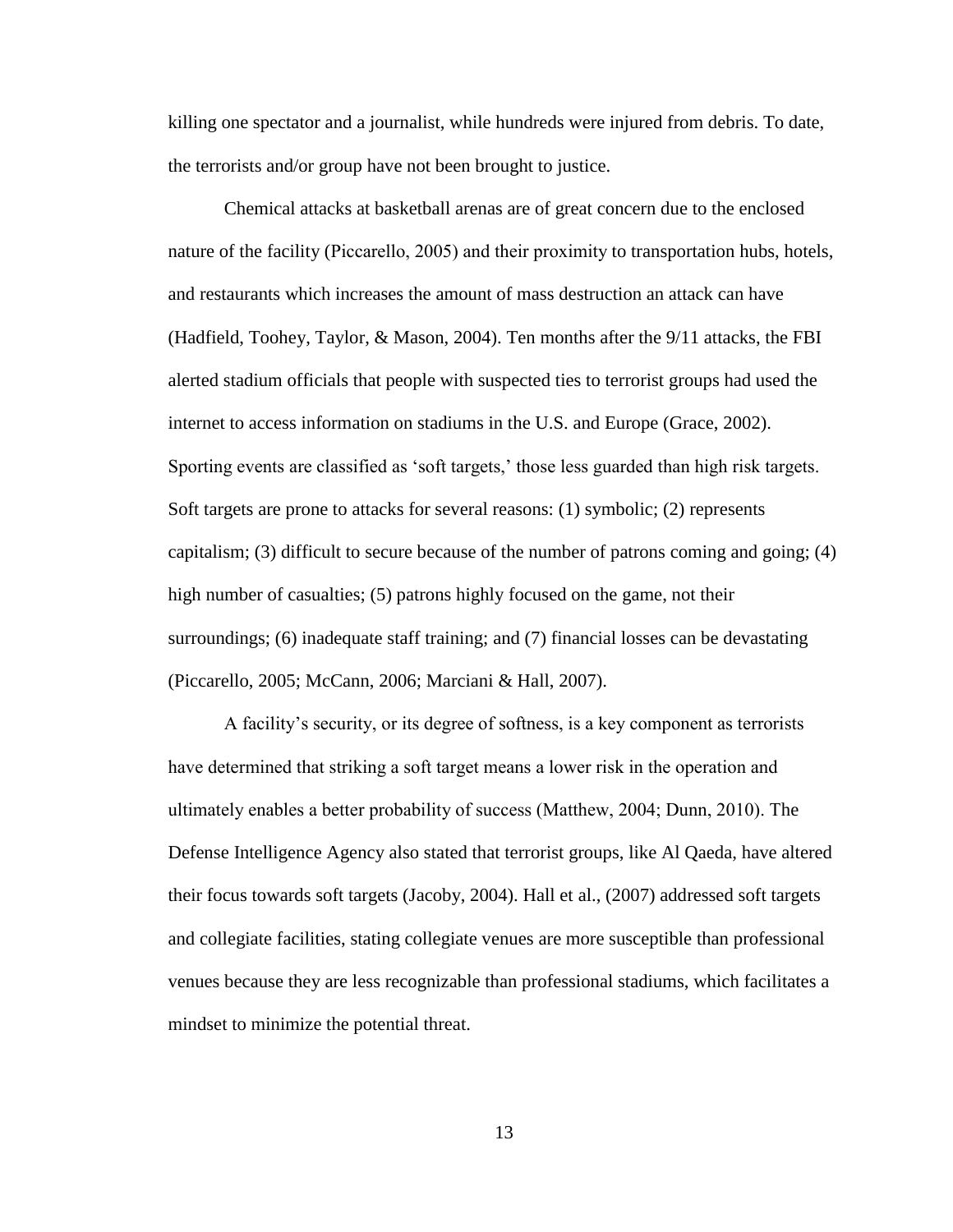killing one spectator and a journalist, while hundreds were injured from debris. To date, the terrorists and/or group have not been brought to justice.

Chemical attacks at basketball arenas are of great concern due to the enclosed nature of the facility (Piccarello, 2005) and their proximity to transportation hubs, hotels, and restaurants which increases the amount of mass destruction an attack can have (Hadfield, Toohey, Taylor, & Mason, 2004). Ten months after the 9/11 attacks, the FBI alerted stadium officials that people with suspected ties to terrorist groups had used the internet to access information on stadiums in the U.S. and Europe (Grace, 2002). Sporting events are classified as 'soft targets,' those less guarded than high risk targets. Soft targets are prone to attacks for several reasons: (1) symbolic; (2) represents capitalism; (3) difficult to secure because of the number of patrons coming and going; (4) high number of casualties; (5) patrons highly focused on the game, not their surroundings; (6) inadequate staff training; and (7) financial losses can be devastating (Piccarello, 2005; McCann, 2006; Marciani & Hall, 2007).

A facility's security, or its degree of softness, is a key component as terrorists have determined that striking a soft target means a lower risk in the operation and ultimately enables a better probability of success (Matthew, 2004; Dunn, 2010). The Defense Intelligence Agency also stated that terrorist groups, like Al Qaeda, have altered their focus towards soft targets (Jacoby, 2004). Hall et al., (2007) addressed soft targets and collegiate facilities, stating collegiate venues are more susceptible than professional venues because they are less recognizable than professional stadiums, which facilitates a mindset to minimize the potential threat.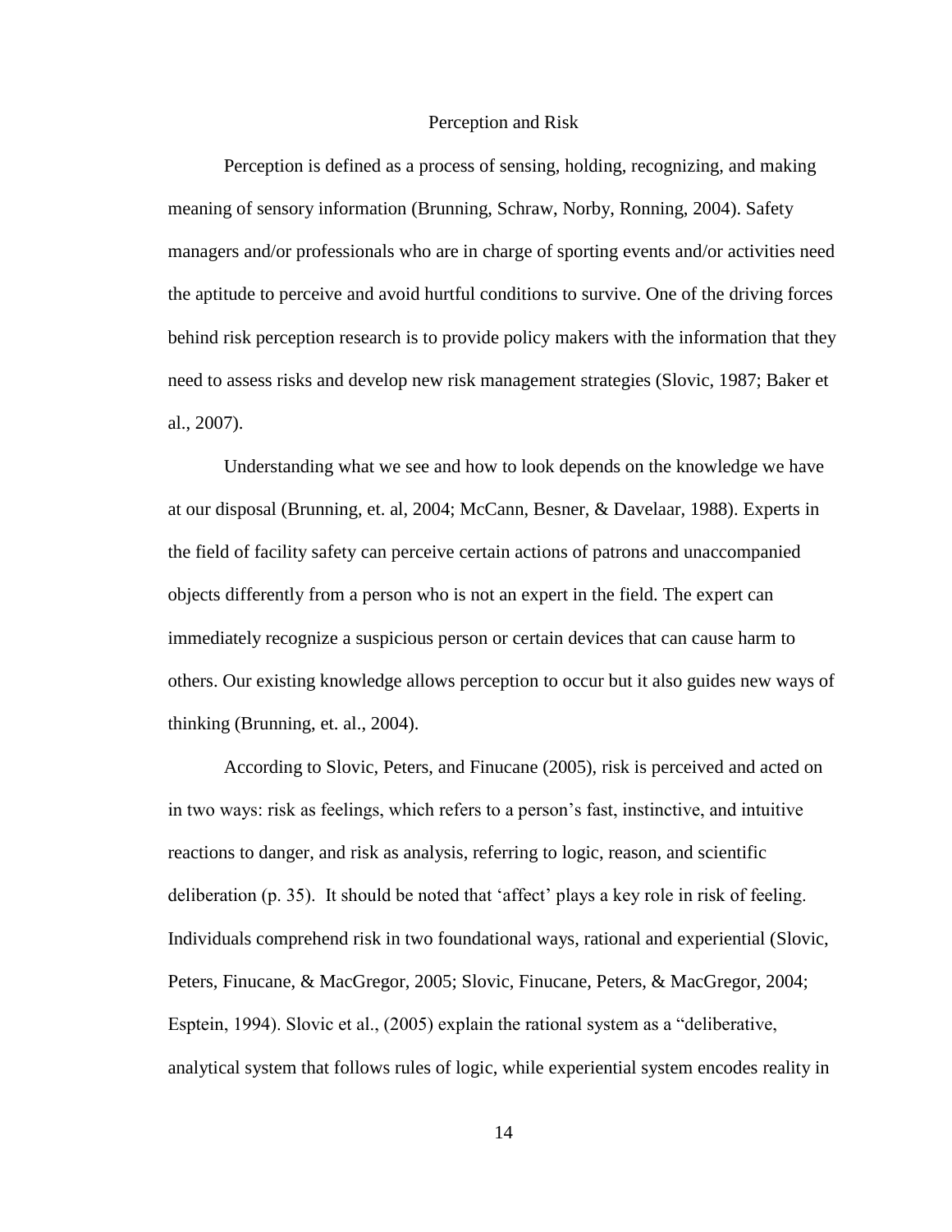## Perception and Risk

Perception is defined as a process of sensing, holding, recognizing, and making meaning of sensory information (Brunning, Schraw, Norby, Ronning, 2004). Safety managers and/or professionals who are in charge of sporting events and/or activities need the aptitude to perceive and avoid hurtful conditions to survive. One of the driving forces behind risk perception research is to provide policy makers with the information that they need to assess risks and develop new risk management strategies (Slovic, 1987; Baker et al., 2007).

Understanding what we see and how to look depends on the knowledge we have at our disposal (Brunning, et. al, 2004; McCann, Besner, & Davelaar, 1988). Experts in the field of facility safety can perceive certain actions of patrons and unaccompanied objects differently from a person who is not an expert in the field. The expert can immediately recognize a suspicious person or certain devices that can cause harm to others. Our existing knowledge allows perception to occur but it also guides new ways of thinking (Brunning, et. al., 2004).

According to Slovic, Peters, and Finucane (2005), risk is perceived and acted on in two ways: risk as feelings, which refers to a person's fast, instinctive, and intuitive reactions to danger, and risk as analysis, referring to logic, reason, and scientific deliberation (p. 35). It should be noted that 'affect' plays a key role in risk of feeling. Individuals comprehend risk in two foundational ways, rational and experiential (Slovic, Peters, Finucane, & MacGregor, 2005; Slovic, Finucane, Peters, & MacGregor, 2004; Esptein, 1994). Slovic et al., (2005) explain the rational system as a "deliberative, analytical system that follows rules of logic, while experiential system encodes reality in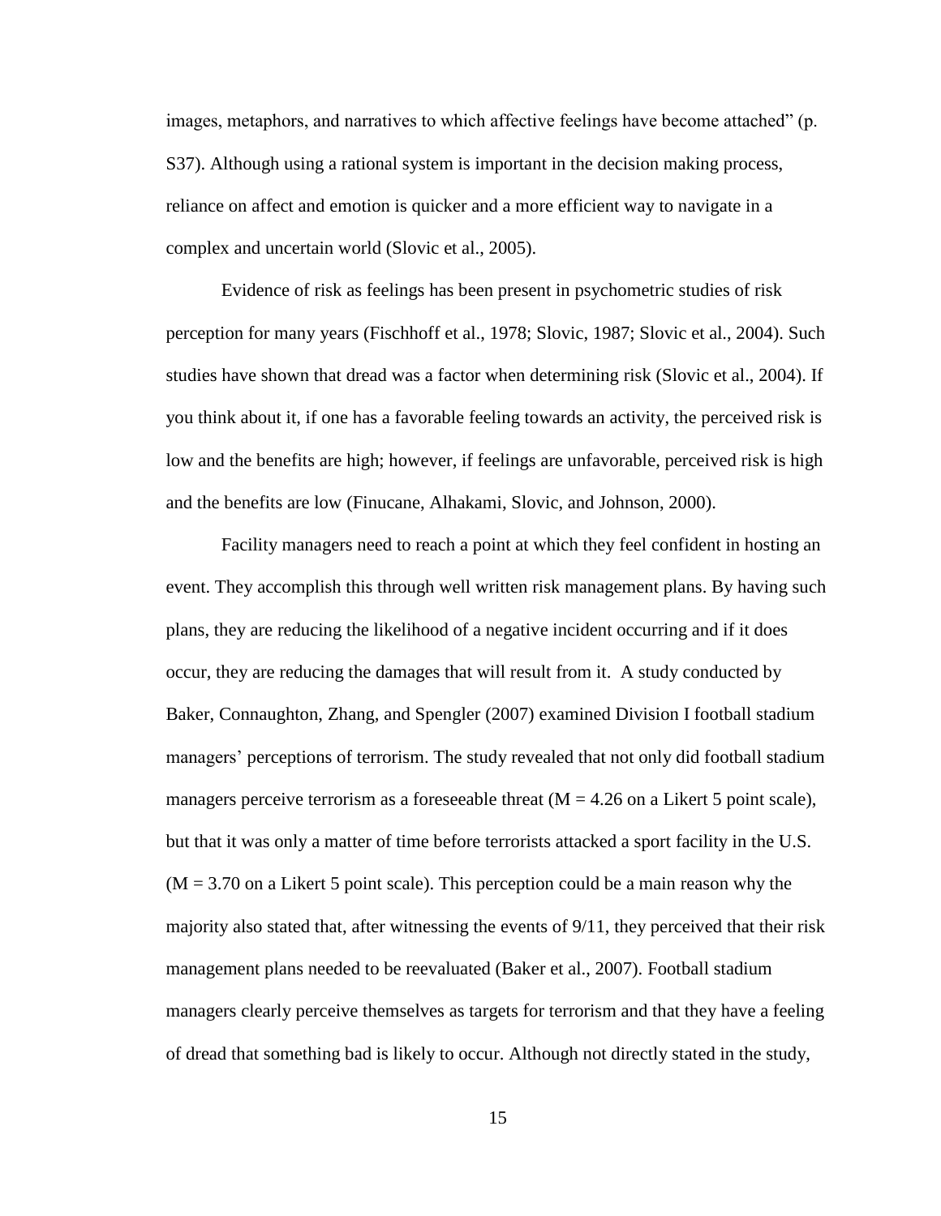images, metaphors, and narratives to which affective feelings have become attached" (p. S37). Although using a rational system is important in the decision making process, reliance on affect and emotion is quicker and a more efficient way to navigate in a complex and uncertain world (Slovic et al., 2005).

Evidence of risk as feelings has been present in psychometric studies of risk perception for many years (Fischhoff et al., 1978; Slovic, 1987; Slovic et al., 2004). Such studies have shown that dread was a factor when determining risk (Slovic et al., 2004). If you think about it, if one has a favorable feeling towards an activity, the perceived risk is low and the benefits are high; however, if feelings are unfavorable, perceived risk is high and the benefits are low (Finucane, Alhakami, Slovic, and Johnson, 2000).

Facility managers need to reach a point at which they feel confident in hosting an event. They accomplish this through well written risk management plans. By having such plans, they are reducing the likelihood of a negative incident occurring and if it does occur, they are reducing the damages that will result from it. A study conducted by Baker, Connaughton, Zhang, and Spengler (2007) examined Division I football stadium managers' perceptions of terrorism. The study revealed that not only did football stadium managers perceive terrorism as a foreseeable threat ($M = 4.26$ on a Likert 5 point scale), but that it was only a matter of time before terrorists attacked a sport facility in the U.S. ($M = 3.70$ on a Likert 5 point scale). This perception could be a main reason why the majority also stated that, after witnessing the events of 9/11, they perceived that their risk management plans needed to be reevaluated (Baker et al., 2007). Football stadium managers clearly perceive themselves as targets for terrorism and that they have a feeling of dread that something bad is likely to occur. Although not directly stated in the study,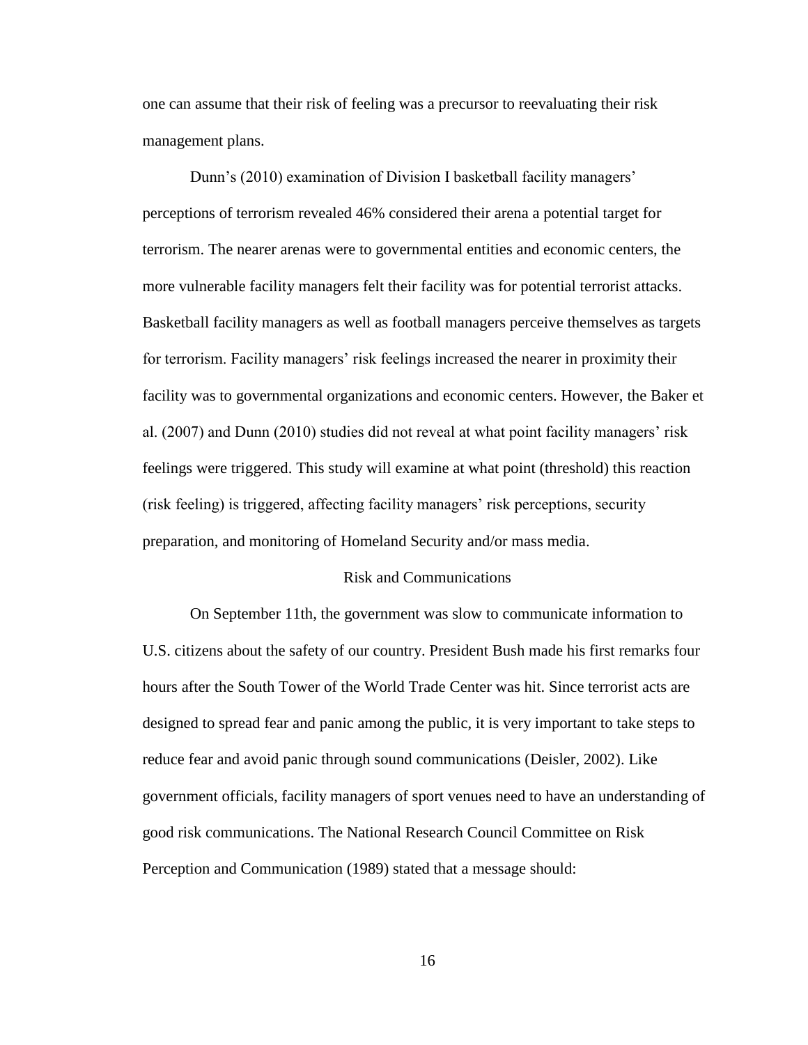one can assume that their risk of feeling was a precursor to reevaluating their risk management plans.

Dunn's (2010) examination of Division I basketball facility managers' perceptions of terrorism revealed 46% considered their arena a potential target for terrorism. The nearer arenas were to governmental entities and economic centers, the more vulnerable facility managers felt their facility was for potential terrorist attacks. Basketball facility managers as well as football managers perceive themselves as targets for terrorism. Facility managers' risk feelings increased the nearer in proximity their facility was to governmental organizations and economic centers. However, the Baker et al. (2007) and Dunn (2010) studies did not reveal at what point facility managers' risk feelings were triggered. This study will examine at what point (threshold) this reaction (risk feeling) is triggered, affecting facility managers' risk perceptions, security preparation, and monitoring of Homeland Security and/or mass media.

## Risk and Communications

On September 11th, the government was slow to communicate information to U.S. citizens about the safety of our country. President Bush made his first remarks four hours after the South Tower of the World Trade Center was hit. Since terrorist acts are designed to spread fear and panic among the public, it is very important to take steps to reduce fear and avoid panic through sound communications (Deisler, 2002). Like government officials, facility managers of sport venues need to have an understanding of good risk communications. The National Research Council Committee on Risk Perception and Communication (1989) stated that a message should: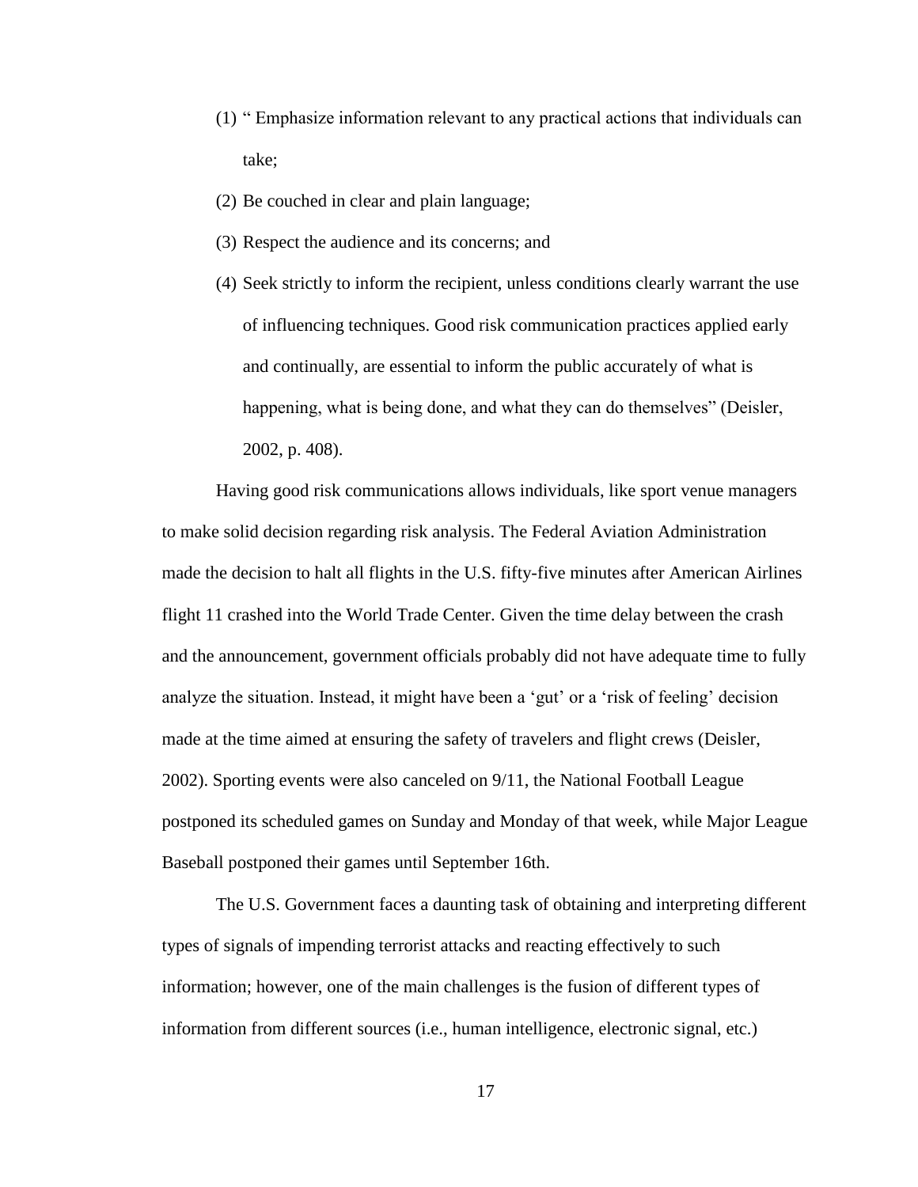(1) " Emphasize information relevant to any practical actions that individuals can take;

(2) Be couched in clear and plain language;

(3) Respect the audience and its concerns; and

(4) Seek strictly to inform the recipient, unless conditions clearly warrant the use of influencing techniques. Good risk communication practices applied early and continually, are essential to inform the public accurately of what is happening, what is being done, and what they can do themselves" (Deisler, 2002, p. 408).

Having good risk communications allows individuals, like sport venue managers to make solid decision regarding risk analysis. The Federal Aviation Administration made the decision to halt all flights in the U.S. fifty-five minutes after American Airlines flight 11 crashed into the World Trade Center. Given the time delay between the crash and the announcement, government officials probably did not have adequate time to fully analyze the situation. Instead, it might have been a 'gut' or a 'risk of feeling' decision made at the time aimed at ensuring the safety of travelers and flight crews (Deisler, 2002). Sporting events were also canceled on 9/11, the National Football League postponed its scheduled games on Sunday and Monday of that week, while Major League Baseball postponed their games until September 16th.

The U.S. Government faces a daunting task of obtaining and interpreting different types of signals of impending terrorist attacks and reacting effectively to such information; however, one of the main challenges is the fusion of different types of information from different sources (i.e., human intelligence, electronic signal, etc.)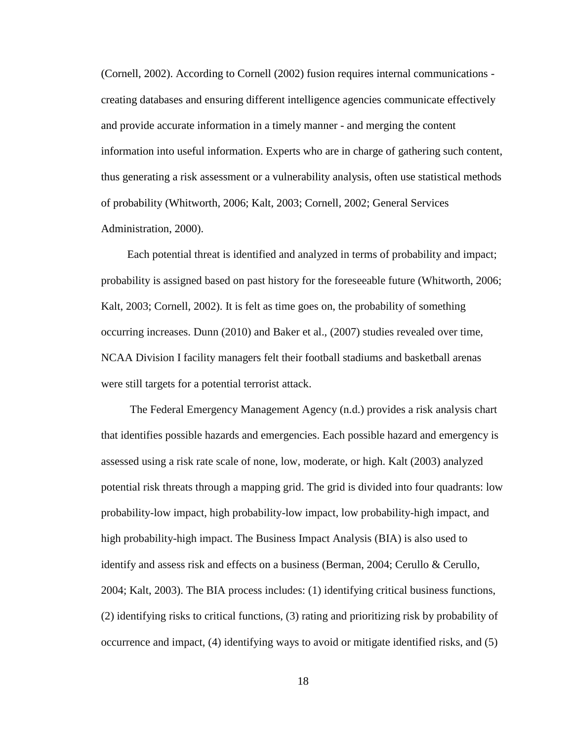(Cornell, 2002). According to Cornell (2002) fusion requires internal communications - creating databases and ensuring different intelligence agencies communicate effectively and provide accurate information in a timely manner - and merging the content information into useful information. Experts who are in charge of gathering such content, thus generating a risk assessment or a vulnerability analysis, often use statistical methods of probability (Whitworth, 2006; Kalt, 2003; Cornell, 2002; General Services Administration, 2000).

Each potential threat is identified and analyzed in terms of probability and impact; probability is assigned based on past history for the foreseeable future (Whitworth, 2006; Kalt, 2003; Cornell, 2002). It is felt as time goes on, the probability of something occurring increases. Dunn (2010) and Baker et al., (2007) studies revealed over time, NCAA Division I facility managers felt their football stadiums and basketball arenas were still targets for a potential terrorist attack.

The Federal Emergency Management Agency (n.d.) provides a risk analysis chart that identifies possible hazards and emergencies. Each possible hazard and emergency is assessed using a risk rate scale of none, low, moderate, or high. Kalt (2003) analyzed potential risk threats through a mapping grid. The grid is divided into four quadrants: low probability-low impact, high probability-low impact, low probability-high impact, and high probability-high impact. The Business Impact Analysis (BIA) is also used to identify and assess risk and effects on a business (Berman, 2004; Cerullo & Cerullo, 2004; Kalt, 2003). The BIA process includes: (1) identifying critical business functions, (2) identifying risks to critical functions, (3) rating and prioritizing risk by probability of occurrence and impact, (4) identifying ways to avoid or mitigate identified risks, and (5)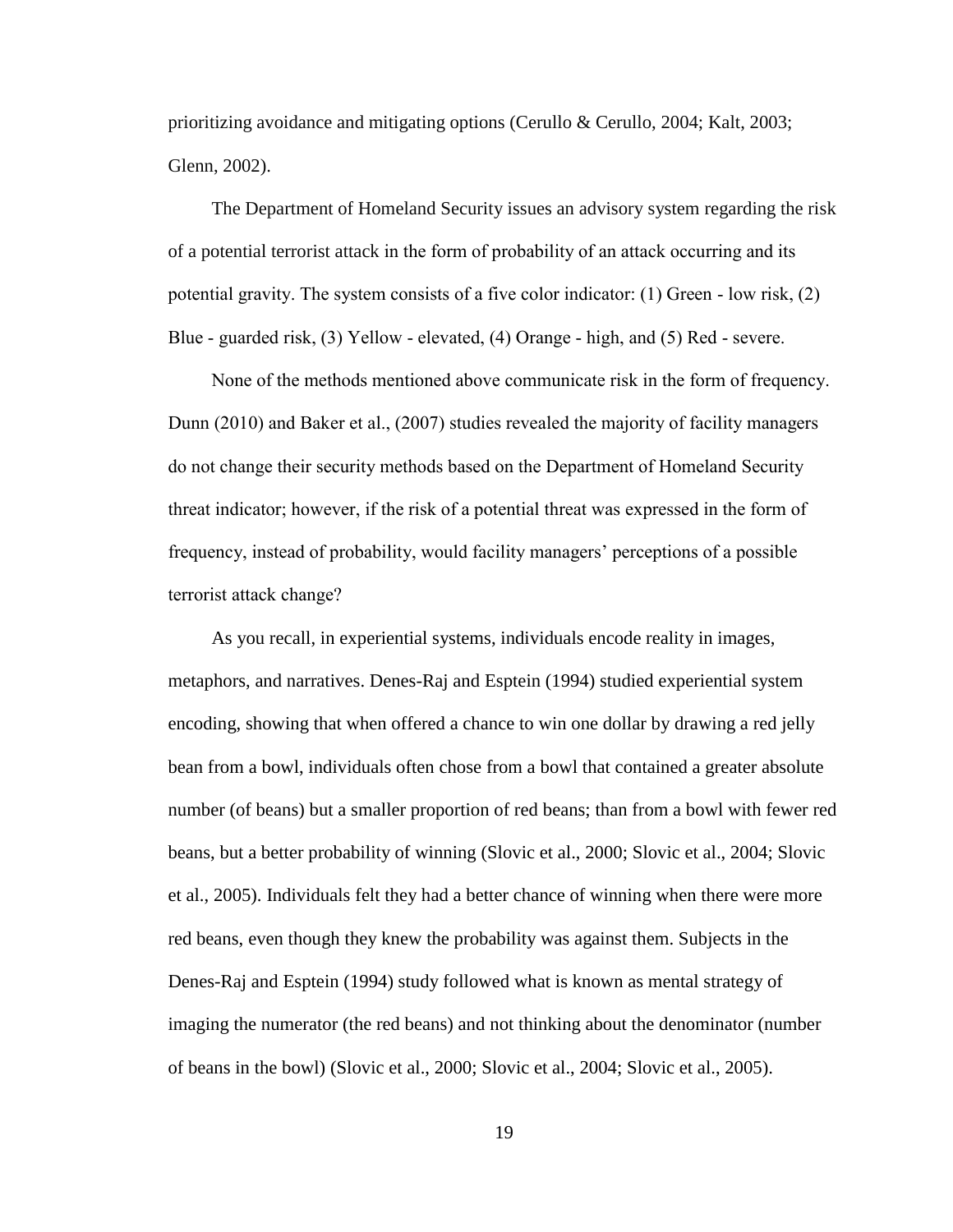prioritizing avoidance and mitigating options (Cerullo & Cerullo, 2004; Kalt, 2003; Glenn, 2002).

The Department of Homeland Security issues an advisory system regarding the risk of a potential terrorist attack in the form of probability of an attack occurring and its potential gravity. The system consists of a five color indicator: (1) Green - low risk, (2) Blue - guarded risk, (3) Yellow - elevated, (4) Orange - high, and (5) Red - severe.

None of the methods mentioned above communicate risk in the form of frequency. Dunn (2010) and Baker et al., (2007) studies revealed the majority of facility managers do not change their security methods based on the Department of Homeland Security threat indicator; however, if the risk of a potential threat was expressed in the form of frequency, instead of probability, would facility managers' perceptions of a possible terrorist attack change?

As you recall, in experiential systems, individuals encode reality in images, metaphors, and narratives. Denes-Raj and Esptein (1994) studied experiential system encoding, showing that when offered a chance to win one dollar by drawing a red jelly bean from a bowl, individuals often chose from a bowl that contained a greater absolute number (of beans) but a smaller proportion of red beans; than from a bowl with fewer red beans, but a better probability of winning (Slovic et al., 2000; Slovic et al., 2004; Slovic et al., 2005). Individuals felt they had a better chance of winning when there were more red beans, even though they knew the probability was against them. Subjects in the Denes-Raj and Esptein (1994) study followed what is known as mental strategy of imaging the numerator (the red beans) and not thinking about the denominator (number of beans in the bowl) (Slovic et al., 2000; Slovic et al., 2004; Slovic et al., 2005).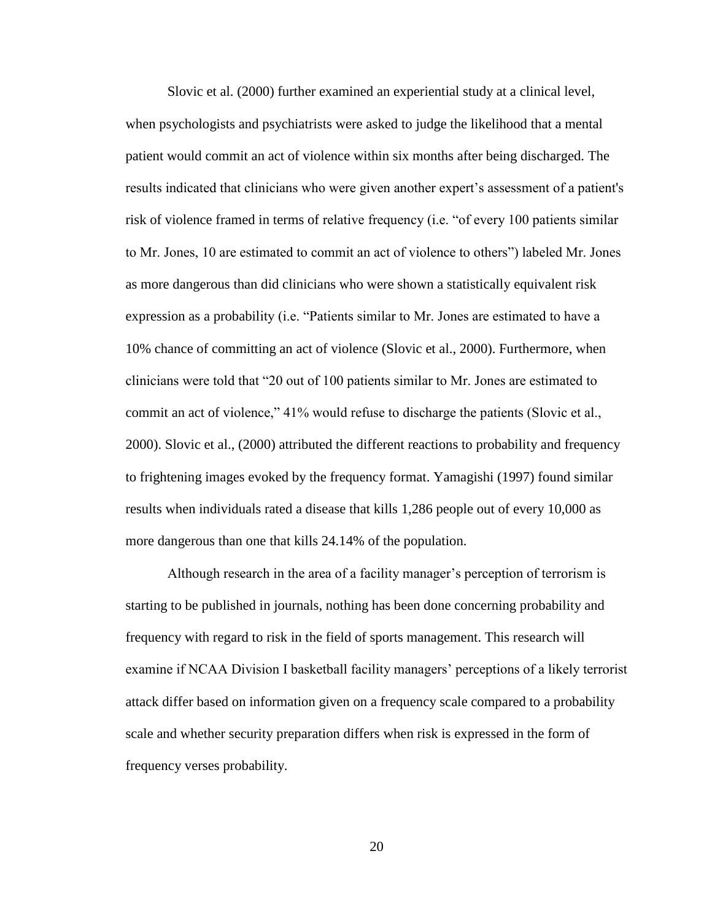Slovic et al. (2000) further examined an experiential study at a clinical level, when psychologists and psychiatrists were asked to judge the likelihood that a mental patient would commit an act of violence within six months after being discharged. The results indicated that clinicians who were given another expert's assessment of a patient's risk of violence framed in terms of relative frequency (i.e. "of every 100 patients similar to Mr. Jones, 10 are estimated to commit an act of violence to others") labeled Mr. Jones as more dangerous than did clinicians who were shown a statistically equivalent risk expression as a probability (i.e. "Patients similar to Mr. Jones are estimated to have a 10% chance of committing an act of violence (Slovic et al., 2000). Furthermore, when clinicians were told that "20 out of 100 patients similar to Mr. Jones are estimated to commit an act of violence," 41% would refuse to discharge the patients (Slovic et al., 2000). Slovic et al., (2000) attributed the different reactions to probability and frequency to frightening images evoked by the frequency format. Yamagishi (1997) found similar results when individuals rated a disease that kills 1,286 people out of every 10,000 as more dangerous than one that kills 24.14% of the population.

Although research in the area of a facility manager's perception of terrorism is starting to be published in journals, nothing has been done concerning probability and frequency with regard to risk in the field of sports management. This research will examine if NCAA Division I basketball facility managers' perceptions of a likely terrorist attack differ based on information given on a frequency scale compared to a probability scale and whether security preparation differs when risk is expressed in the form of frequency verses probability.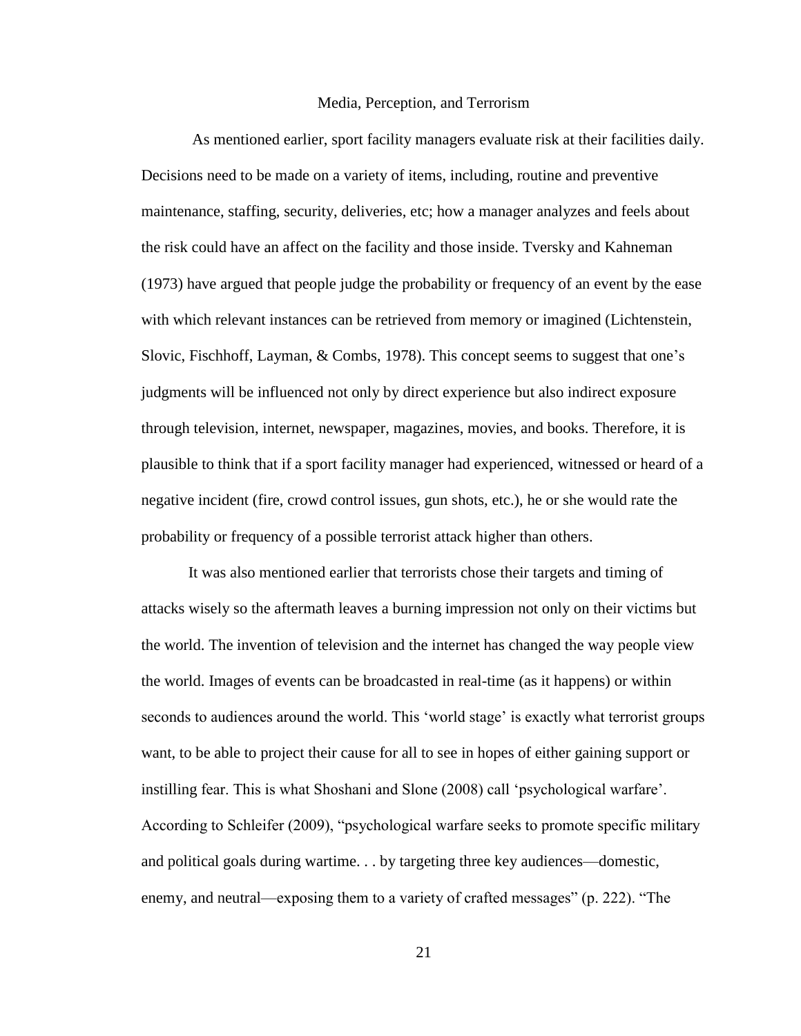## Media, Perception, and Terrorism

As mentioned earlier, sport facility managers evaluate risk at their facilities daily. Decisions need to be made on a variety of items, including, routine and preventive maintenance, staffing, security, deliveries, etc; how a manager analyzes and feels about the risk could have an affect on the facility and those inside. Tversky and Kahneman (1973) have argued that people judge the probability or frequency of an event by the ease with which relevant instances can be retrieved from memory or imagined (Lichtenstein, Slovic, Fischhoff, Layman, & Combs, 1978). This concept seems to suggest that one's judgments will be influenced not only by direct experience but also indirect exposure through television, internet, newspaper, magazines, movies, and books. Therefore, it is plausible to think that if a sport facility manager had experienced, witnessed or heard of a negative incident (fire, crowd control issues, gun shots, etc.), he or she would rate the probability or frequency of a possible terrorist attack higher than others.

It was also mentioned earlier that terrorists chose their targets and timing of attacks wisely so the aftermath leaves a burning impression not only on their victims but the world. The invention of television and the internet has changed the way people view the world. Images of events can be broadcasted in real-time (as it happens) or within seconds to audiences around the world. This 'world stage' is exactly what terrorist groups want, to be able to project their cause for all to see in hopes of either gaining support or instilling fear. This is what Shoshani and Slone (2008) call 'psychological warfare'. According to Schleifer (2009), "psychological warfare seeks to promote specific military and political goals during wartime. . . by targeting three key audiences—domestic, enemy, and neutral—exposing them to a variety of crafted messages" (p. 222). "The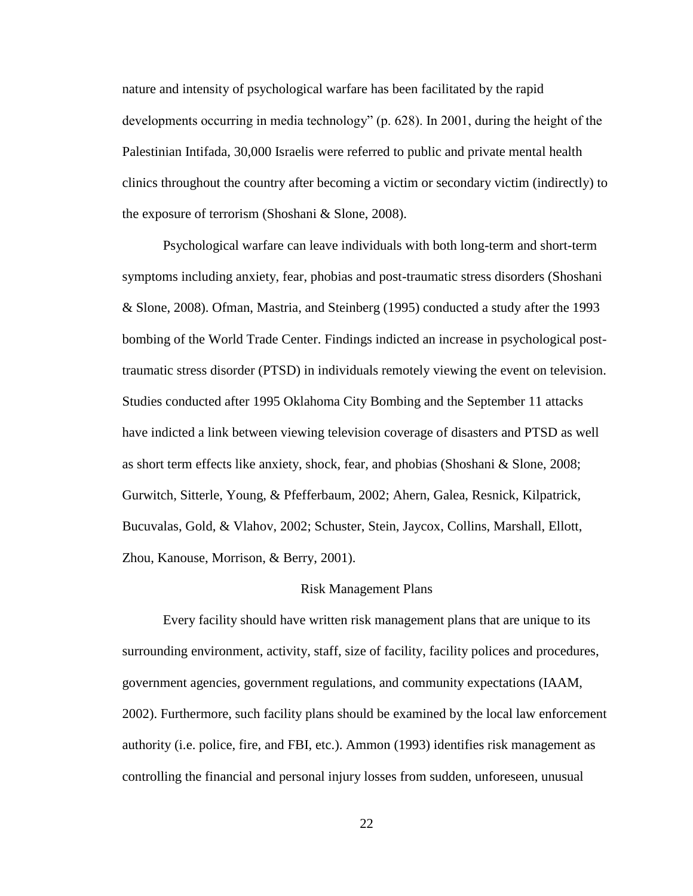nature and intensity of psychological warfare has been facilitated by the rapid developments occurring in media technology" (p. 628). In 2001, during the height of the Palestinian Intifada, 30,000 Israelis were referred to public and private mental health clinics throughout the country after becoming a victim or secondary victim (indirectly) to the exposure of terrorism (Shoshani & Slone, 2008).

Psychological warfare can leave individuals with both long-term and short-term symptoms including anxiety, fear, phobias and post-traumatic stress disorders (Shoshani & Slone, 2008). Ofman, Mastria, and Steinberg (1995) conducted a study after the 1993 bombing of the World Trade Center. Findings indicted an increase in psychological post-traumatic stress disorder (PTSD) in individuals remotely viewing the event on television. Studies conducted after 1995 Oklahoma City Bombing and the September 11 attacks have indicted a link between viewing television coverage of disasters and PTSD as well as short term effects like anxiety, shock, fear, and phobias (Shoshani & Slone, 2008; Gurwitch, Sitterle, Young, & Pfefferbaum, 2002; Ahern, Galea, Resnick, Kilpatrick, Bucuvalas, Gold, & Vlahov, 2002; Schuster, Stein, Jaycox, Collins, Marshall, Ellott, Zhou, Kanouse, Morrison, & Berry, 2001).

## Risk Management Plans

Every facility should have written risk management plans that are unique to its surrounding environment, activity, staff, size of facility, facility polices and procedures, government agencies, government regulations, and community expectations (IAAM, 2002). Furthermore, such facility plans should be examined by the local law enforcement authority (i.e. police, fire, and FBI, etc.). Ammon (1993) identifies risk management as controlling the financial and personal injury losses from sudden, unforeseen, unusual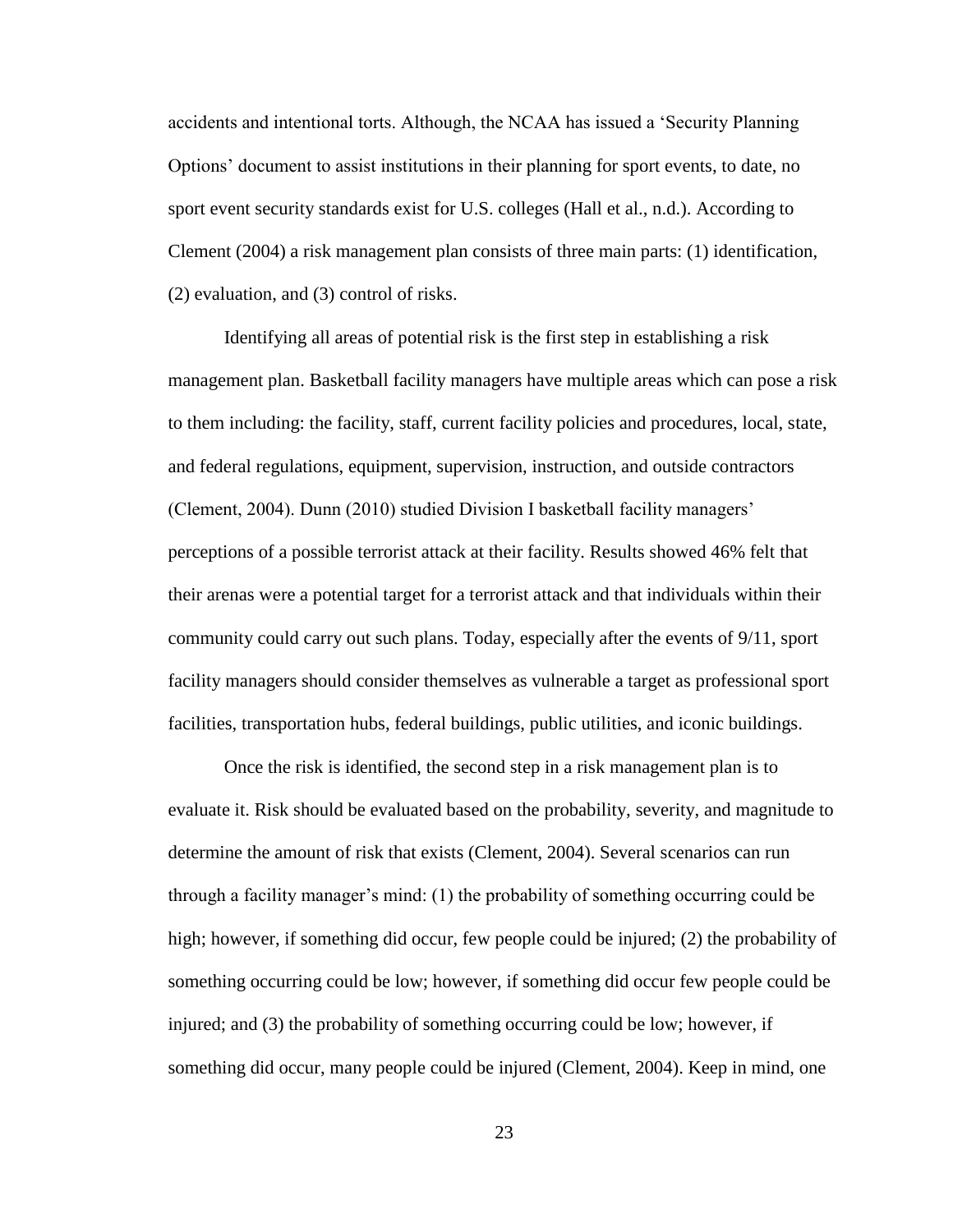accidents and intentional torts. Although, the NCAA has issued a 'Security Planning Options' document to assist institutions in their planning for sport events, to date, no sport event security standards exist for U.S. colleges (Hall et al., n.d.). According to Clement (2004) a risk management plan consists of three main parts: (1) identification, (2) evaluation, and (3) control of risks.

Identifying all areas of potential risk is the first step in establishing a risk management plan. Basketball facility managers have multiple areas which can pose a risk to them including: the facility, staff, current facility policies and procedures, local, state, and federal regulations, equipment, supervision, instruction, and outside contractors (Clement, 2004). Dunn (2010) studied Division I basketball facility managers' perceptions of a possible terrorist attack at their facility. Results showed 46% felt that their arenas were a potential target for a terrorist attack and that individuals within their community could carry out such plans. Today, especially after the events of 9/11, sport facility managers should consider themselves as vulnerable a target as professional sport facilities, transportation hubs, federal buildings, public utilities, and iconic buildings.

Once the risk is identified, the second step in a risk management plan is to evaluate it. Risk should be evaluated based on the probability, severity, and magnitude to determine the amount of risk that exists (Clement, 2004). Several scenarios can run through a facility manager's mind: (1) the probability of something occurring could be high; however, if something did occur, few people could be injured; (2) the probability of something occurring could be low; however, if something did occur few people could be injured; and (3) the probability of something occurring could be low; however, if something did occur, many people could be injured (Clement, 2004). Keep in mind, one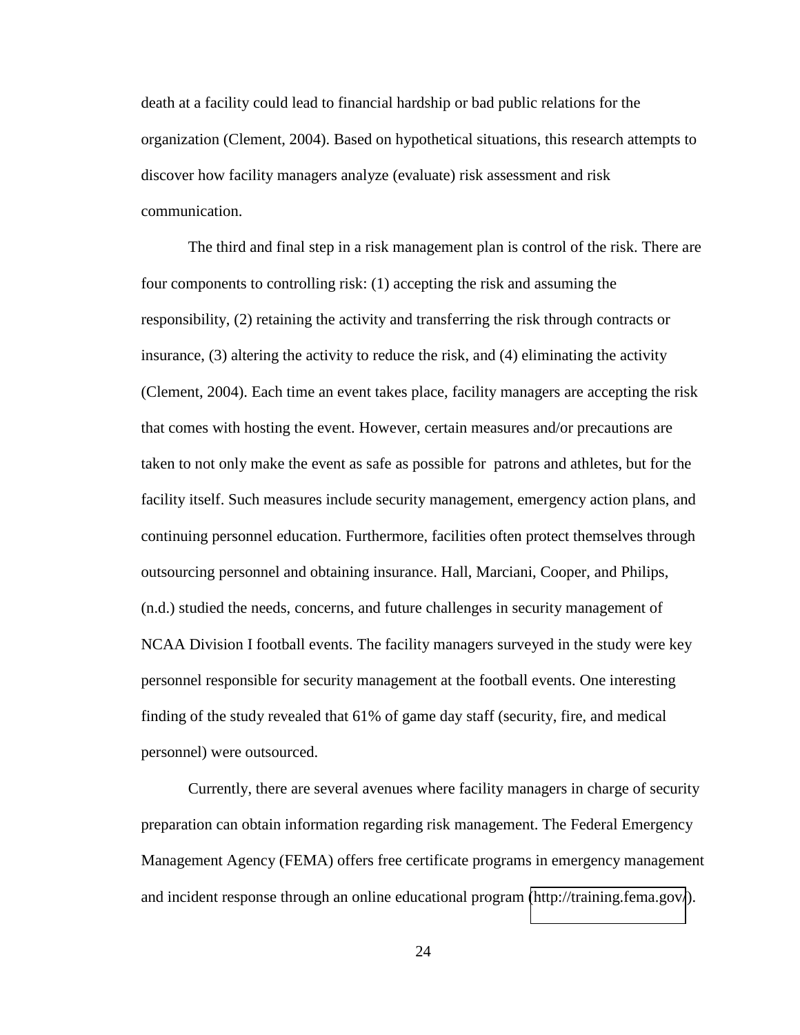death at a facility could lead to financial hardship or bad public relations for the organization (Clement, 2004). Based on hypothetical situations, this research attempts to discover how facility managers analyze (evaluate) risk assessment and risk communication.

The third and final step in a risk management plan is control of the risk. There are four components to controlling risk: (1) accepting the risk and assuming the responsibility, (2) retaining the activity and transferring the risk through contracts or insurance, (3) altering the activity to reduce the risk, and (4) eliminating the activity (Clement, 2004). Each time an event takes place, facility managers are accepting the risk that comes with hosting the event. However, certain measures and/or precautions are taken to not only make the event as safe as possible for patrons and athletes, but for the facility itself. Such measures include security management, emergency action plans, and continuing personnel education. Furthermore, facilities often protect themselves through outsourcing personnel and obtaining insurance. Hall, Marciani, Cooper, and Philips, (n.d.) studied the needs, concerns, and future challenges in security management of NCAA Division I football events. The facility managers surveyed in the study were key personnel responsible for security management at the football events. One interesting finding of the study revealed that 61% of game day staff (security, fire, and medical personnel) were outsourced.

Currently, there are several avenues where facility managers in charge of security preparation can obtain information regarding risk management. The Federal Emergency Management Agency (FEMA) offers free certificate programs in emergency management and incident response through an online educational program (http://training.fema.gov/).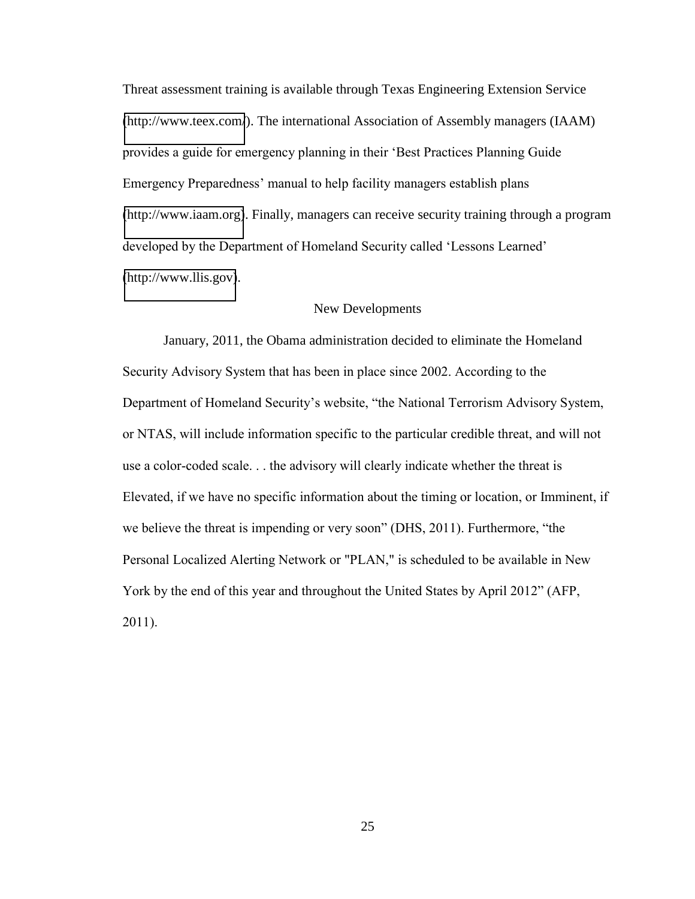Threat assessment training is available through Texas Engineering Extension Service (http://www.teex.com/). The international Association of Assembly managers (IAAM) provides a guide for emergency planning in their 'Best Practices Planning Guide Emergency Preparedness' manual to help facility managers establish plans (http://www.iaam.org). Finally, managers can receive security training through a program developed by the Department of Homeland Security called 'Lessons Learned' (http://www.llis.gov).

## New Developments

January, 2011, the Obama administration decided to eliminate the Homeland Security Advisory System that has been in place since 2002. According to the Department of Homeland Security's website, "the National Terrorism Advisory System, or NTAS, will include information specific to the particular credible threat, and will not use a color-coded scale. . . the advisory will clearly indicate whether the threat is Elevated, if we have no specific information about the timing or location, or Imminent, if we believe the threat is impending or very soon" (DHS, 2011). Furthermore, "the Personal Localized Alerting Network or "PLAN," is scheduled to be available in New York by the end of this year and throughout the United States by April 2012" (AFP, 2011).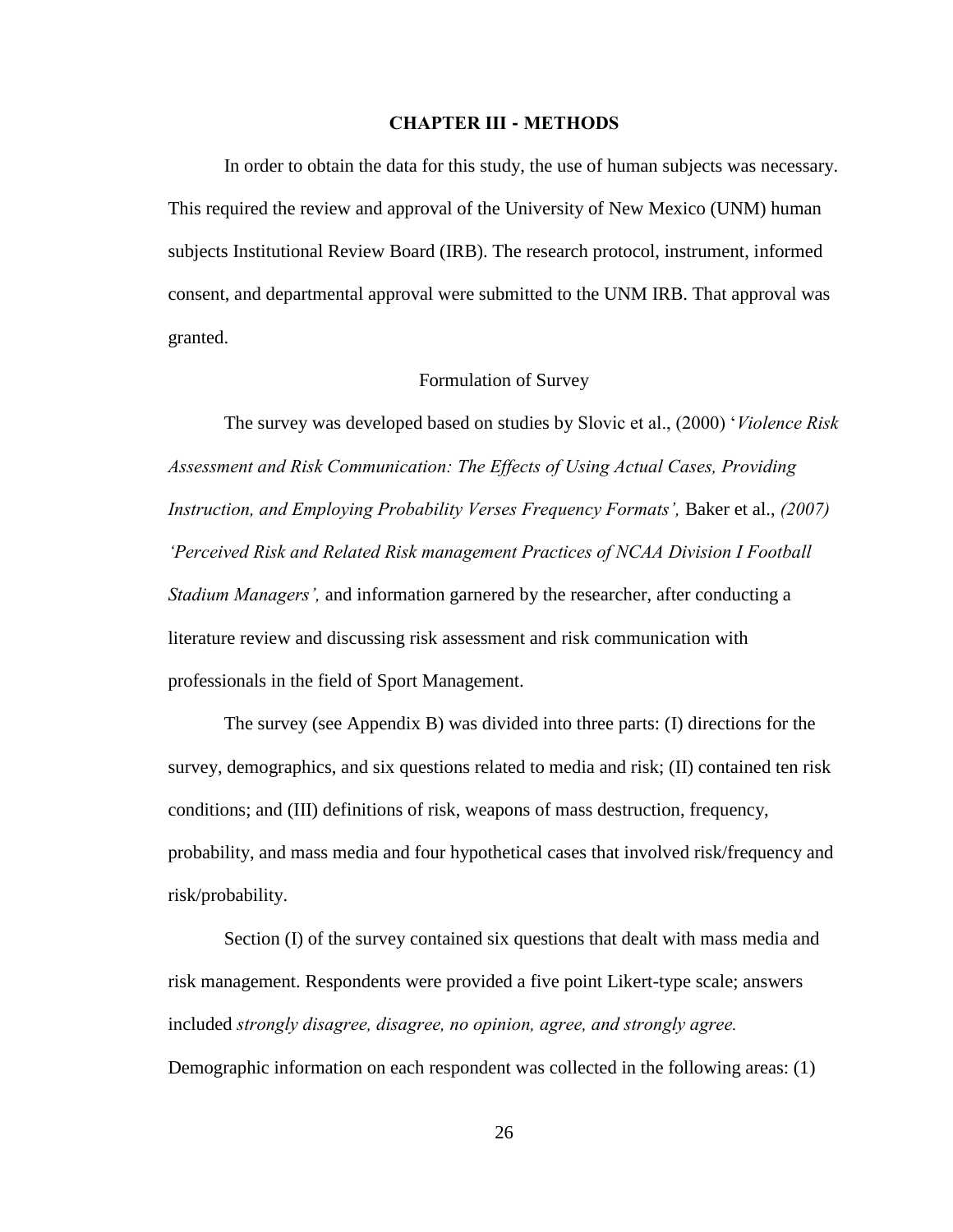# CHAPTER III - METHODS

In order to obtain the data for this study, the use of human subjects was necessary. This required the review and approval of the University of New Mexico (UNM) human subjects Institutional Review Board (IRB). The research protocol, instrument, informed consent, and departmental approval were submitted to the UNM IRB. That approval was granted.

## Formulation of Survey

The survey was developed based on studies by Slovic et al., (2000) '*Violence Risk Assessment and Risk Communication: The Effects of Using Actual Cases, Providing Instruction, and Employing Probability Verses Frequency Formats',* Baker et al., *(2007) 'Perceived Risk and Related Risk management Practices of NCAA Division I Football Stadium Managers',* and information garnered by the researcher, after conducting a literature review and discussing risk assessment and risk communication with professionals in the field of Sport Management.

The survey (see Appendix B) was divided into three parts: (I) directions for the survey, demographics, and six questions related to media and risk; (II) contained ten risk conditions; and (III) definitions of risk, weapons of mass destruction, frequency, probability, and mass media and four hypothetical cases that involved risk/frequency and risk/probability.

Section (I) of the survey contained six questions that dealt with mass media and risk management. Respondents were provided a five point Likert-type scale; answers included *strongly disagree, disagree, no opinion, agree, and strongly agree.* Demographic information on each respondent was collected in the following areas: (1)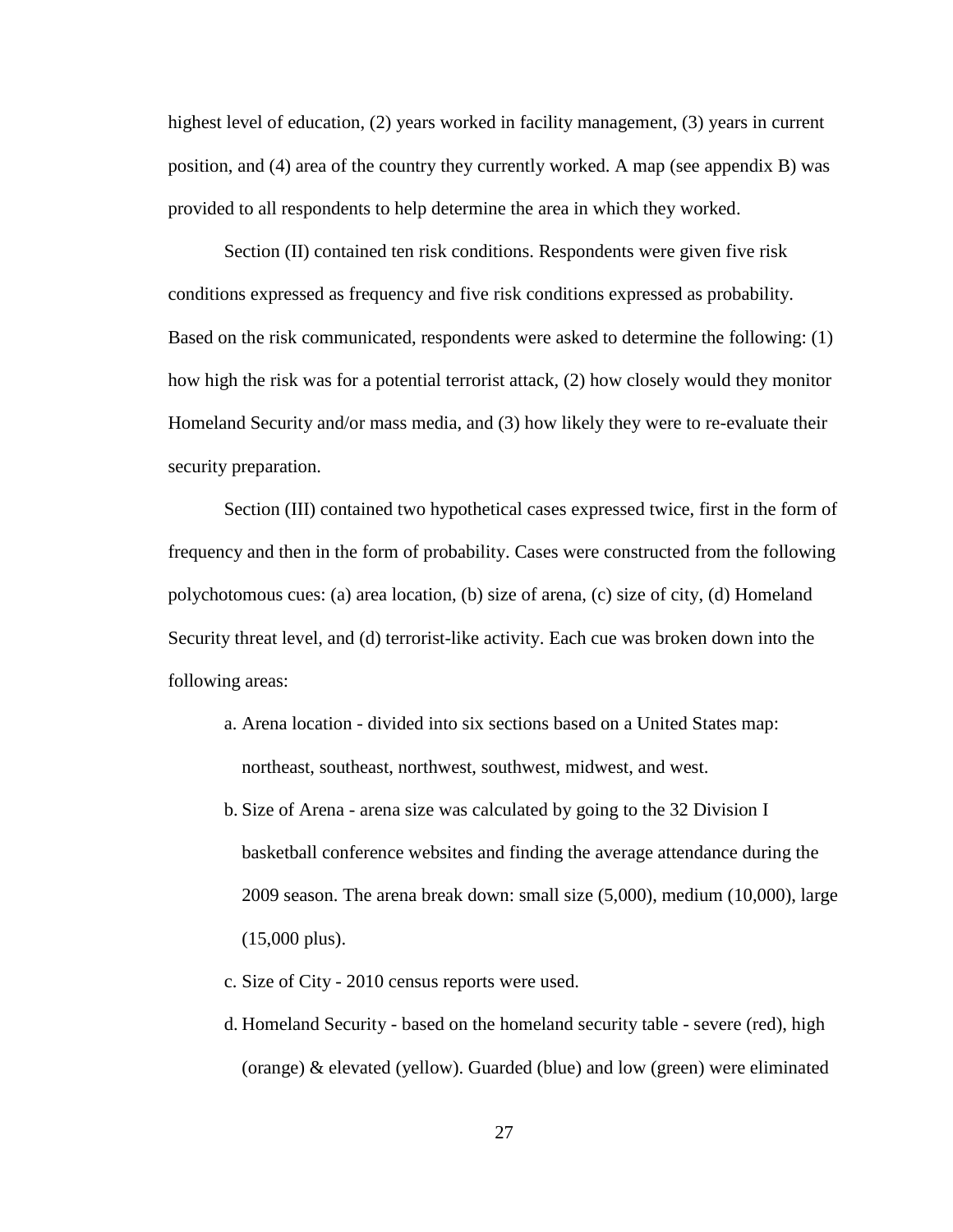highest level of education, (2) years worked in facility management, (3) years in current position, and (4) area of the country they currently worked. A map (see appendix B) was provided to all respondents to help determine the area in which they worked.

Section (II) contained ten risk conditions. Respondents were given five risk conditions expressed as frequency and five risk conditions expressed as probability. Based on the risk communicated, respondents were asked to determine the following: (1) how high the risk was for a potential terrorist attack, (2) how closely would they monitor Homeland Security and/or mass media, and (3) how likely they were to re-evaluate their security preparation.

Section (III) contained two hypothetical cases expressed twice, first in the form of frequency and then in the form of probability. Cases were constructed from the following polychotomous cues: (a) area location, (b) size of arena, (c) size of city, (d) Homeland Security threat level, and (d) terrorist-like activity. Each cue was broken down into the following areas:

a. Arena location - divided into six sections based on a United States map: northeast, southeast, northwest, southwest, midwest, and west.
b. Size of Arena - arena size was calculated by going to the 32 Division I basketball conference websites and finding the average attendance during the 2009 season. The arena break down: small size (5,000), medium (10,000), large (15,000 plus).
c. Size of City - 2010 census reports were used.
d. Homeland Security - based on the homeland security table - severe (red), high (orange) & elevated (yellow). Guarded (blue) and low (green) were eliminated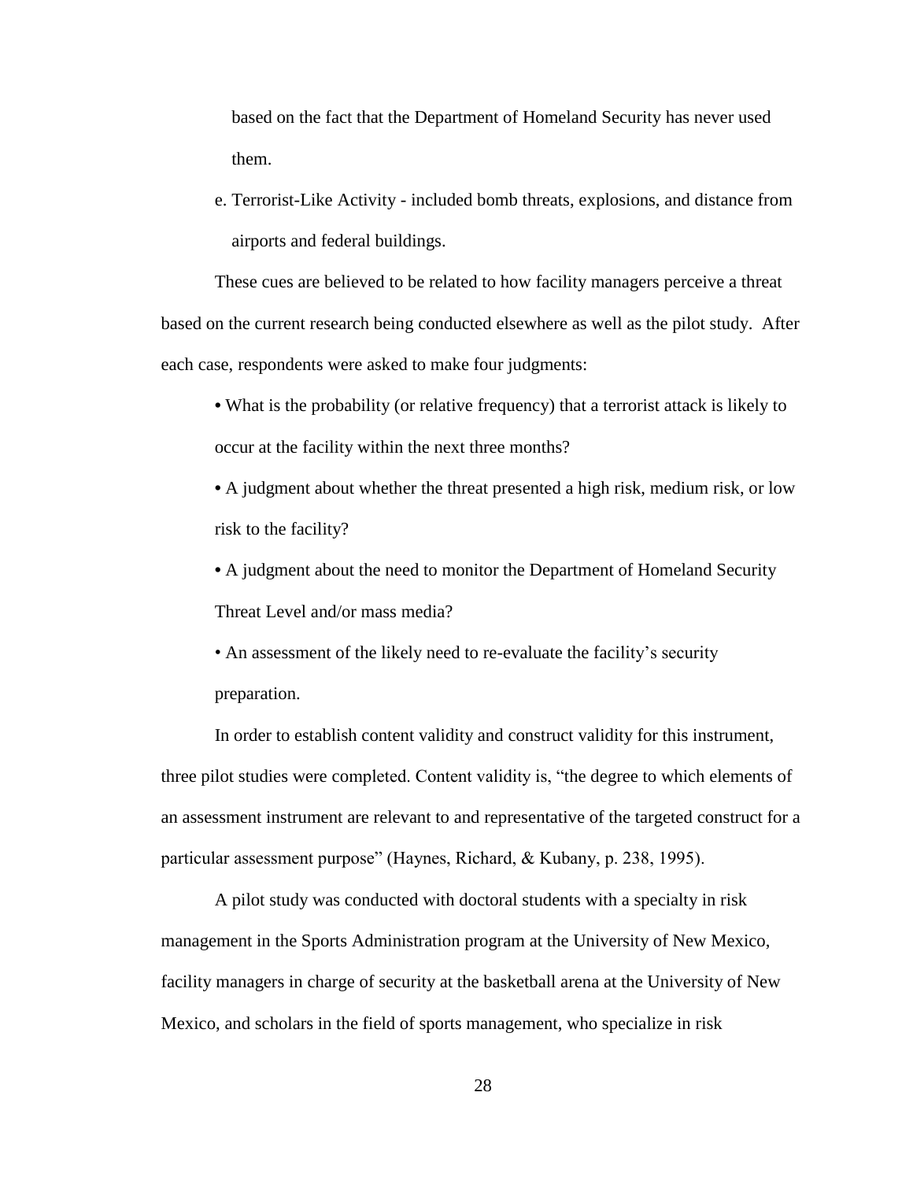based on the fact that the Department of Homeland Security has never used them.

e. Terrorist-Like Activity - included bomb threats, explosions, and distance from airports and federal buildings.

These cues are believed to be related to how facility managers perceive a threat based on the current research being conducted elsewhere as well as the pilot study. After each case, respondents were asked to make four judgments:

- What is the probability (or relative frequency) that a terrorist attack is likely to occur at the facility within the next three months?
- A judgment about whether the threat presented a high risk, medium risk, or low risk to the facility?
- A judgment about the need to monitor the Department of Homeland Security Threat Level and/or mass media?
- An assessment of the likely need to re-evaluate the facility's security preparation.

In order to establish content validity and construct validity for this instrument, three pilot studies were completed. Content validity is, "the degree to which elements of an assessment instrument are relevant to and representative of the targeted construct for a particular assessment purpose" (Haynes, Richard, & Kubany, p. 238, 1995).

A pilot study was conducted with doctoral students with a specialty in risk management in the Sports Administration program at the University of New Mexico, facility managers in charge of security at the basketball arena at the University of New Mexico, and scholars in the field of sports management, who specialize in risk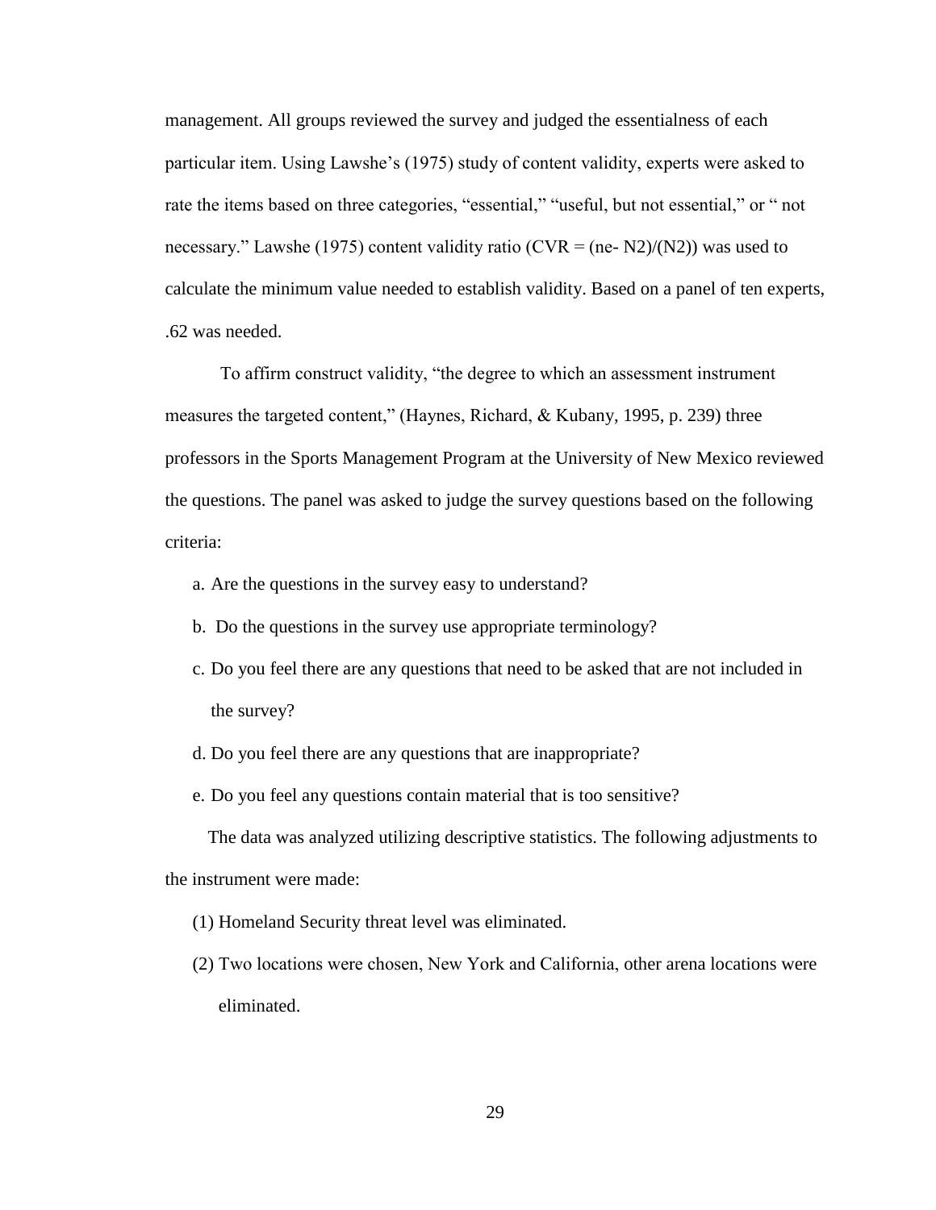management. All groups reviewed the survey and judged the essentialness of each particular item. Using Lawshe's (1975) study of content validity, experts were asked to rate the items based on three categories, "essential," "useful, but not essential," or " not necessary." Lawshe (1975) content validity ratio ($CVR = (ne- N2)/(N2)$) was used to calculate the minimum value needed to establish validity. Based on a panel of ten experts, .62 was needed.

To affirm construct validity, "the degree to which an assessment instrument measures the targeted content," (Haynes, Richard, & Kubany, 1995, p. 239) three professors in the Sports Management Program at the University of New Mexico reviewed the questions. The panel was asked to judge the survey questions based on the following criteria:

a. Are the questions in the survey easy to understand?

b. Do the questions in the survey use appropriate terminology?

c. Do you feel there are any questions that need to be asked that are not included in the survey?

d. Do you feel there are any questions that are inappropriate?

e. Do you feel any questions contain material that is too sensitive?

The data was analyzed utilizing descriptive statistics. The following adjustments to the instrument were made:

(1) Homeland Security threat level was eliminated.

(2) Two locations were chosen, New York and California, other arena locations were eliminated.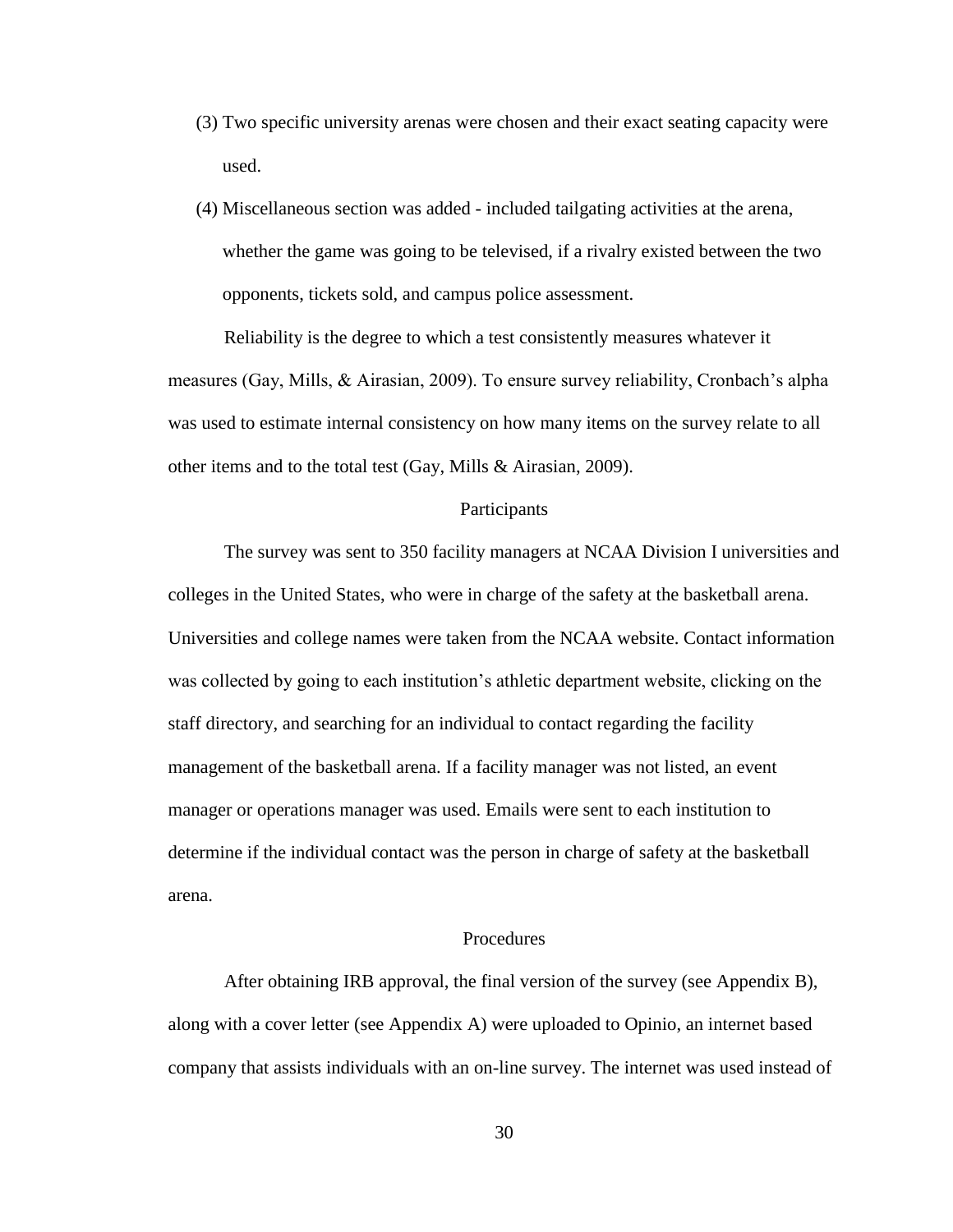(3) Two specific university arenas were chosen and their exact seating capacity were used.

(4) Miscellaneous section was added - included tailgating activities at the arena, whether the game was going to be televised, if a rivalry existed between the two opponents, tickets sold, and campus police assessment.

Reliability is the degree to which a test consistently measures whatever it measures (Gay, Mills, & Airasian, 2009). To ensure survey reliability, Cronbach's alpha was used to estimate internal consistency on how many items on the survey relate to all other items and to the total test (Gay, Mills & Airasian, 2009).

## Participants

The survey was sent to 350 facility managers at NCAA Division I universities and colleges in the United States, who were in charge of the safety at the basketball arena. Universities and college names were taken from the NCAA website. Contact information was collected by going to each institution's athletic department website, clicking on the staff directory, and searching for an individual to contact regarding the facility management of the basketball arena. If a facility manager was not listed, an event manager or operations manager was used. Emails were sent to each institution to determine if the individual contact was the person in charge of safety at the basketball arena.

## Procedures

After obtaining IRB approval, the final version of the survey (see Appendix B), along with a cover letter (see Appendix A) were uploaded to Opinio, an internet based company that assists individuals with an on-line survey. The internet was used instead of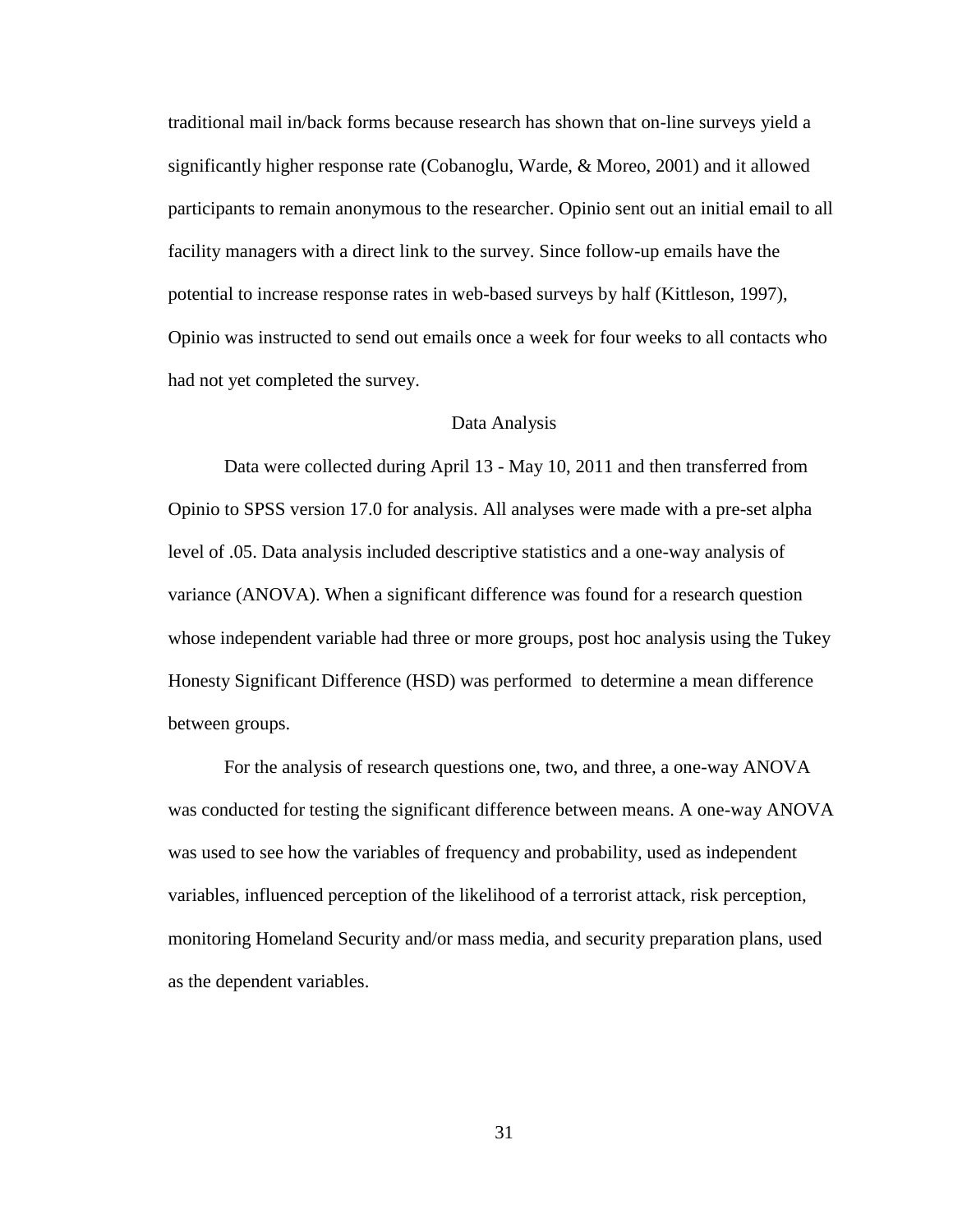traditional mail in/back forms because research has shown that on-line surveys yield a significantly higher response rate (Cobanoglu, Warde, & Moreo, 2001) and it allowed participants to remain anonymous to the researcher. Opinio sent out an initial email to all facility managers with a direct link to the survey. Since follow-up emails have the potential to increase response rates in web-based surveys by half (Kittleson, 1997), Opinio was instructed to send out emails once a week for four weeks to all contacts who had not yet completed the survey.

## Data Analysis

Data were collected during April 13 - May 10, 2011 and then transferred from Opinio to SPSS version 17.0 for analysis. All analyses were made with a pre-set alpha level of .05. Data analysis included descriptive statistics and a one-way analysis of variance (ANOVA). When a significant difference was found for a research question whose independent variable had three or more groups, post hoc analysis using the Tukey Honesty Significant Difference (HSD) was performed to determine a mean difference between groups.

For the analysis of research questions one, two, and three, a one-way ANOVA was conducted for testing the significant difference between means. A one-way ANOVA was used to see how the variables of frequency and probability, used as independent variables, influenced perception of the likelihood of a terrorist attack, risk perception, monitoring Homeland Security and/or mass media, and security preparation plans, used as the dependent variables.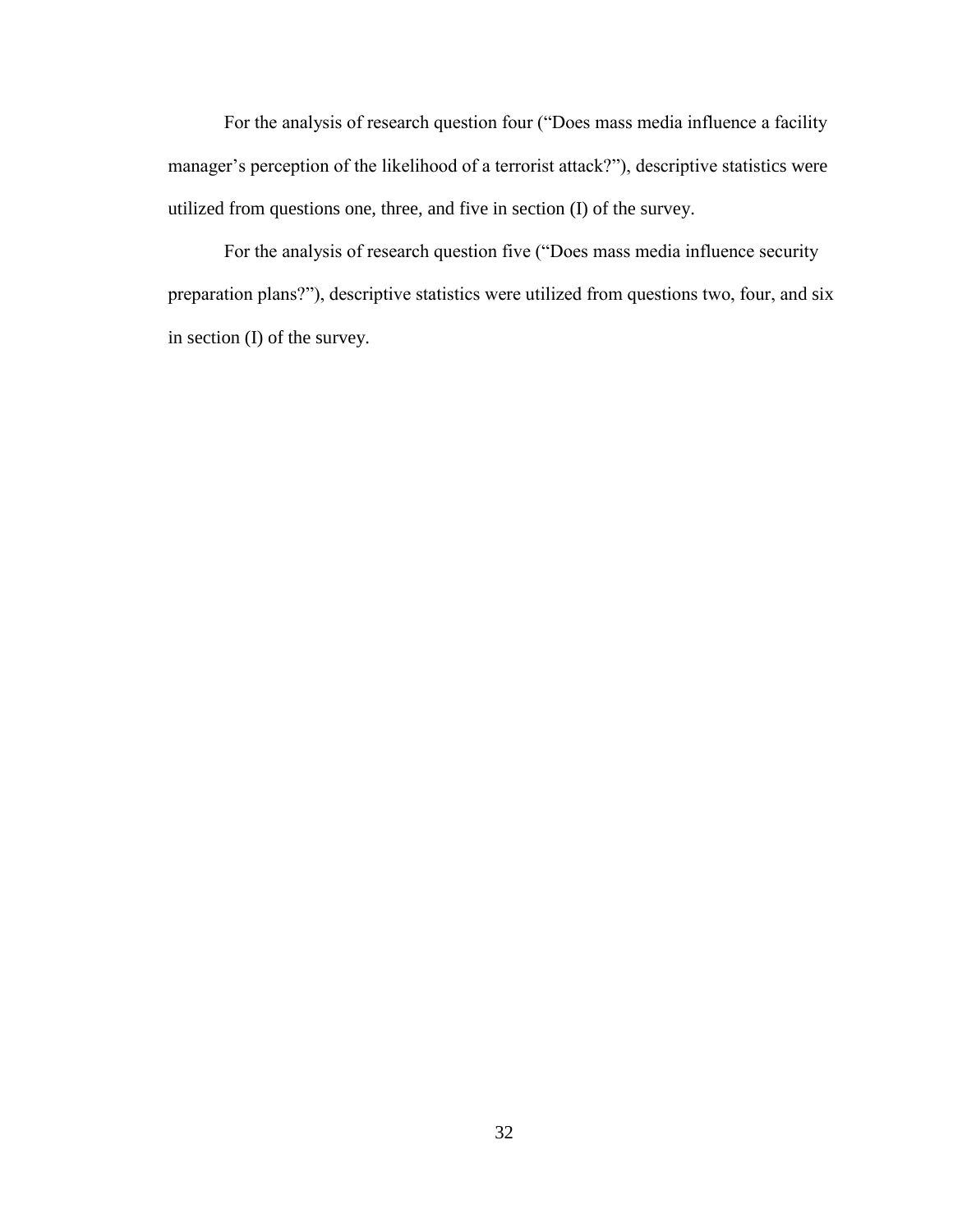For the analysis of research question four ("Does mass media influence a facility manager's perception of the likelihood of a terrorist attack?"), descriptive statistics were utilized from questions one, three, and five in section (I) of the survey.

For the analysis of research question five ("Does mass media influence security preparation plans?"), descriptive statistics were utilized from questions two, four, and six in section (I) of the survey.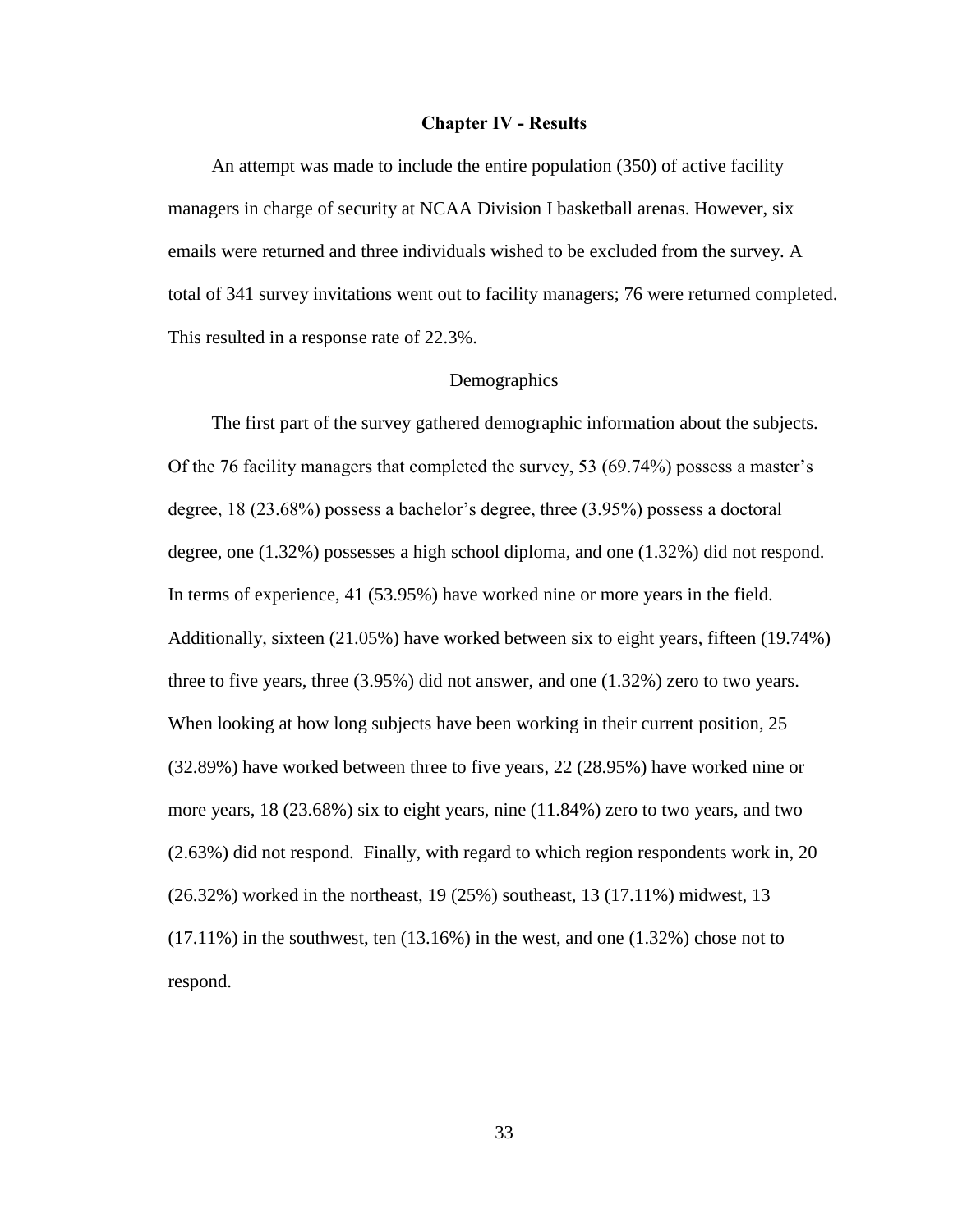# Chapter IV - Results

An attempt was made to include the entire population (350) of active facility managers in charge of security at NCAA Division I basketball arenas. However, six emails were returned and three individuals wished to be excluded from the survey. A total of 341 survey invitations went out to facility managers; 76 were returned completed. This resulted in a response rate of 22.3%.

## Demographics

The first part of the survey gathered demographic information about the subjects. Of the 76 facility managers that completed the survey, 53 (69.74%) possess a master's degree, 18 (23.68%) possess a bachelor's degree, three (3.95%) possess a doctoral degree, one (1.32%) possesses a high school diploma, and one (1.32%) did not respond. In terms of experience, 41 (53.95%) have worked nine or more years in the field. Additionally, sixteen (21.05%) have worked between six to eight years, fifteen (19.74%) three to five years, three (3.95%) did not answer, and one (1.32%) zero to two years. When looking at how long subjects have been working in their current position, 25 (32.89%) have worked between three to five years, 22 (28.95%) have worked nine or more years, 18 (23.68%) six to eight years, nine (11.84%) zero to two years, and two (2.63%) did not respond. Finally, with regard to which region respondents work in, 20 (26.32%) worked in the northeast, 19 (25%) southeast, 13 (17.11%) midwest, 13 (17.11%) in the southwest, ten (13.16%) in the west, and one (1.32%) chose not to respond.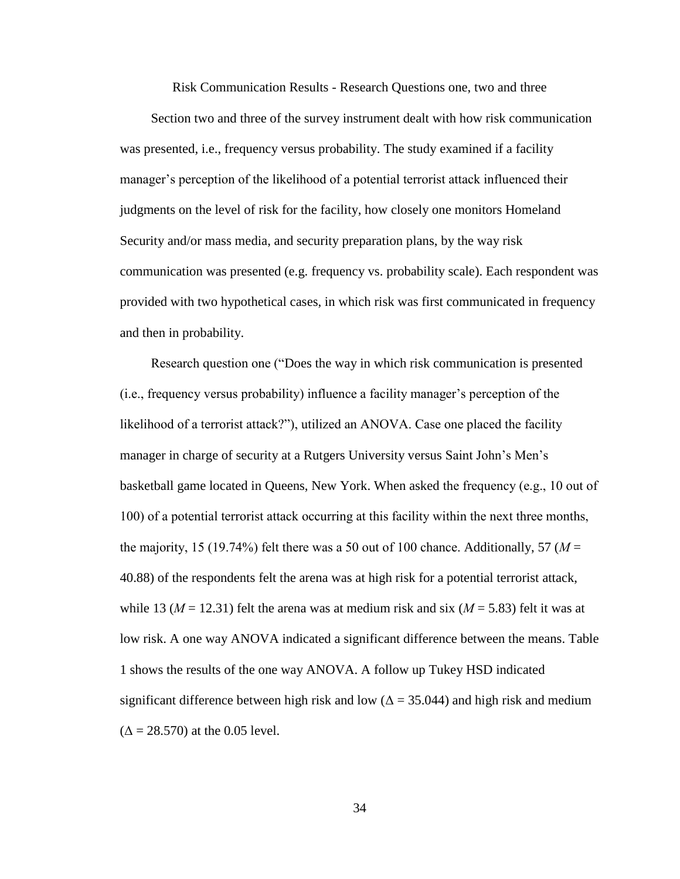## Risk Communication Results - Research Questions one, two and three

Section two and three of the survey instrument dealt with how risk communication was presented, i.e., frequency versus probability. The study examined if a facility manager's perception of the likelihood of a potential terrorist attack influenced their judgments on the level of risk for the facility, how closely one monitors Homeland Security and/or mass media, and security preparation plans, by the way risk communication was presented (e.g. frequency vs. probability scale). Each respondent was provided with two hypothetical cases, in which risk was first communicated in frequency and then in probability.

Research question one ("Does the way in which risk communication is presented (i.e., frequency versus probability) influence a facility manager's perception of the likelihood of a terrorist attack?"), utilized an ANOVA. Case one placed the facility manager in charge of security at a Rutgers University versus Saint John's Men's basketball game located in Queens, New York. When asked the frequency (e.g., 10 out of 100) of a potential terrorist attack occurring at this facility within the next three months, the majority, 15 (19.74%) felt there was a 50 out of 100 chance. Additionally, 57 ($M$ = 40.88) of the respondents felt the arena was at high risk for a potential terrorist attack, while 13 ($M$ = 12.31) felt the arena was at medium risk and six ($M$ = 5.83) felt it was at low risk. A one way ANOVA indicated a significant difference between the means. Table 1 shows the results of the one way ANOVA. A follow up Tukey HSD indicated significant difference between high risk and low ($\Delta$ = 35.044) and high risk and medium ($\Delta$ = 28.570) at the 0.05 level.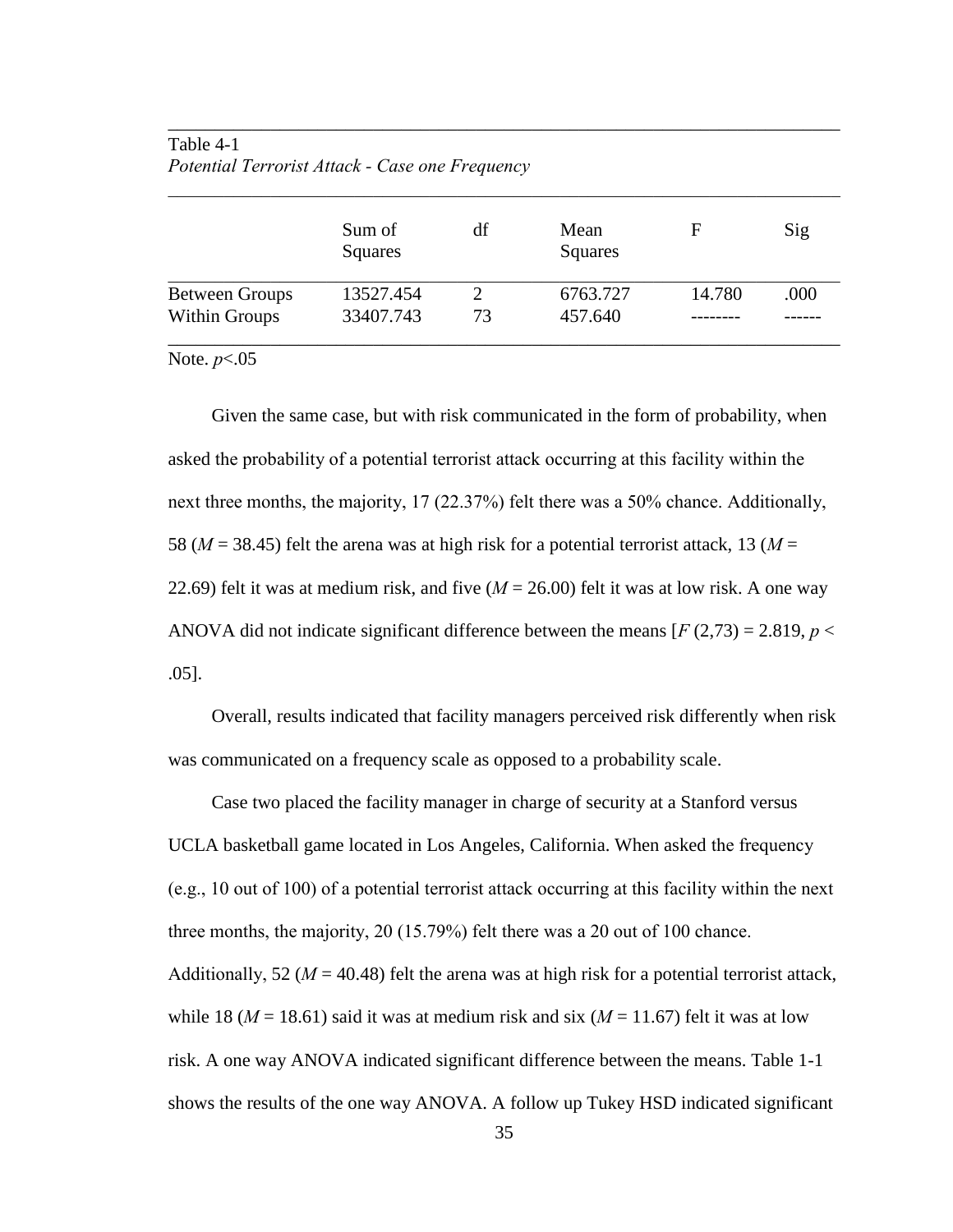Table 4-1

*Potential Terrorist Attack - Case one Frequency*

| | Sum of Squares | df | Mean Squares | F | Sig |
|---|---|---|---|---|---|
| Between Groups | 13527.454 | 2 | 6763.727 | 14.780 | .000 |
| Within Groups | 33407.743 | 73 | 457.640 | -------- | ------ |

Note. $p < .05$

Given the same case, but with risk communicated in the form of probability, when asked the probability of a potential terrorist attack occurring at this facility within the next three months, the majority, 17 (22.37%) felt there was a 50% chance. Additionally, 58 ($M = 38.45$) felt the arena was at high risk for a potential terrorist attack, 13 ($M = 22.69$) felt it was at medium risk, and five ($M = 26.00$) felt it was at low risk. A one way ANOVA did not indicate significant difference between the means [$F\,(2,73) = 2.819$, $p < .05$].

Overall, results indicated that facility managers perceived risk differently when risk was communicated on a frequency scale as opposed to a probability scale.

Case two placed the facility manager in charge of security at a Stanford versus UCLA basketball game located in Los Angeles, California. When asked the frequency (e.g., 10 out of 100) of a potential terrorist attack occurring at this facility within the next three months, the majority, 20 (15.79%) felt there was a 20 out of 100 chance. Additionally, 52 ($M = 40.48$) felt the arena was at high risk for a potential terrorist attack, while 18 ($M = 18.61$) said it was at medium risk and six ($M = 11.67$) felt it was at low risk. A one way ANOVA indicated significant difference between the means. Table 1-1 shows the results of the one way ANOVA. A follow up Tukey HSD indicated significant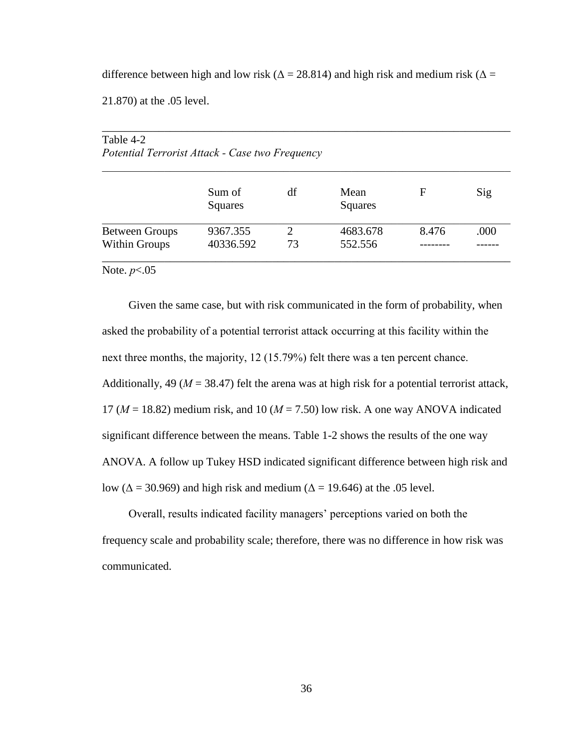difference between high and low risk (Δ = 28.814) and high risk and medium risk (Δ = 21.870) at the .05 level.

Table 4-2
*Potential Terrorist Attack - Case two Frequency*

| | Sum of Squares | df | Mean Squares | F | Sig |
|---|---|---|---|---|---|
| Between Groups | 9367.355 | 2 | 4683.678 | 8.476 | .000 |
| Within Groups | 40336.592 | 73 | 552.556 | -------- | ------ |

Note. $p$<.05

Given the same case, but with risk communicated in the form of probability, when asked the probability of a potential terrorist attack occurring at this facility within the next three months, the majority, 12 (15.79%) felt there was a ten percent chance. Additionally, 49 ($M$ = 38.47) felt the arena was at high risk for a potential terrorist attack, 17 ($M$ = 18.82) medium risk, and 10 ($M$ = 7.50) low risk. A one way ANOVA indicated significant difference between the means. Table 1-2 shows the results of the one way ANOVA. A follow up Tukey HSD indicated significant difference between high risk and low (Δ = 30.969) and high risk and medium (Δ = 19.646) at the .05 level.

Overall, results indicated facility managers' perceptions varied on both the frequency scale and probability scale; therefore, there was no difference in how risk was communicated.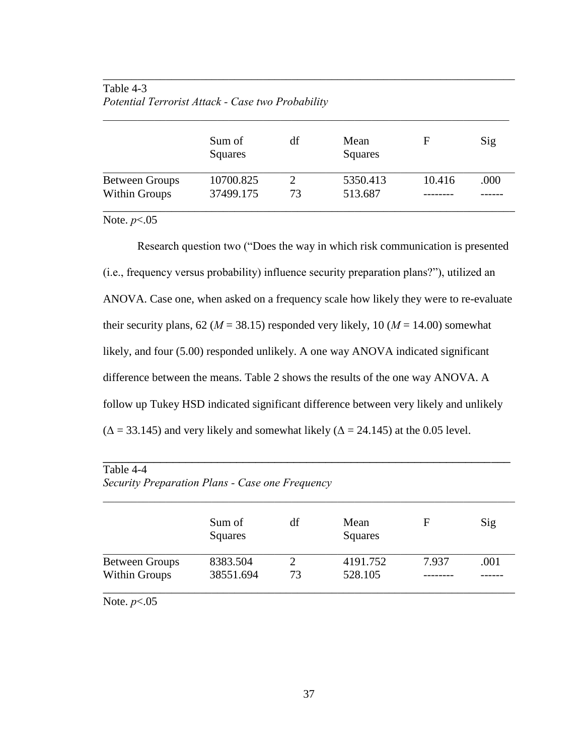Table 4-3
*Potential Terrorist Attack - Case two Probability*

| | Sum of Squares | df | Mean Squares | F | Sig |
|---|---|---|---|---|---|
| Between Groups | 10700.825 | 2 | 5350.413 | 10.416 | .000 |
| Within Groups | 37499.175 | 73 | 513.687 | -------- | ------ |

Note. $p<.05$

Research question two ("Does the way in which risk communication is presented (i.e., frequency versus probability) influence security preparation plans?"), utilized an ANOVA. Case one, when asked on a frequency scale how likely they were to re-evaluate their security plans, 62 ($M = 38.15$) responded very likely, 10 ($M = 14.00$) somewhat likely, and four (5.00) responded unlikely. A one way ANOVA indicated significant difference between the means. Table 2 shows the results of the one way ANOVA. A follow up Tukey HSD indicated significant difference between very likely and unlikely ($\Delta = 33.145$) and very likely and somewhat likely ($\Delta = 24.145$) at the 0.05 level.

Table 4-4
*Security Preparation Plans - Case one Frequency*

| | Sum of Squares | df | Mean Squares | F | Sig |
|---|---|---|---|---|---|
| Between Groups | 8383.504 | 2 | 4191.752 | 7.937 | .001 |
| Within Groups | 38551.694 | 73 | 528.105 | -------- | ------ |

Note. $p<.05$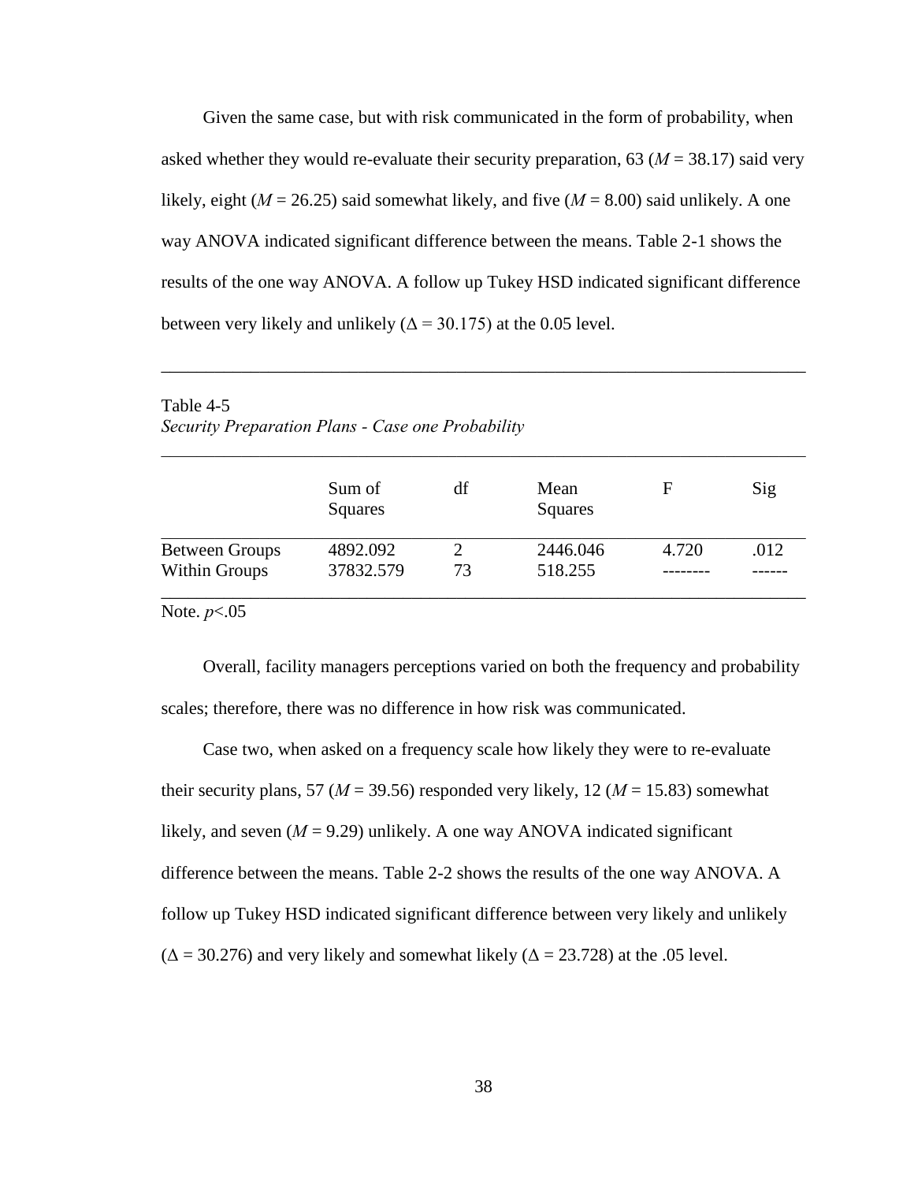Given the same case, but with risk communicated in the form of probability, when asked whether they would re-evaluate their security preparation, 63 (*M* = 38.17) said very likely, eight (*M* = 26.25) said somewhat likely, and five (*M* = 8.00) said unlikely. A one way ANOVA indicated significant difference between the means. Table 2-1 shows the results of the one way ANOVA. A follow up Tukey HSD indicated significant difference between very likely and unlikely ($\Delta$ = 30.175) at the 0.05 level.

Table 4-5
*Security Preparation Plans - Case one Probability*

| | Sum of Squares | df | Mean Squares | F | Sig |
|---|---|---|---|---|---|
| Between Groups | 4892.092 | 2 | 2446.046 | 4.720 | .012 |
| Within Groups | 37832.579 | 73 | 518.255 | -------- | ------ |

Note. $p$<.05

Overall, facility managers perceptions varied on both the frequency and probability scales; therefore, there was no difference in how risk was communicated.

Case two, when asked on a frequency scale how likely they were to re-evaluate their security plans, 57 (*M* = 39.56) responded very likely, 12 (*M* = 15.83) somewhat likely, and seven (*M* = 9.29) unlikely. A one way ANOVA indicated significant difference between the means. Table 2-2 shows the results of the one way ANOVA. A follow up Tukey HSD indicated significant difference between very likely and unlikely ($\Delta$ = 30.276) and very likely and somewhat likely ($\Delta$ = 23.728) at the .05 level.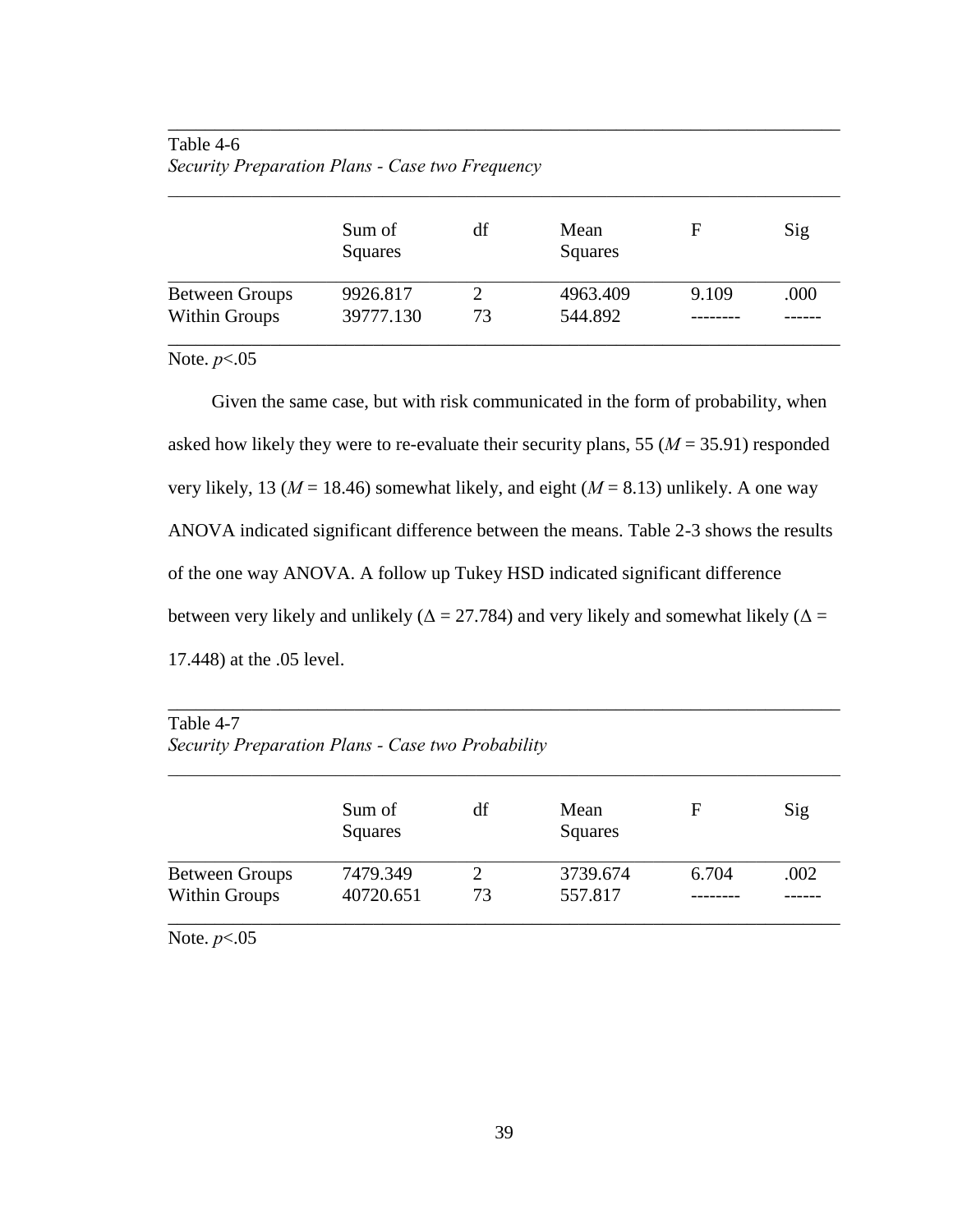Table 4-6
*Security Preparation Plans - Case two Frequency*

| | Sum of Squares | df | Mean Squares | F | Sig |
|---|---|---|---|---|---|
| Between Groups | 9926.817 | 2 | 4963.409 | 9.109 | .000 |
| Within Groups | 39777.130 | 73 | 544.892 | -------- | ------ |

Note. $p<.05$

Given the same case, but with risk communicated in the form of probability, when asked how likely they were to re-evaluate their security plans, 55 ($M$ = 35.91) responded very likely, 13 ($M$ = 18.46) somewhat likely, and eight ($M$ = 8.13) unlikely. A one way ANOVA indicated significant difference between the means. Table 2-3 shows the results of the one way ANOVA. A follow up Tukey HSD indicated significant difference between very likely and unlikely ($\Delta$ = 27.784) and very likely and somewhat likely ($\Delta$ = 17.448) at the .05 level.

Table 4-7
*Security Preparation Plans - Case two Probability*

| | Sum of Squares | df | Mean Squares | F | Sig |
|---|---|---|---|---|---|
| Between Groups | 7479.349 | 2 | 3739.674 | 6.704 | .002 |
| Within Groups | 40720.651 | 73 | 557.817 | -------- | ------ |

Note. $p<.05$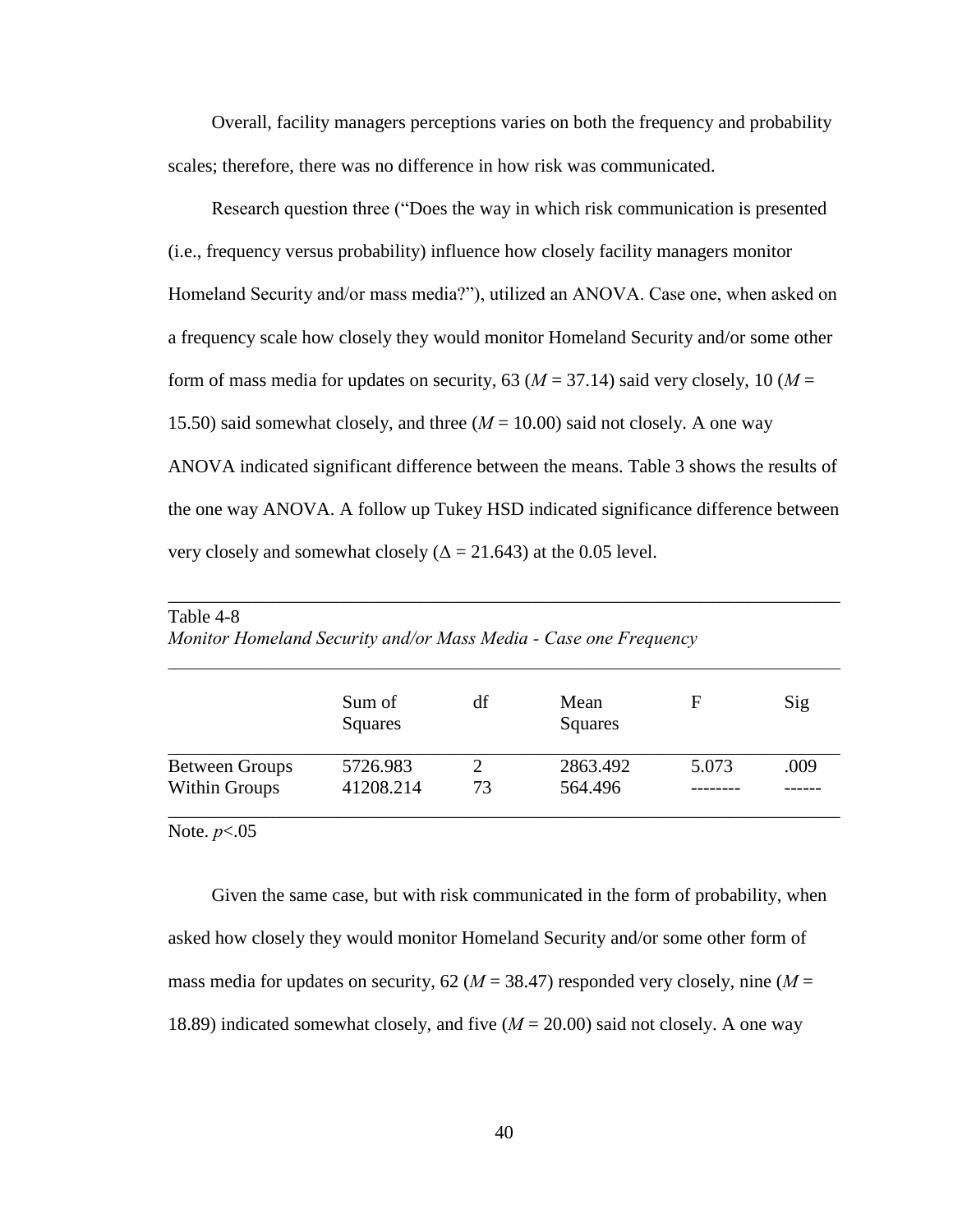Overall, facility managers perceptions varies on both the frequency and probability scales; therefore, there was no difference in how risk was communicated.

Research question three ("Does the way in which risk communication is presented (i.e., frequency versus probability) influence how closely facility managers monitor Homeland Security and/or mass media?"), utilized an ANOVA. Case one, when asked on a frequency scale how closely they would monitor Homeland Security and/or some other form of mass media for updates on security, 63 ($M$ = 37.14) said very closely, 10 ($M$ = 15.50) said somewhat closely, and three ($M$ = 10.00) said not closely. A one way ANOVA indicated significant difference between the means. Table 3 shows the results of the one way ANOVA. A follow up Tukey HSD indicated significance difference between very closely and somewhat closely ($\Delta$ = 21.643) at the 0.05 level.

Table 4-8

*Monitor Homeland Security and/or Mass Media - Case one Frequency*

| | Sum of Squares | df | Mean Squares | F | Sig |
|---|---|---|---|---|---|
| Between Groups | 5726.983 | 2 | 2863.492 | 5.073 | .009 |
| Within Groups | 41208.214 | 73 | 564.496 | -------- | ------ |

Note. $p$<.05

Given the same case, but with risk communicated in the form of probability, when asked how closely they would monitor Homeland Security and/or some other form of mass media for updates on security, 62 ($M$ = 38.47) responded very closely, nine ($M$ = 18.89) indicated somewhat closely, and five ($M$ = 20.00) said not closely. A one way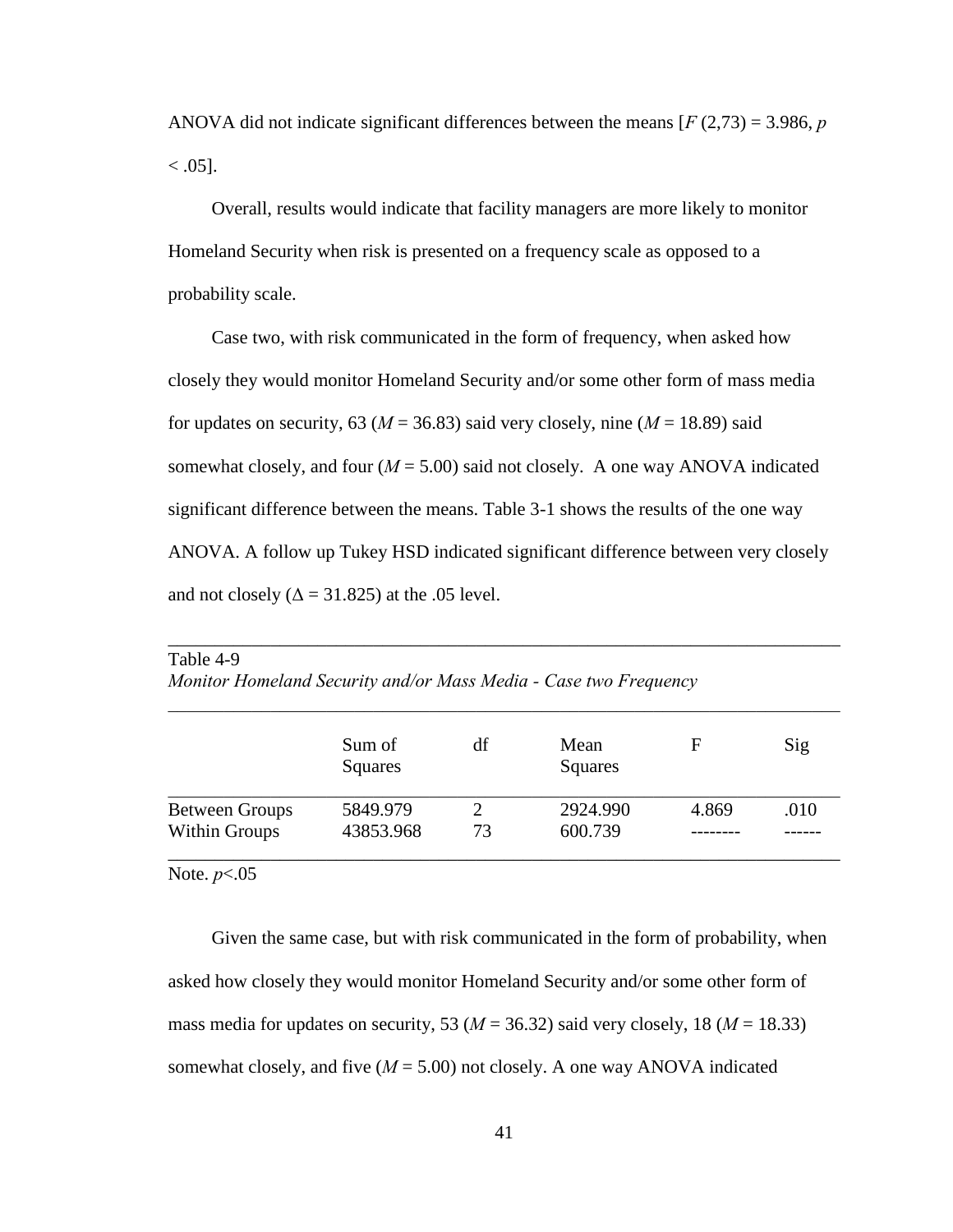ANOVA did not indicate significant differences between the means [$F$ (2,73) = 3.986, $p < .05$].

Overall, results would indicate that facility managers are more likely to monitor Homeland Security when risk is presented on a frequency scale as opposed to a probability scale.

Case two, with risk communicated in the form of frequency, when asked how closely they would monitor Homeland Security and/or some other form of mass media for updates on security, 63 ($M$ = 36.83) said very closely, nine ($M$ = 18.89) said somewhat closely, and four ($M$ = 5.00) said not closely. A one way ANOVA indicated significant difference between the means. Table 3-1 shows the results of the one way ANOVA. A follow up Tukey HSD indicated significant difference between very closely and not closely ($\Delta$ = 31.825) at the .05 level.

Table 4-9
*Monitor Homeland Security and/or Mass Media - Case two Frequency*

| | Sum of Squares | df | Mean Squares | F | Sig |
|---|---|---|---|---|---|
| Between Groups | 5849.979 | 2 | 2924.990 | 4.869 | .010 |
| Within Groups | 43853.968 | 73 | 600.739 | -------- | ------ |

Note. $p$<.05

Given the same case, but with risk communicated in the form of probability, when asked how closely they would monitor Homeland Security and/or some other form of mass media for updates on security, 53 ($M$ = 36.32) said very closely, 18 ($M$ = 18.33) somewhat closely, and five ($M$ = 5.00) not closely. A one way ANOVA indicated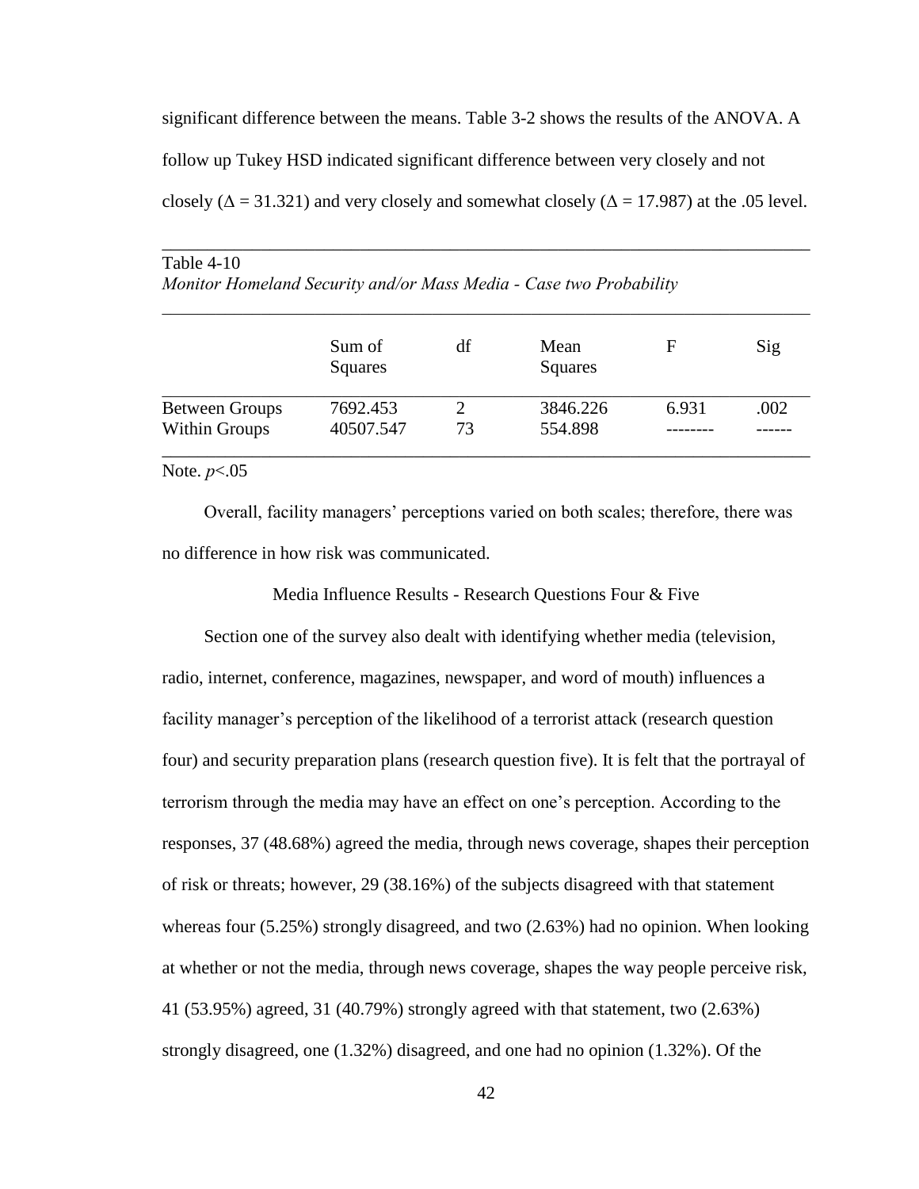significant difference between the means. Table 3-2 shows the results of the ANOVA. A follow up Tukey HSD indicated significant difference between very closely and not closely ($\Delta = 31.321$) and very closely and somewhat closely ($\Delta = 17.987$) at the .05 level.

Table 4-10

*Monitor Homeland Security and/or Mass Media - Case two Probability*

| | Sum of Squares | df | Mean Squares | F | Sig |
|---|---|---|---|---|---|
| Between Groups | 7692.453 | 2 | 3846.226 | 6.931 | .002 |
| Within Groups | 40507.547 | 73 | 554.898 | -------- | ------ |

Note. $p<.05$

Overall, facility managers' perceptions varied on both scales; therefore, there was no difference in how risk was communicated.

### Media Influence Results - Research Questions Four & Five

Section one of the survey also dealt with identifying whether media (television, radio, internet, conference, magazines, newspaper, and word of mouth) influences a facility manager's perception of the likelihood of a terrorist attack (research question four) and security preparation plans (research question five). It is felt that the portrayal of terrorism through the media may have an effect on one's perception. According to the responses, 37 (48.68%) agreed the media, through news coverage, shapes their perception of risk or threats; however, 29 (38.16%) of the subjects disagreed with that statement whereas four (5.25%) strongly disagreed, and two (2.63%) had no opinion. When looking at whether or not the media, through news coverage, shapes the way people perceive risk, 41 (53.95%) agreed, 31 (40.79%) strongly agreed with that statement, two (2.63%) strongly disagreed, one (1.32%) disagreed, and one had no opinion (1.32%). Of the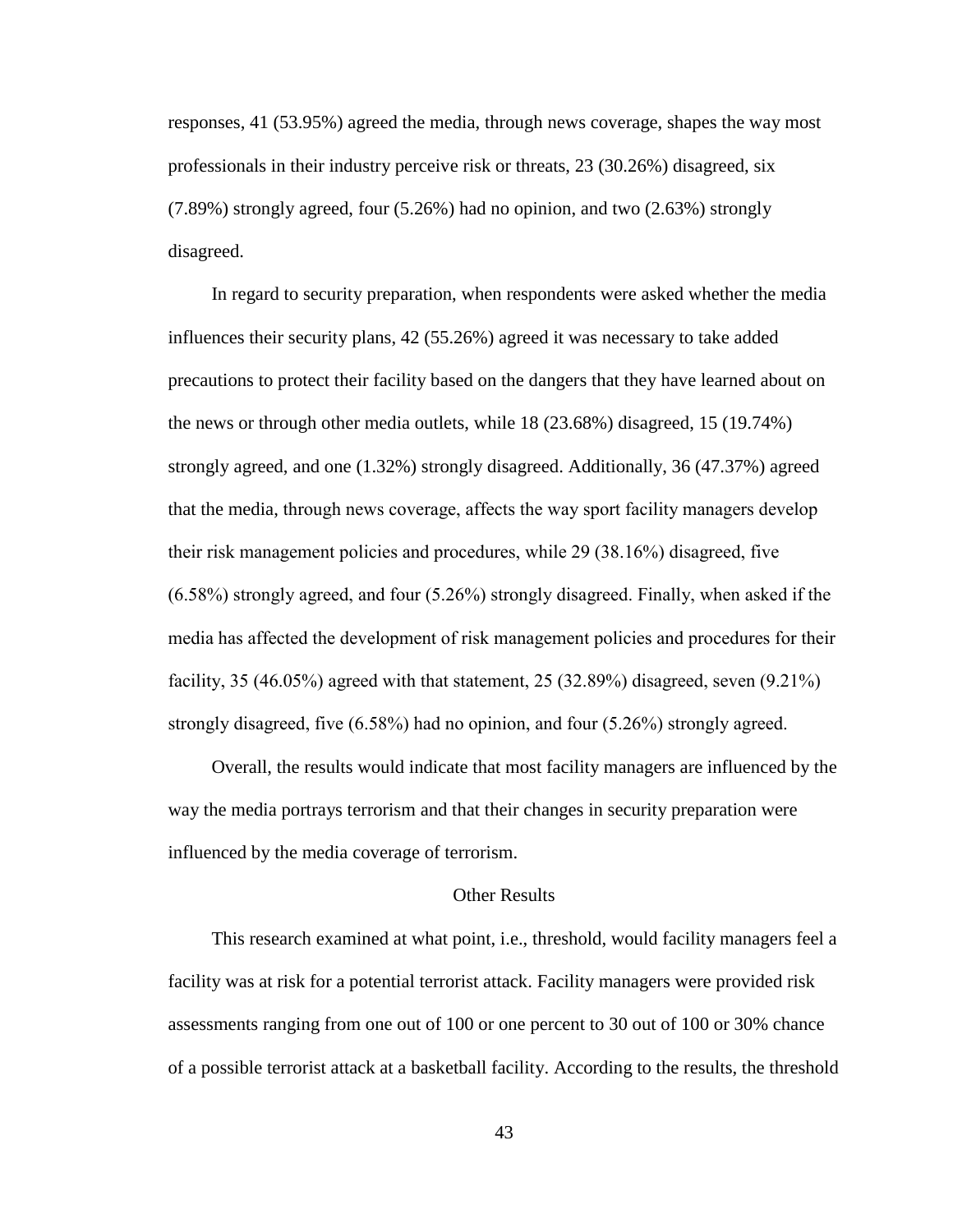responses, 41 (53.95%) agreed the media, through news coverage, shapes the way most professionals in their industry perceive risk or threats, 23 (30.26%) disagreed, six (7.89%) strongly agreed, four (5.26%) had no opinion, and two (2.63%) strongly disagreed.

In regard to security preparation, when respondents were asked whether the media influences their security plans, 42 (55.26%) agreed it was necessary to take added precautions to protect their facility based on the dangers that they have learned about on the news or through other media outlets, while 18 (23.68%) disagreed, 15 (19.74%) strongly agreed, and one (1.32%) strongly disagreed. Additionally, 36 (47.37%) agreed that the media, through news coverage, affects the way sport facility managers develop their risk management policies and procedures, while 29 (38.16%) disagreed, five (6.58%) strongly agreed, and four (5.26%) strongly disagreed. Finally, when asked if the media has affected the development of risk management policies and procedures for their facility, 35 (46.05%) agreed with that statement, 25 (32.89%) disagreed, seven (9.21%) strongly disagreed, five (6.58%) had no opinion, and four (5.26%) strongly agreed.

Overall, the results would indicate that most facility managers are influenced by the way the media portrays terrorism and that their changes in security preparation were influenced by the media coverage of terrorism.

## Other Results

This research examined at what point, i.e., threshold, would facility managers feel a facility was at risk for a potential terrorist attack. Facility managers were provided risk assessments ranging from one out of 100 or one percent to 30 out of 100 or 30% chance of a possible terrorist attack at a basketball facility. According to the results, the threshold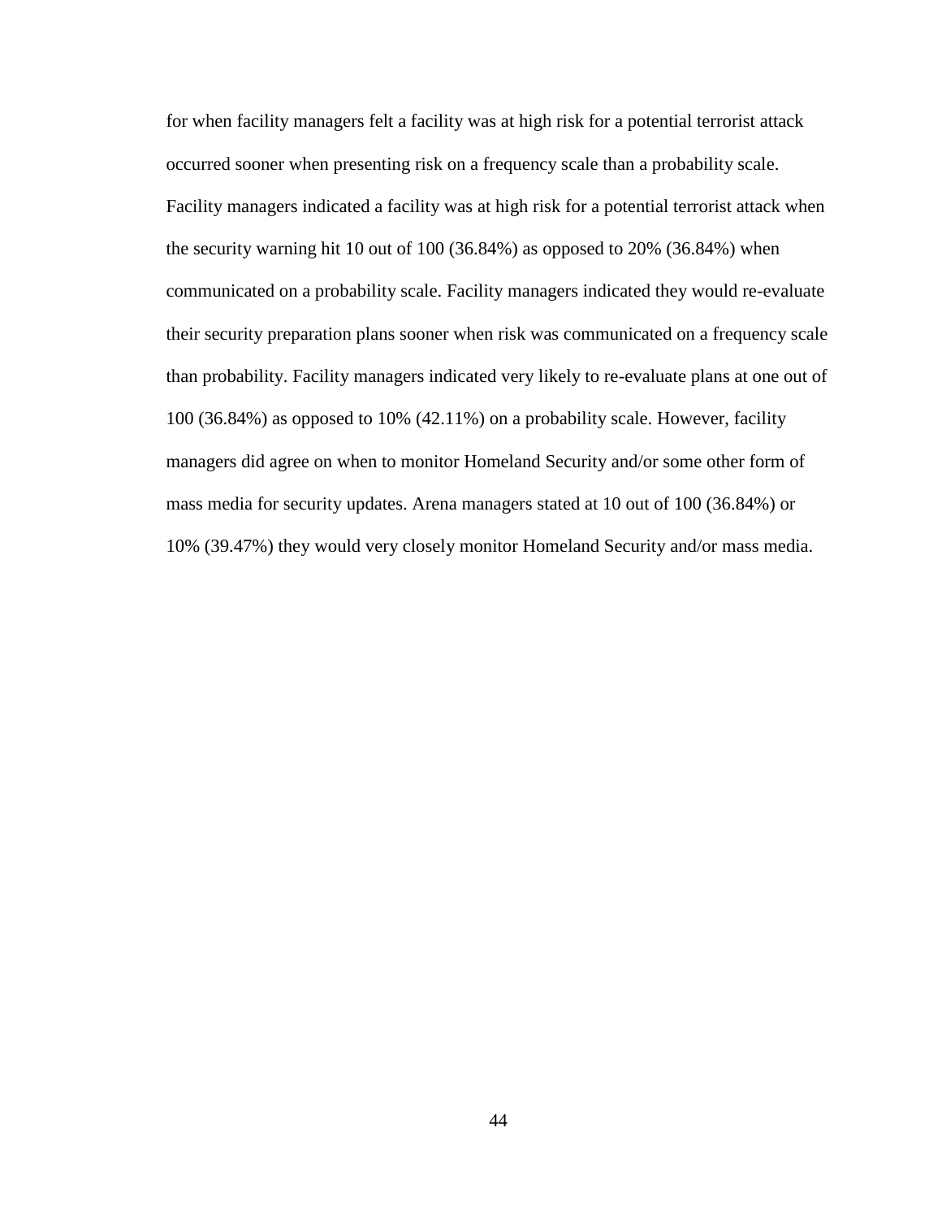for when facility managers felt a facility was at high risk for a potential terrorist attack occurred sooner when presenting risk on a frequency scale than a probability scale. Facility managers indicated a facility was at high risk for a potential terrorist attack when the security warning hit 10 out of 100 (36.84%) as opposed to 20% (36.84%) when communicated on a probability scale. Facility managers indicated they would re-evaluate their security preparation plans sooner when risk was communicated on a frequency scale than probability. Facility managers indicated very likely to re-evaluate plans at one out of 100 (36.84%) as opposed to 10% (42.11%) on a probability scale. However, facility managers did agree on when to monitor Homeland Security and/or some other form of mass media for security updates. Arena managers stated at 10 out of 100 (36.84%) or 10% (39.47%) they would very closely monitor Homeland Security and/or mass media.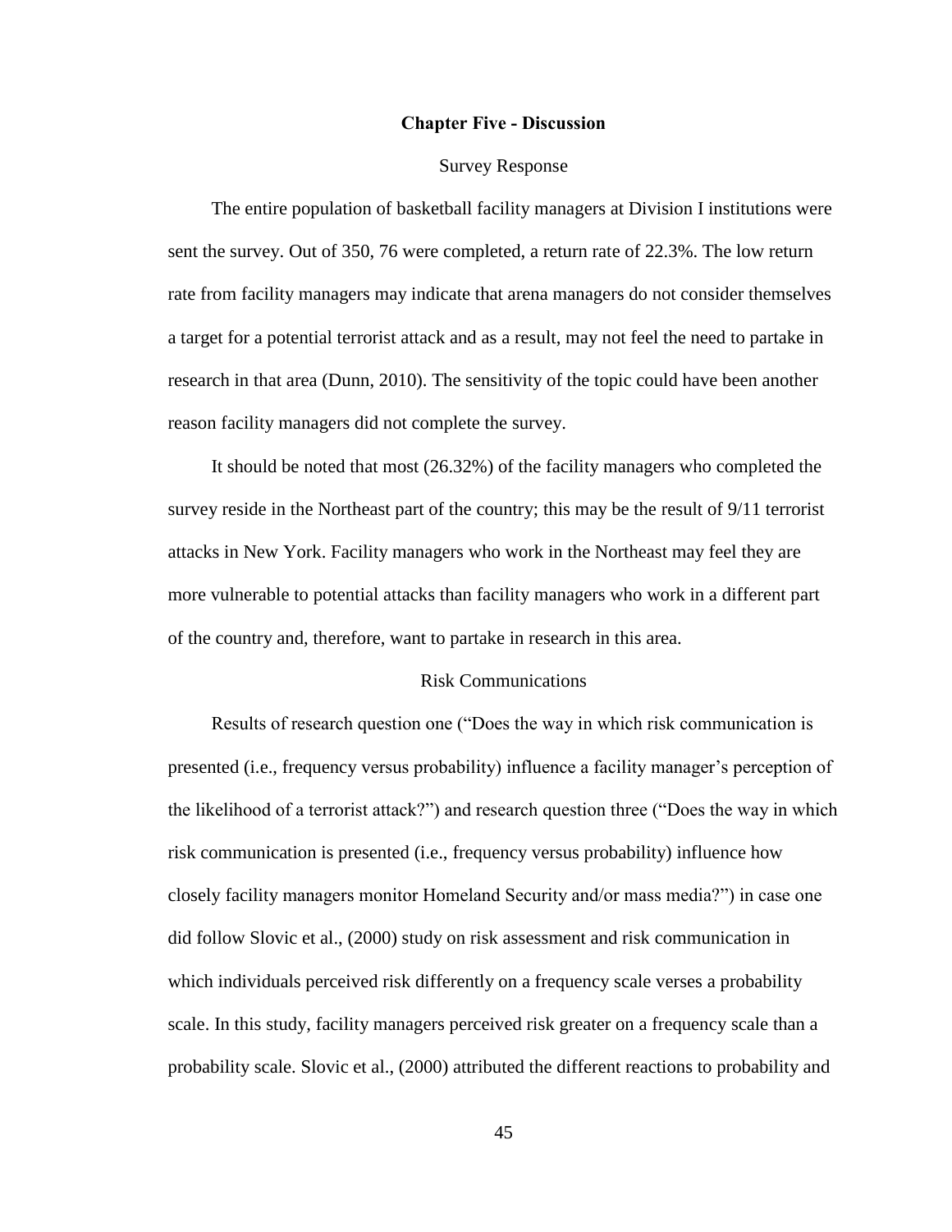# Chapter Five - Discussion

## Survey Response

The entire population of basketball facility managers at Division I institutions were sent the survey. Out of 350, 76 were completed, a return rate of 22.3%. The low return rate from facility managers may indicate that arena managers do not consider themselves a target for a potential terrorist attack and as a result, may not feel the need to partake in research in that area (Dunn, 2010). The sensitivity of the topic could have been another reason facility managers did not complete the survey.

It should be noted that most (26.32%) of the facility managers who completed the survey reside in the Northeast part of the country; this may be the result of 9/11 terrorist attacks in New York. Facility managers who work in the Northeast may feel they are more vulnerable to potential attacks than facility managers who work in a different part of the country and, therefore, want to partake in research in this area.

## Risk Communications

Results of research question one ("Does the way in which risk communication is presented (i.e., frequency versus probability) influence a facility manager's perception of the likelihood of a terrorist attack?") and research question three ("Does the way in which risk communication is presented (i.e., frequency versus probability) influence how closely facility managers monitor Homeland Security and/or mass media?") in case one did follow Slovic et al., (2000) study on risk assessment and risk communication in which individuals perceived risk differently on a frequency scale verses a probability scale. In this study, facility managers perceived risk greater on a frequency scale than a probability scale. Slovic et al., (2000) attributed the different reactions to probability and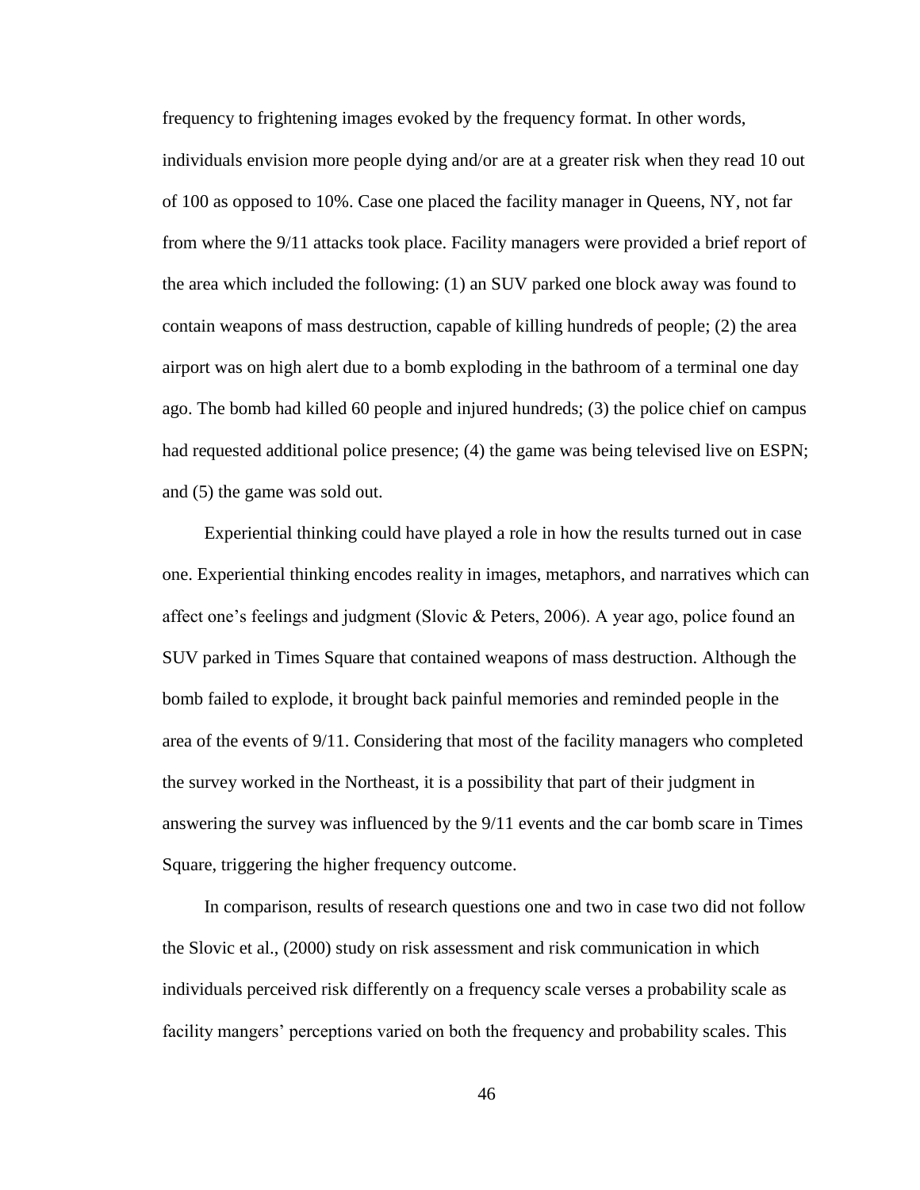frequency to frightening images evoked by the frequency format. In other words, individuals envision more people dying and/or are at a greater risk when they read 10 out of 100 as opposed to 10%. Case one placed the facility manager in Queens, NY, not far from where the 9/11 attacks took place. Facility managers were provided a brief report of the area which included the following: (1) an SUV parked one block away was found to contain weapons of mass destruction, capable of killing hundreds of people; (2) the area airport was on high alert due to a bomb exploding in the bathroom of a terminal one day ago. The bomb had killed 60 people and injured hundreds; (3) the police chief on campus had requested additional police presence; (4) the game was being televised live on ESPN; and (5) the game was sold out.

Experiential thinking could have played a role in how the results turned out in case one. Experiential thinking encodes reality in images, metaphors, and narratives which can affect one's feelings and judgment (Slovic & Peters, 2006). A year ago, police found an SUV parked in Times Square that contained weapons of mass destruction. Although the bomb failed to explode, it brought back painful memories and reminded people in the area of the events of 9/11. Considering that most of the facility managers who completed the survey worked in the Northeast, it is a possibility that part of their judgment in answering the survey was influenced by the 9/11 events and the car bomb scare in Times Square, triggering the higher frequency outcome.

In comparison, results of research questions one and two in case two did not follow the Slovic et al., (2000) study on risk assessment and risk communication in which individuals perceived risk differently on a frequency scale verses a probability scale as facility mangers' perceptions varied on both the frequency and probability scales. This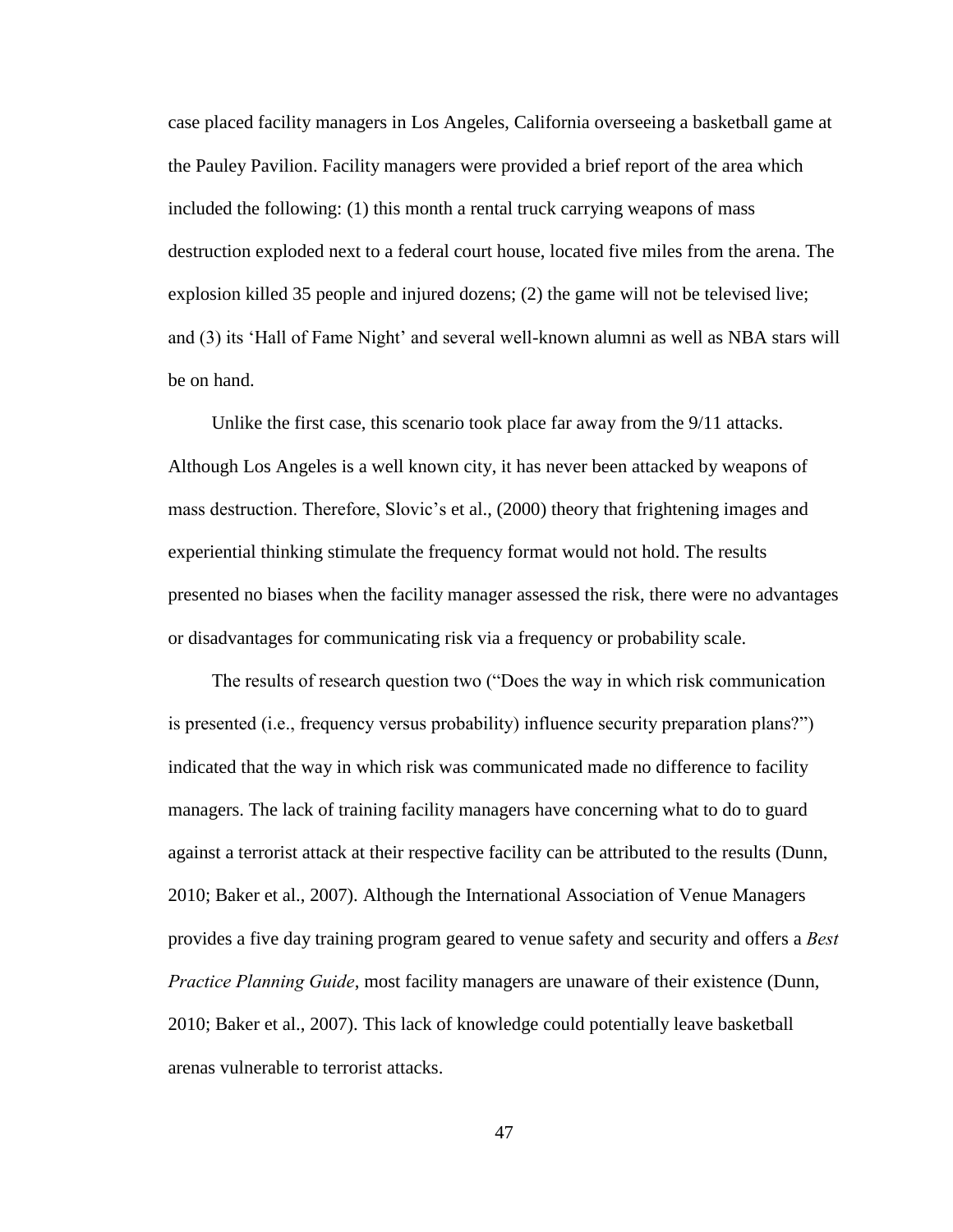case placed facility managers in Los Angeles, California overseeing a basketball game at the Pauley Pavilion. Facility managers were provided a brief report of the area which included the following: (1) this month a rental truck carrying weapons of mass destruction exploded next to a federal court house, located five miles from the arena. The explosion killed 35 people and injured dozens; (2) the game will not be televised live; and (3) its 'Hall of Fame Night' and several well-known alumni as well as NBA stars will be on hand.

Unlike the first case, this scenario took place far away from the 9/11 attacks. Although Los Angeles is a well known city, it has never been attacked by weapons of mass destruction. Therefore, Slovic's et al., (2000) theory that frightening images and experiential thinking stimulate the frequency format would not hold. The results presented no biases when the facility manager assessed the risk, there were no advantages or disadvantages for communicating risk via a frequency or probability scale.

The results of research question two ("Does the way in which risk communication is presented (i.e., frequency versus probability) influence security preparation plans?") indicated that the way in which risk was communicated made no difference to facility managers. The lack of training facility managers have concerning what to do to guard against a terrorist attack at their respective facility can be attributed to the results (Dunn, 2010; Baker et al., 2007). Although the International Association of Venue Managers provides a five day training program geared to venue safety and security and offers a *Best Practice Planning Guide*, most facility managers are unaware of their existence (Dunn, 2010; Baker et al., 2007). This lack of knowledge could potentially leave basketball arenas vulnerable to terrorist attacks.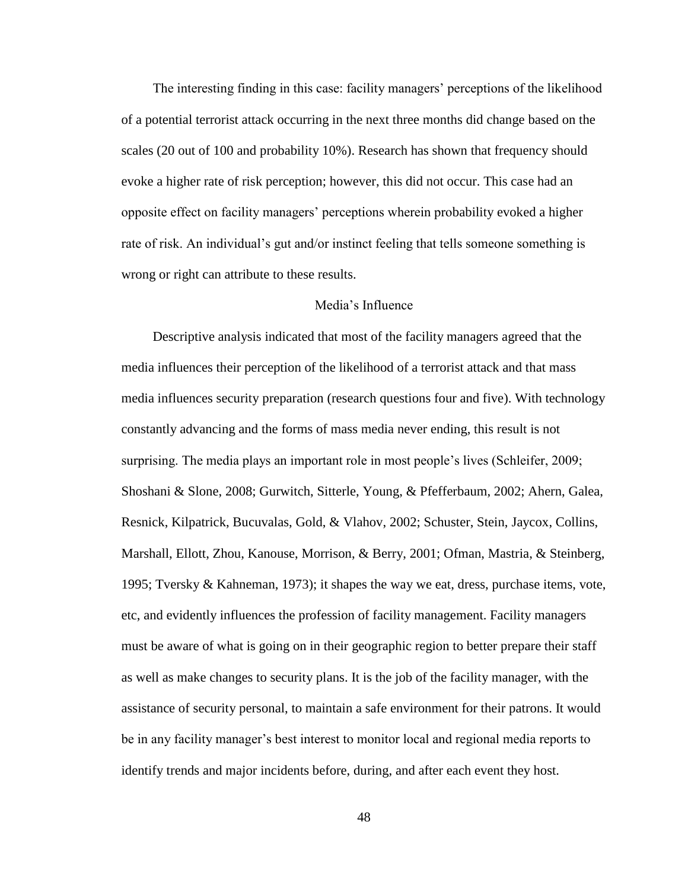The interesting finding in this case: facility managers' perceptions of the likelihood of a potential terrorist attack occurring in the next three months did change based on the scales (20 out of 100 and probability 10%). Research has shown that frequency should evoke a higher rate of risk perception; however, this did not occur. This case had an opposite effect on facility managers' perceptions wherein probability evoked a higher rate of risk. An individual's gut and/or instinct feeling that tells someone something is wrong or right can attribute to these results.

## Media's Influence

Descriptive analysis indicated that most of the facility managers agreed that the media influences their perception of the likelihood of a terrorist attack and that mass media influences security preparation (research questions four and five). With technology constantly advancing and the forms of mass media never ending, this result is not surprising. The media plays an important role in most people's lives (Schleifer, 2009; Shoshani & Slone, 2008; Gurwitch, Sitterle, Young, & Pfefferbaum, 2002; Ahern, Galea, Resnick, Kilpatrick, Bucuvalas, Gold, & Vlahov, 2002; Schuster, Stein, Jaycox, Collins, Marshall, Ellott, Zhou, Kanouse, Morrison, & Berry, 2001; Ofman, Mastria, & Steinberg, 1995; Tversky & Kahneman, 1973); it shapes the way we eat, dress, purchase items, vote, etc, and evidently influences the profession of facility management. Facility managers must be aware of what is going on in their geographic region to better prepare their staff as well as make changes to security plans. It is the job of the facility manager, with the assistance of security personal, to maintain a safe environment for their patrons. It would be in any facility manager's best interest to monitor local and regional media reports to identify trends and major incidents before, during, and after each event they host.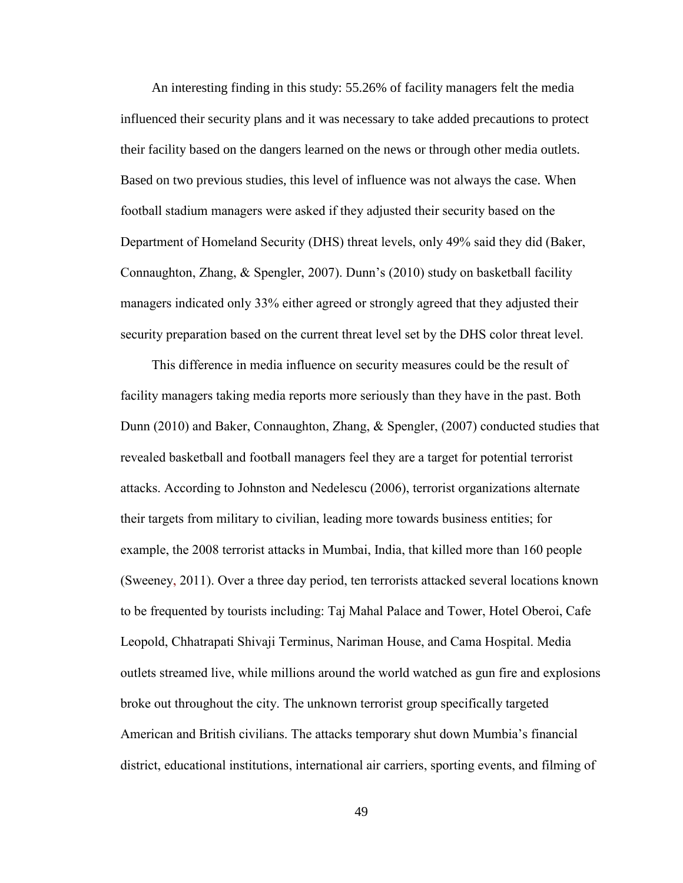An interesting finding in this study: 55.26% of facility managers felt the media influenced their security plans and it was necessary to take added precautions to protect their facility based on the dangers learned on the news or through other media outlets. Based on two previous studies, this level of influence was not always the case. When football stadium managers were asked if they adjusted their security based on the Department of Homeland Security (DHS) threat levels, only 49% said they did (Baker, Connaughton, Zhang, & Spengler, 2007). Dunn's (2010) study on basketball facility managers indicated only 33% either agreed or strongly agreed that they adjusted their security preparation based on the current threat level set by the DHS color threat level.

This difference in media influence on security measures could be the result of facility managers taking media reports more seriously than they have in the past. Both Dunn (2010) and Baker, Connaughton, Zhang, & Spengler, (2007) conducted studies that revealed basketball and football managers feel they are a target for potential terrorist attacks. According to Johnston and Nedelescu (2006), terrorist organizations alternate their targets from military to civilian, leading more towards business entities; for example, the 2008 terrorist attacks in Mumbai, India, that killed more than 160 people (Sweeney, 2011). Over a three day period, ten terrorists attacked several locations known to be frequented by tourists including: Taj Mahal Palace and Tower, Hotel Oberoi, Cafe Leopold, Chhatrapati Shivaji Terminus, Nariman House, and Cama Hospital. Media outlets streamed live, while millions around the world watched as gun fire and explosions broke out throughout the city. The unknown terrorist group specifically targeted American and British civilians. The attacks temporary shut down Mumbia's financial district, educational institutions, international air carriers, sporting events, and filming of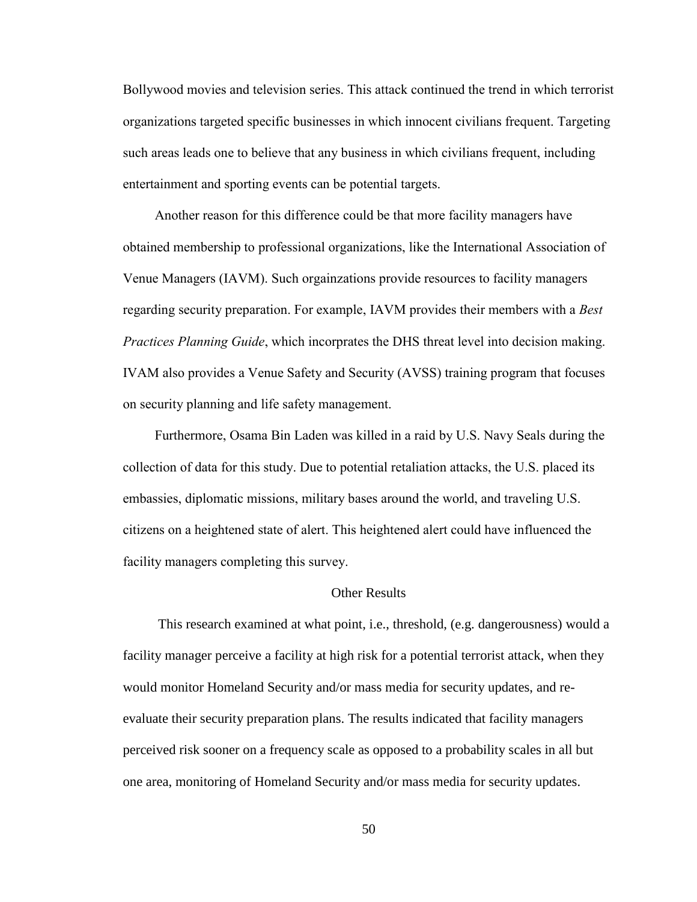Bollywood movies and television series. This attack continued the trend in which terrorist organizations targeted specific businesses in which innocent civilians frequent. Targeting such areas leads one to believe that any business in which civilians frequent, including entertainment and sporting events can be potential targets.

Another reason for this difference could be that more facility managers have obtained membership to professional organizations, like the International Association of Venue Managers (IAVM). Such orgainzations provide resources to facility managers regarding security preparation. For example, IAVM provides their members with a *Best Practices Planning Guide*, which incorprates the DHS threat level into decision making. IVAM also provides a Venue Safety and Security (AVSS) training program that focuses on security planning and life safety management.

Furthermore, Osama Bin Laden was killed in a raid by U.S. Navy Seals during the collection of data for this study. Due to potential retaliation attacks, the U.S. placed its embassies, diplomatic missions, military bases around the world, and traveling U.S. citizens on a heightened state of alert. This heightened alert could have influenced the facility managers completing this survey.

## Other Results

This research examined at what point, i.e., threshold, (e.g. dangerousness) would a facility manager perceive a facility at high risk for a potential terrorist attack, when they would monitor Homeland Security and/or mass media for security updates, and re-evaluate their security preparation plans. The results indicated that facility managers perceived risk sooner on a frequency scale as opposed to a probability scales in all but one area, monitoring of Homeland Security and/or mass media for security updates.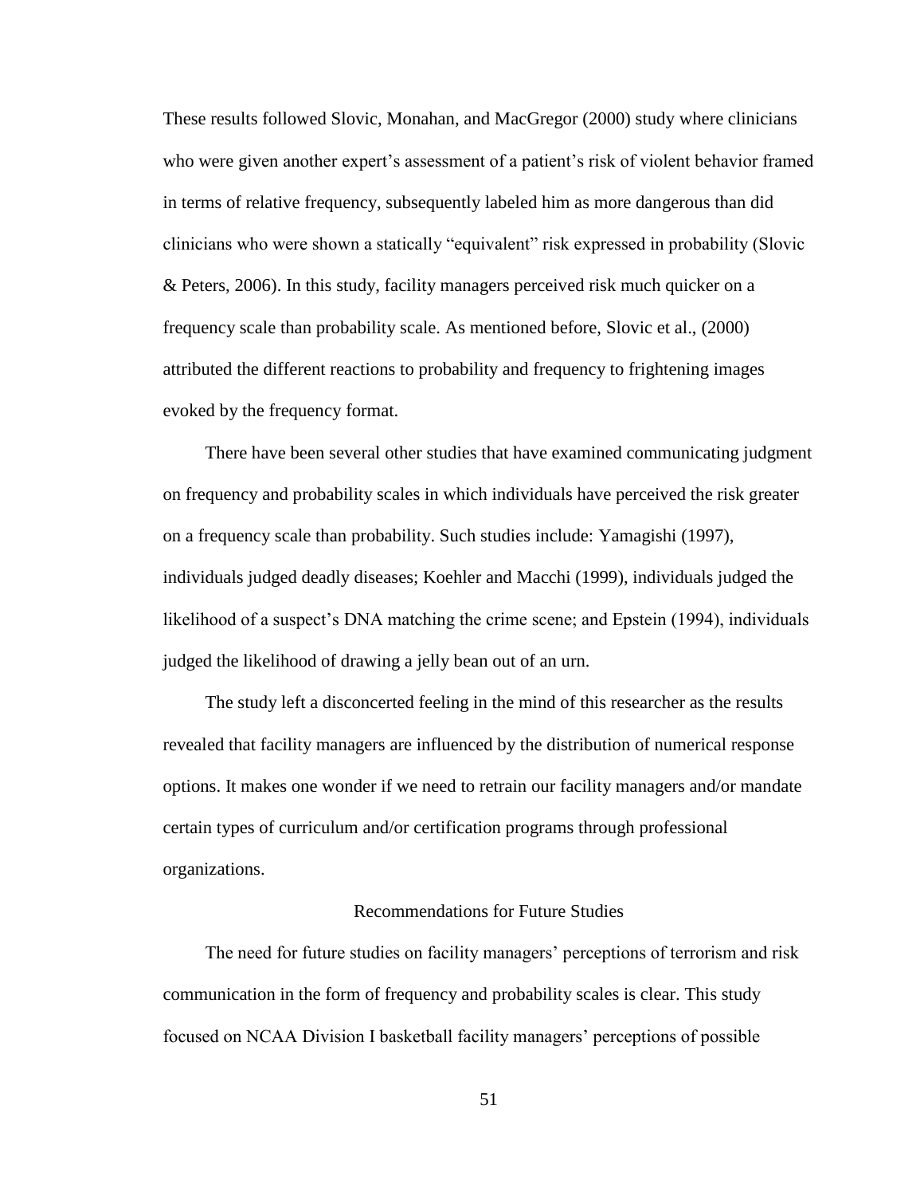These results followed Slovic, Monahan, and MacGregor (2000) study where clinicians who were given another expert's assessment of a patient's risk of violent behavior framed in terms of relative frequency, subsequently labeled him as more dangerous than did clinicians who were shown a statically "equivalent" risk expressed in probability (Slovic & Peters, 2006). In this study, facility managers perceived risk much quicker on a frequency scale than probability scale. As mentioned before, Slovic et al., (2000) attributed the different reactions to probability and frequency to frightening images evoked by the frequency format.

There have been several other studies that have examined communicating judgment on frequency and probability scales in which individuals have perceived the risk greater on a frequency scale than probability. Such studies include: Yamagishi (1997), individuals judged deadly diseases; Koehler and Macchi (1999), individuals judged the likelihood of a suspect's DNA matching the crime scene; and Epstein (1994), individuals judged the likelihood of drawing a jelly bean out of an urn.

The study left a disconcerted feeling in the mind of this researcher as the results revealed that facility managers are influenced by the distribution of numerical response options. It makes one wonder if we need to retrain our facility managers and/or mandate certain types of curriculum and/or certification programs through professional organizations.

## Recommendations for Future Studies

The need for future studies on facility managers' perceptions of terrorism and risk communication in the form of frequency and probability scales is clear. This study focused on NCAA Division I basketball facility managers' perceptions of possible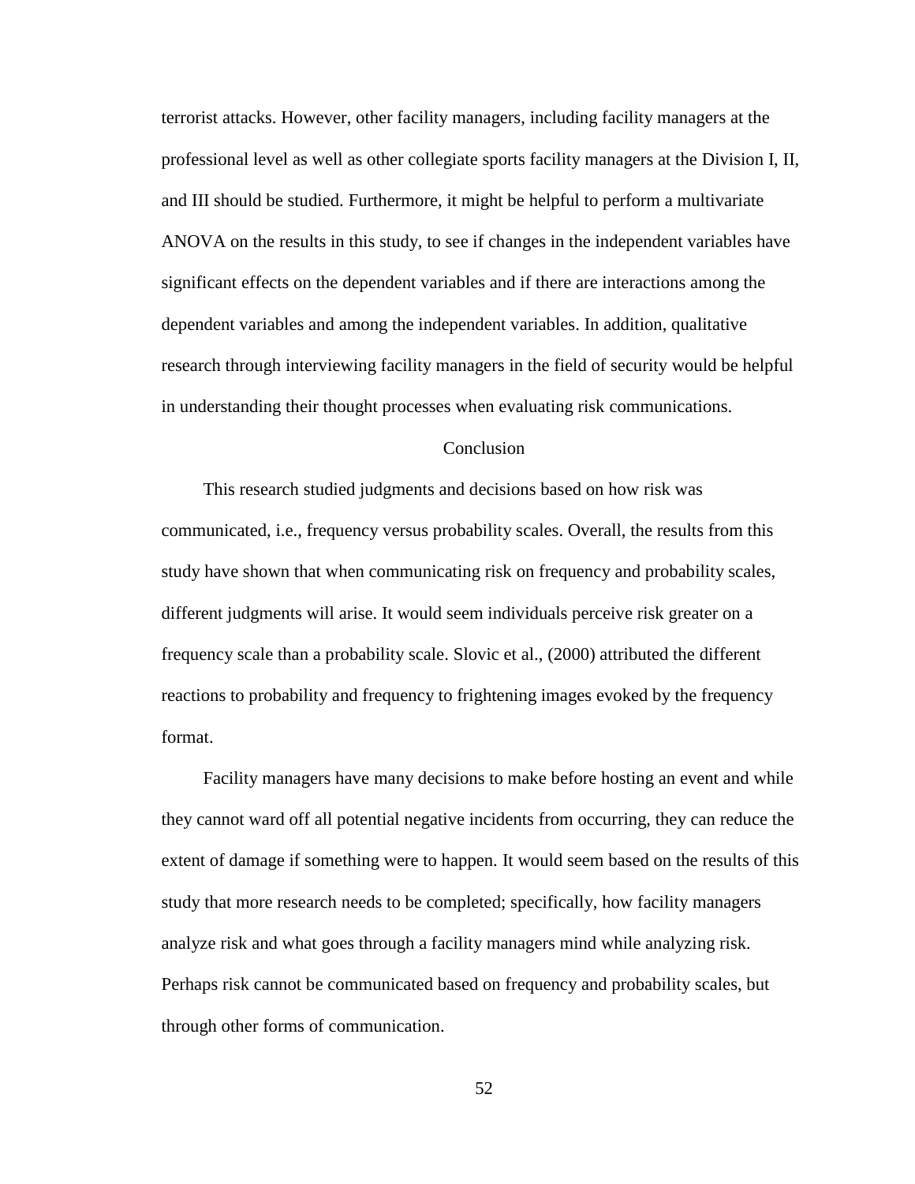terrorist attacks. However, other facility managers, including facility managers at the professional level as well as other collegiate sports facility managers at the Division I, II, and III should be studied. Furthermore, it might be helpful to perform a multivariate ANOVA on the results in this study, to see if changes in the independent variables have significant effects on the dependent variables and if there are interactions among the dependent variables and among the independent variables. In addition, qualitative research through interviewing facility managers in the field of security would be helpful in understanding their thought processes when evaluating risk communications.

## Conclusion

This research studied judgments and decisions based on how risk was communicated, i.e., frequency versus probability scales. Overall, the results from this study have shown that when communicating risk on frequency and probability scales, different judgments will arise. It would seem individuals perceive risk greater on a frequency scale than a probability scale. Slovic et al., (2000) attributed the different reactions to probability and frequency to frightening images evoked by the frequency format.

Facility managers have many decisions to make before hosting an event and while they cannot ward off all potential negative incidents from occurring, they can reduce the extent of damage if something were to happen. It would seem based on the results of this study that more research needs to be completed; specifically, how facility managers analyze risk and what goes through a facility managers mind while analyzing risk. Perhaps risk cannot be communicated based on frequency and probability scales, but through other forms of communication.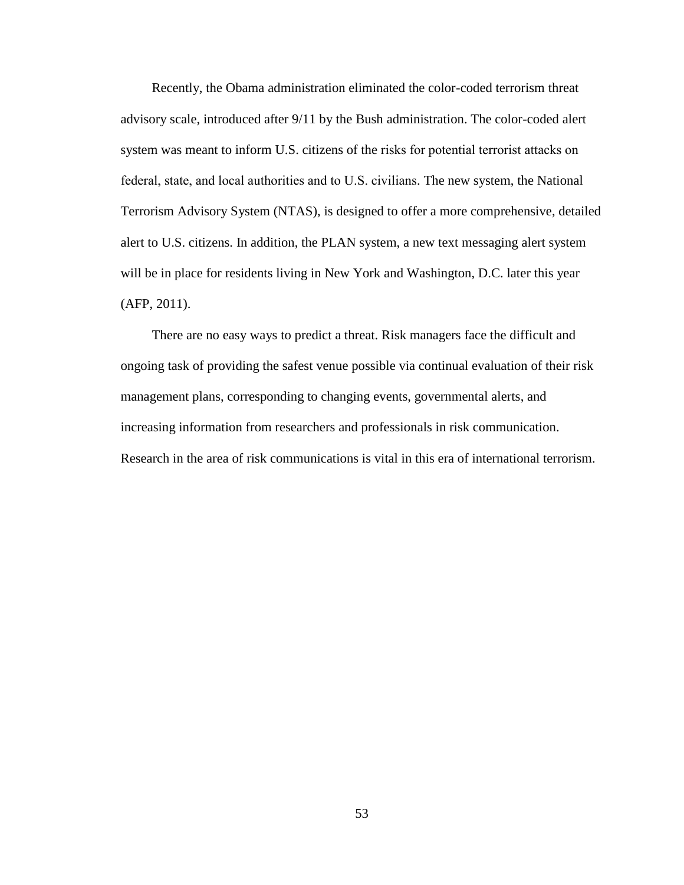Recently, the Obama administration eliminated the color-coded terrorism threat advisory scale, introduced after 9/11 by the Bush administration. The color-coded alert system was meant to inform U.S. citizens of the risks for potential terrorist attacks on federal, state, and local authorities and to U.S. civilians. The new system, the National Terrorism Advisory System (NTAS), is designed to offer a more comprehensive, detailed alert to U.S. citizens. In addition, the PLAN system, a new text messaging alert system will be in place for residents living in New York and Washington, D.C. later this year (AFP, 2011).

There are no easy ways to predict a threat. Risk managers face the difficult and ongoing task of providing the safest venue possible via continual evaluation of their risk management plans, corresponding to changing events, governmental alerts, and increasing information from researchers and professionals in risk communication. Research in the area of risk communications is vital in this era of international terrorism.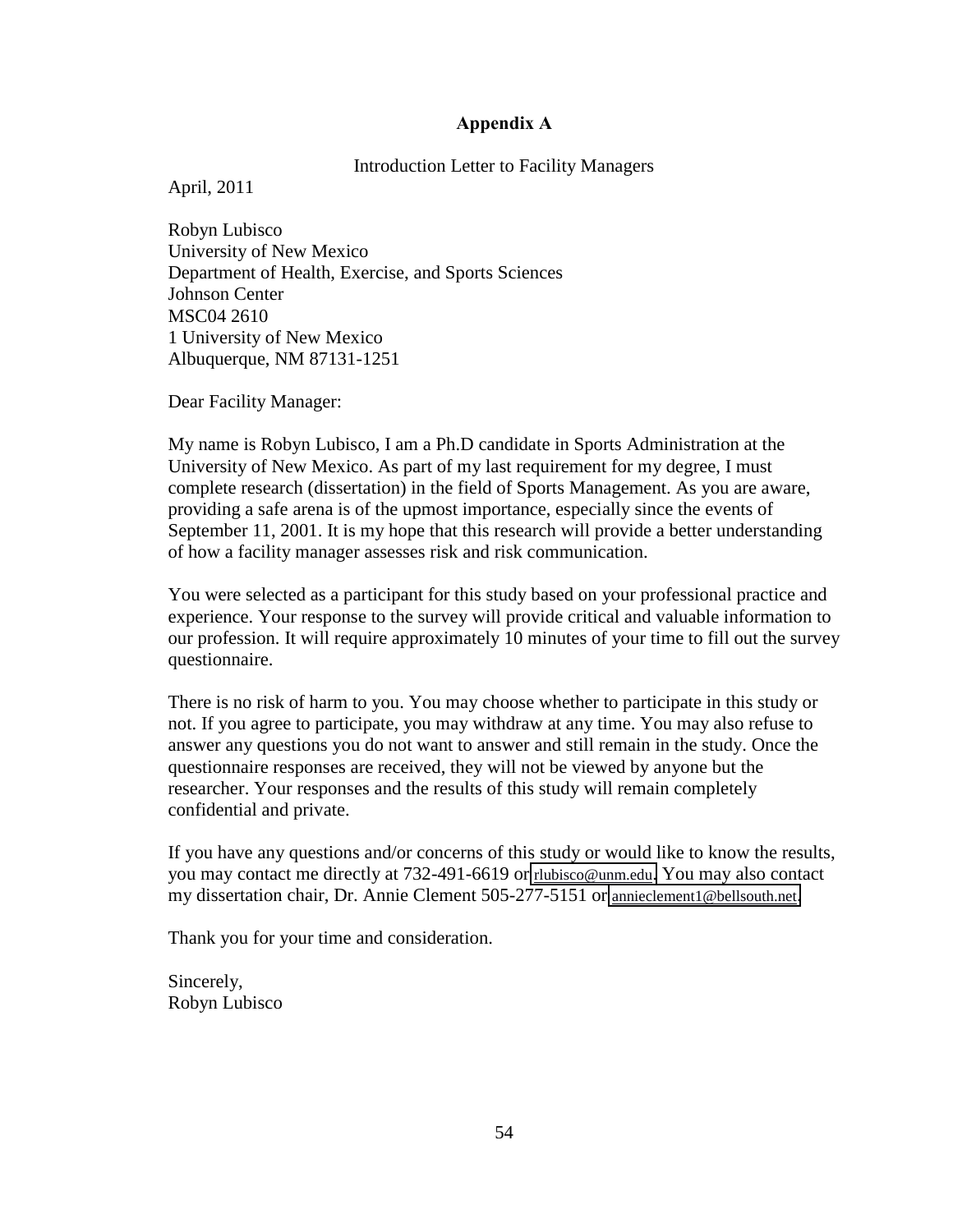# Appendix A

Introduction Letter to Facility Managers

April, 2011

Robyn Lubisco
University of New Mexico
Department of Health, Exercise, and Sports Sciences
Johnson Center
MSC04 2610
1 University of New Mexico
Albuquerque, NM 87131-1251

Dear Facility Manager:

My name is Robyn Lubisco, I am a Ph.D candidate in Sports Administration at the University of New Mexico. As part of my last requirement for my degree, I must complete research (dissertation) in the field of Sports Management. As you are aware, providing a safe arena is of the upmost importance, especially since the events of September 11, 2001. It is my hope that this research will provide a better understanding of how a facility manager assesses risk and risk communication.

You were selected as a participant for this study based on your professional practice and experience. Your response to the survey will provide critical and valuable information to our profession. It will require approximately 10 minutes of your time to fill out the survey questionnaire.

There is no risk of harm to you. You may choose whether to participate in this study or not. If you agree to participate, you may withdraw at any time. You may also refuse to answer any questions you do not want to answer and still remain in the study. Once the questionnaire responses are received, they will not be viewed by anyone but the researcher. Your responses and the results of this study will remain completely confidential and private.

If you have any questions and/or concerns of this study or would like to know the results, you may contact me directly at 732-491-6619 or rlubisco@unm.edu. You may also contact my dissertation chair, Dr. Annie Clement 505-277-5151 or annieclement1@bellsouth.net.

Thank you for your time and consideration.

Sincerely,
Robyn Lubisco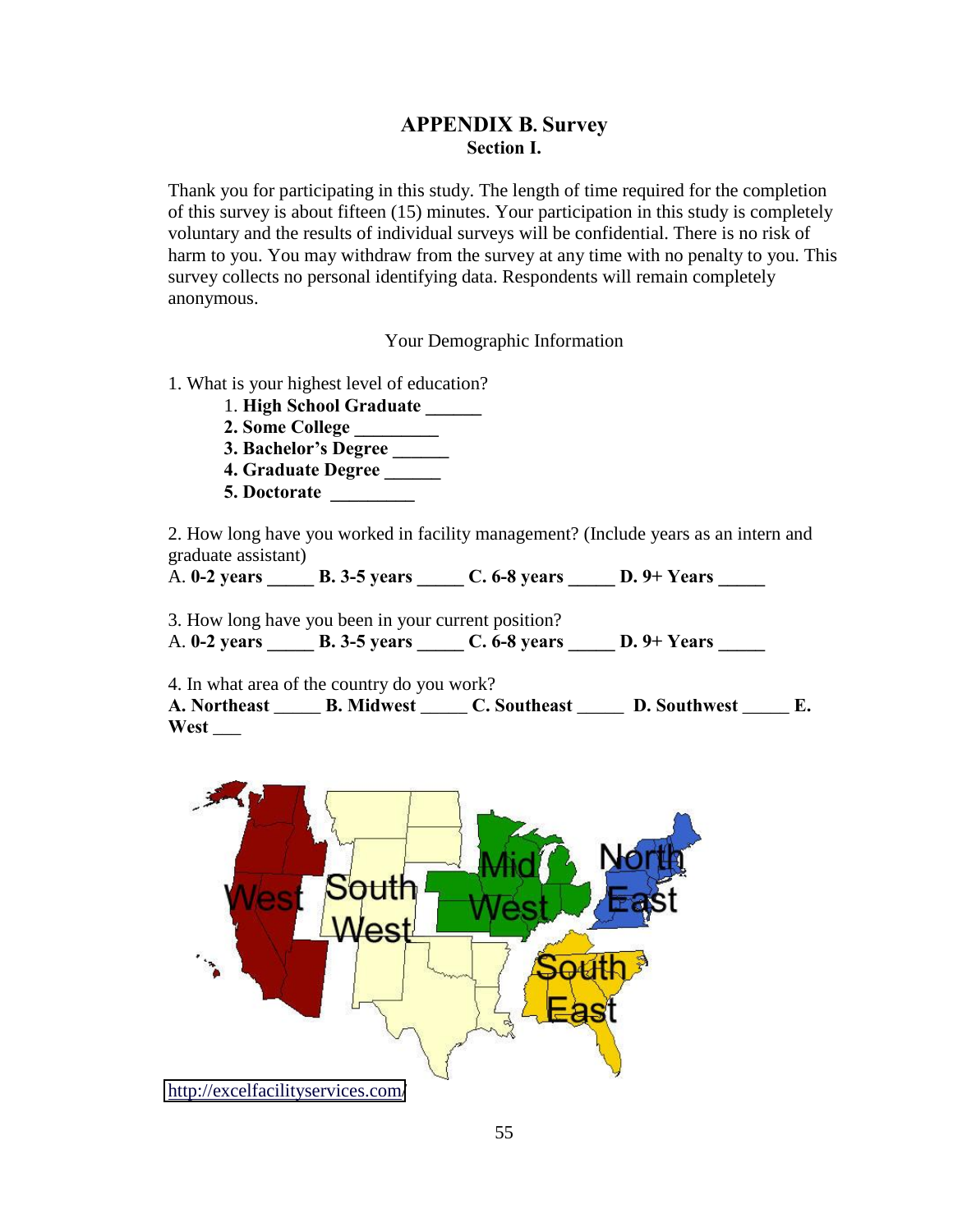## APPENDIX B. Survey

### Section I.

Thank you for participating in this study. The length of time required for the completion of this survey is about fifteen (15) minutes. Your participation in this study is completely voluntary and the results of individual surveys will be confidential. There is no risk of harm to you. You may withdraw from the survey at any time with no penalty to you. This survey collects no personal identifying data. Respondents will remain completely anonymous.

Your Demographic Information

1. What is your highest level of education?
   1. **High School Graduate ______**
   2. **Some College _________**
   3. **Bachelor's Degree ______**
   4. **Graduate Degree ______**
   5. **Doctorate _________**

2. How long have you worked in facility management? (Include years as an intern and graduate assistant)
A. **0-2 years _____ B. 3-5 years _____ C. 6-8 years _____ D. 9+ Years _____**

3. How long have you been in your current position?
A. **0-2 years _____ B. 3-5 years _____ C. 6-8 years _____ D. 9+ Years _____**

4. In what area of the country do you work?
**A. Northeast _____ B. Midwest _____ C. Southeast _____ D. Southwest _____ E. West ___**

http://excelfacilityservices.com/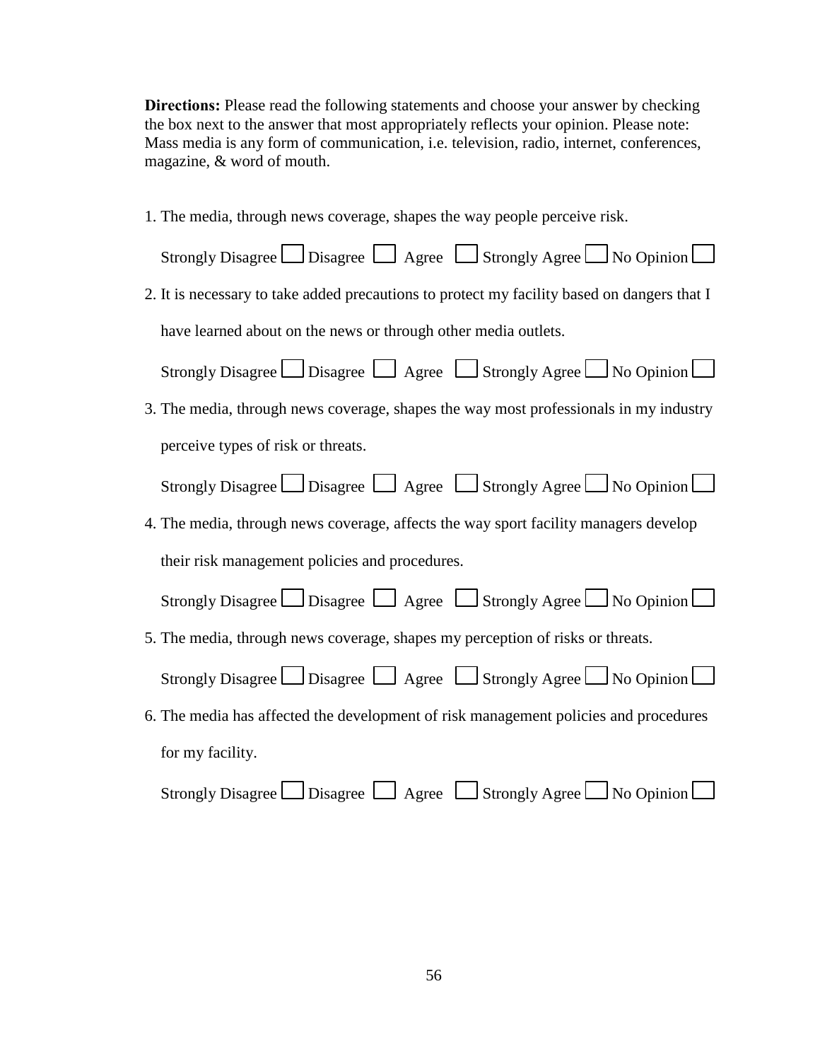**Directions:** Please read the following statements and choose your answer by checking the box next to the answer that most appropriately reflects your opinion. Please note: Mass media is any form of communication, i.e. television, radio, internet, conferences, magazine, & word of mouth.

1. The media, through news coverage, shapes the way people perceive risk.

   Strongly Disagree ☐ Disagree ☐ Agree ☐ Strongly Agree ☐ No Opinion ☐

2. It is necessary to take added precautions to protect my facility based on dangers that I have learned about on the news or through other media outlets.

   Strongly Disagree ☐ Disagree ☐ Agree ☐ Strongly Agree ☐ No Opinion ☐

3. The media, through news coverage, shapes the way most professionals in my industry perceive types of risk or threats.

   Strongly Disagree ☐ Disagree ☐ Agree ☐ Strongly Agree ☐ No Opinion ☐

4. The media, through news coverage, affects the way sport facility managers develop their risk management policies and procedures.

   Strongly Disagree ☐ Disagree ☐ Agree ☐ Strongly Agree ☐ No Opinion ☐

5. The media, through news coverage, shapes my perception of risks or threats.

   Strongly Disagree ☐ Disagree ☐ Agree ☐ Strongly Agree ☐ No Opinion ☐

6. The media has affected the development of risk management policies and procedures for my facility.

   Strongly Disagree ☐ Disagree ☐ Agree ☐ Strongly Agree ☐ No Opinion ☐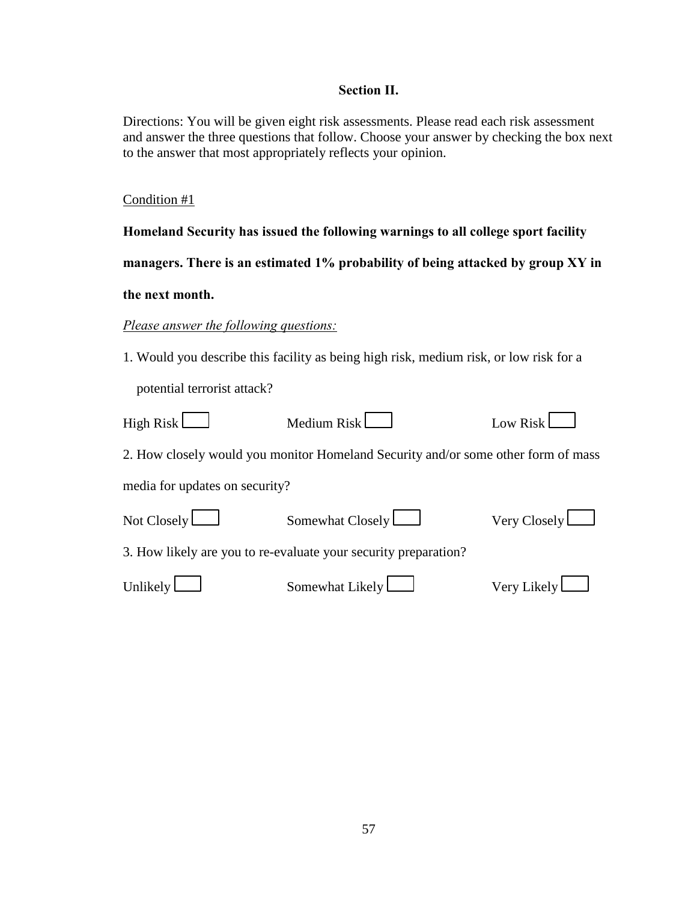## Section II.

Directions: You will be given eight risk assessments. Please read each risk assessment and answer the three questions that follow. Choose your answer by checking the box next to the answer that most appropriately reflects your opinion.

Condition #1

**Homeland Security has issued the following warnings to all college sport facility managers. There is an estimated 1% probability of being attacked by group XY in the next month.**

*Please answer the following questions:*

1. Would you describe this facility as being high risk, medium risk, or low risk for a potential terrorist attack?

High Risk ☐ Medium Risk ☐ Low Risk ☐

2. How closely would you monitor Homeland Security and/or some other form of mass media for updates on security?

Not Closely ☐ Somewhat Closely ☐ Very Closely ☐

3. How likely are you to re-evaluate your security preparation?

Unlikely ☐ Somewhat Likely ☐ Very Likely ☐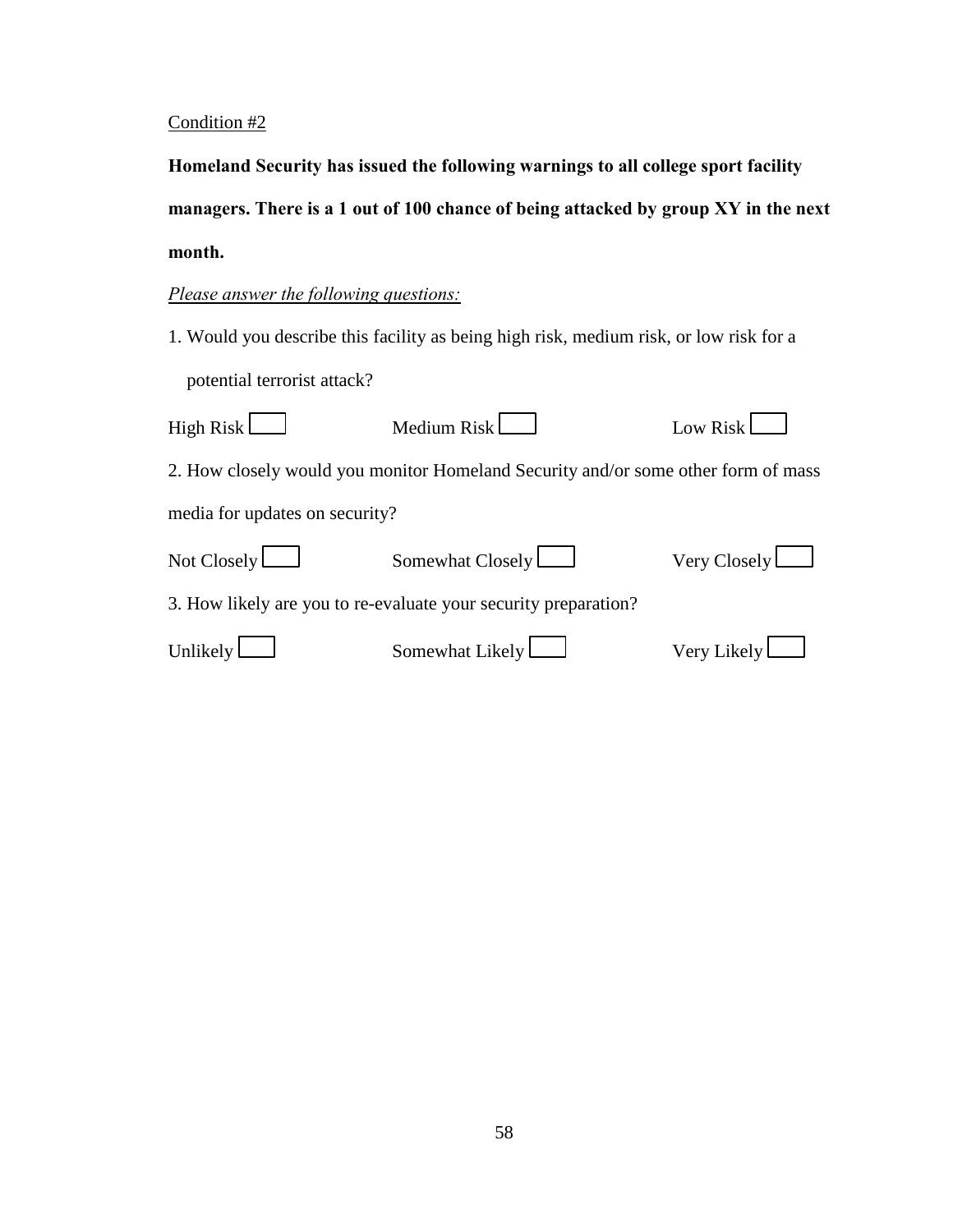Condition #2

**Homeland Security has issued the following warnings to all college sport facility managers. There is a 1 out of 100 chance of being attacked by group XY in the next month.**

*Please answer the following questions:*

1. Would you describe this facility as being high risk, medium risk, or low risk for a potential terrorist attack?

High Risk ☐ Medium Risk ☐ Low Risk ☐

2. How closely would you monitor Homeland Security and/or some other form of mass media for updates on security?

Not Closely ☐ Somewhat Closely ☐ Very Closely ☐

3. How likely are you to re-evaluate your security preparation?

Unlikely ☐ Somewhat Likely ☐ Very Likely ☐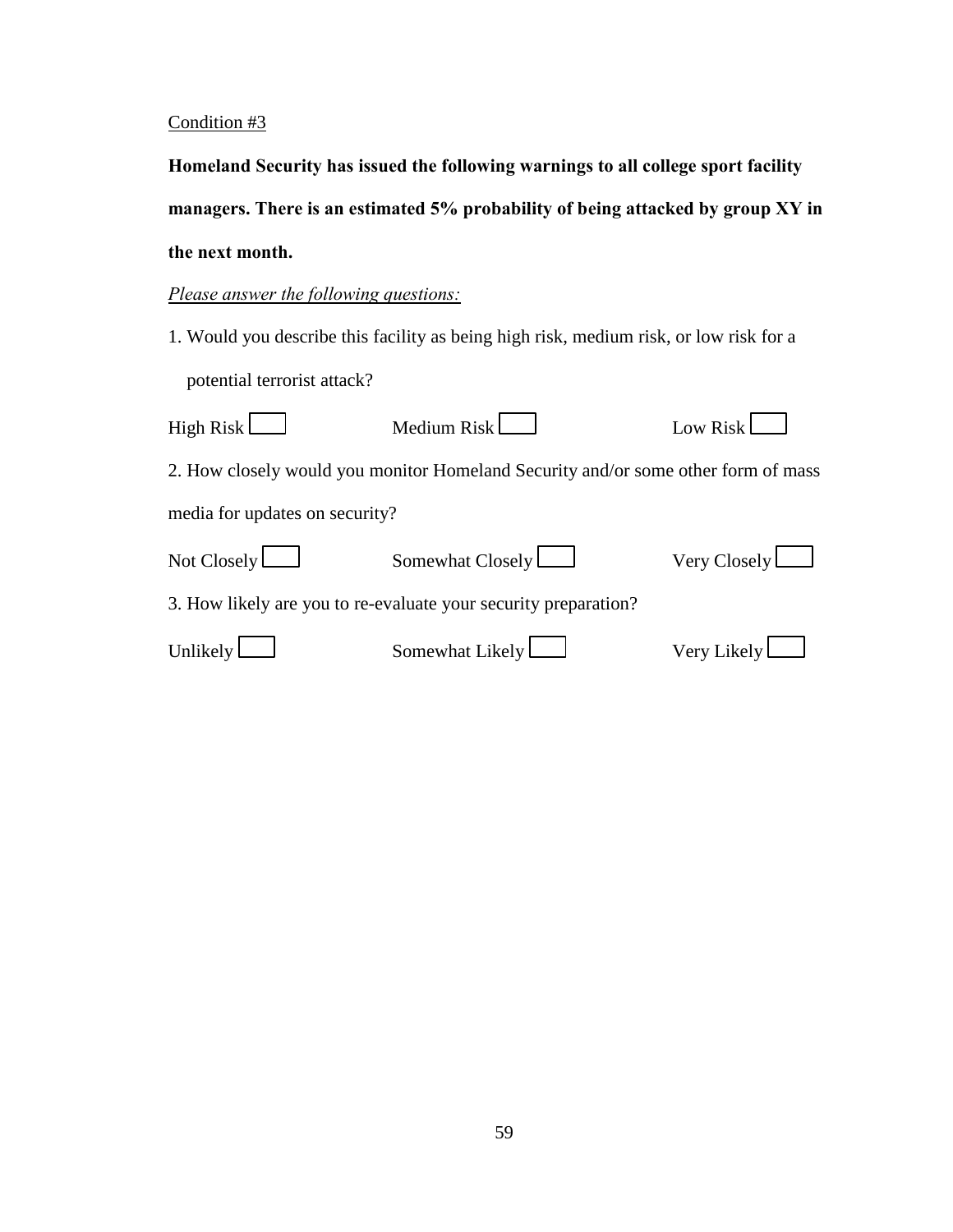Condition #3

**Homeland Security has issued the following warnings to all college sport facility managers. There is an estimated 5% probability of being attacked by group XY in the next month.**

*Please answer the following questions:*

1. Would you describe this facility as being high risk, medium risk, or low risk for a potential terrorist attack?

High Risk ☐ Medium Risk ☐ Low Risk ☐

2. How closely would you monitor Homeland Security and/or some other form of mass media for updates on security?

Not Closely ☐ Somewhat Closely ☐ Very Closely ☐

3. How likely are you to re-evaluate your security preparation?

Unlikely ☐ Somewhat Likely ☐ Very Likely ☐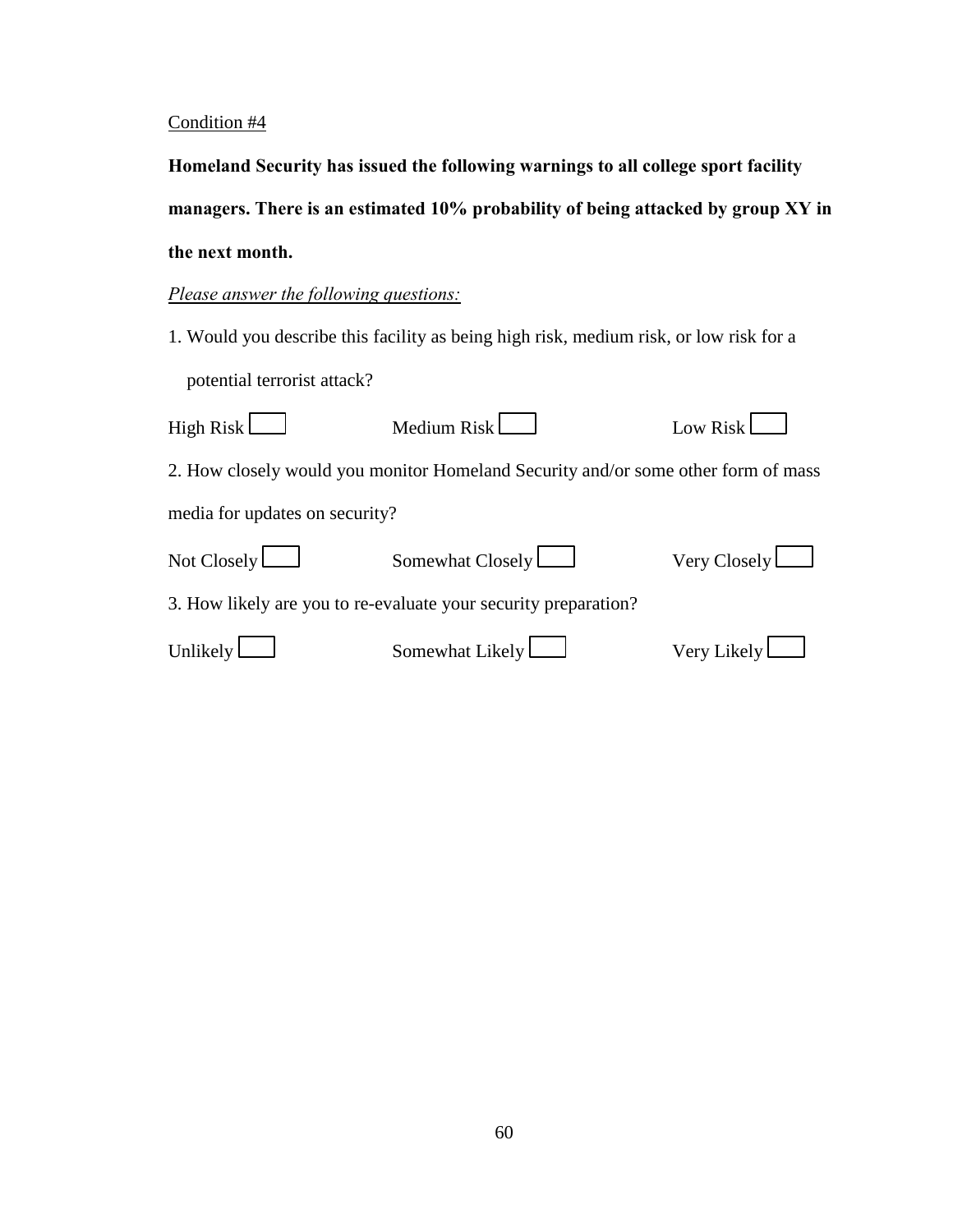<u>Condition #4</u>

**Homeland Security has issued the following warnings to all college sport facility managers. There is an estimated 10% probability of being attacked by group XY in the next month.**

*<u>Please answer the following questions:</u>*

1. Would you describe this facility as being high risk, medium risk, or low risk for a potential terrorist attack?

High Risk ☐ Medium Risk ☐ Low Risk ☐

2. How closely would you monitor Homeland Security and/or some other form of mass media for updates on security?

Not Closely ☐ Somewhat Closely ☐ Very Closely ☐

3. How likely are you to re-evaluate your security preparation?

Unlikely ☐ Somewhat Likely ☐ Very Likely ☐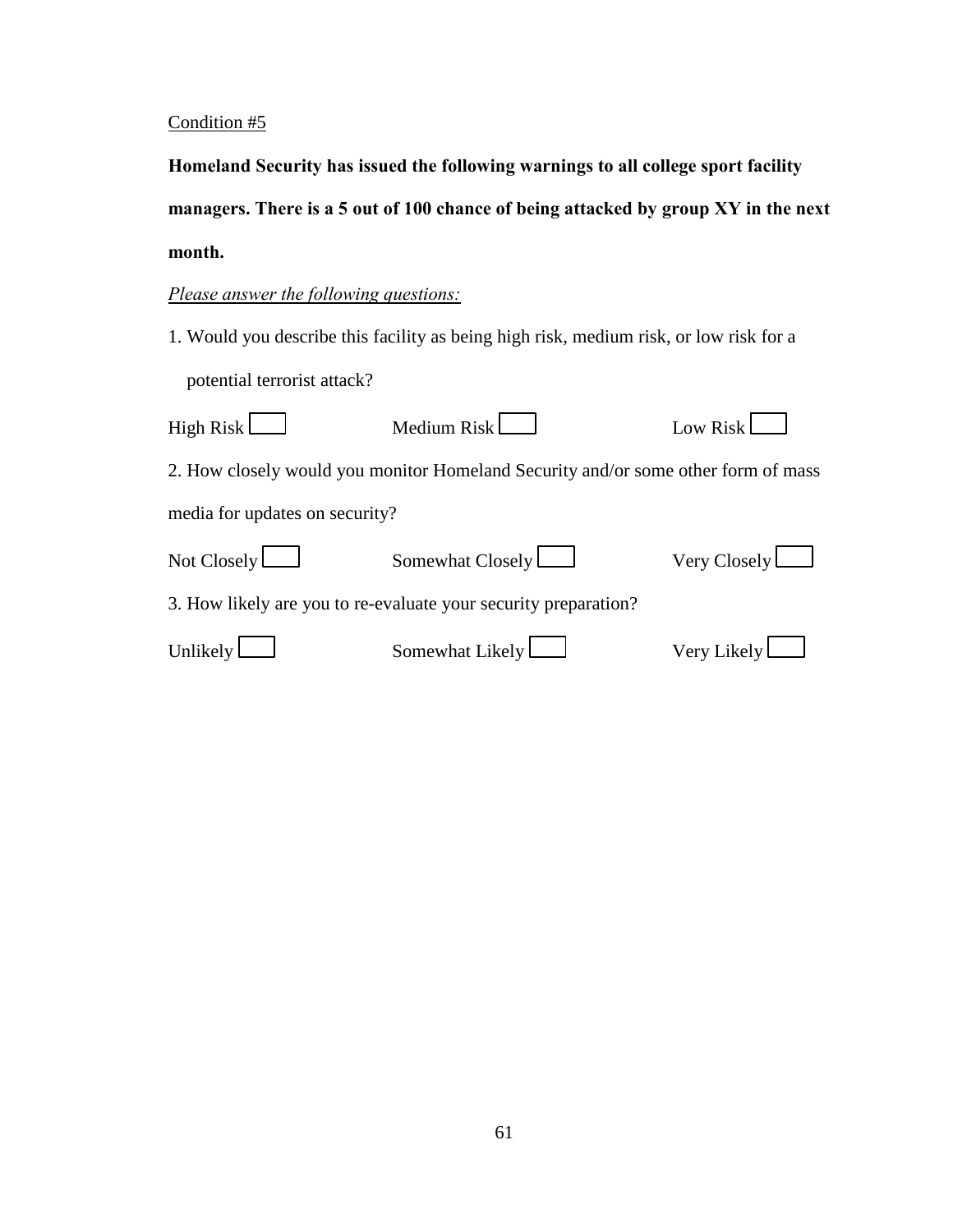<u>Condition #5</u>

**Homeland Security has issued the following warnings to all college sport facility managers. There is a 5 out of 100 chance of being attacked by group XY in the next month.**

*<u>Please answer the following questions:</u>*

1. Would you describe this facility as being high risk, medium risk, or low risk for a potential terrorist attack?

High Risk ☐ Medium Risk ☐ Low Risk ☐

2. How closely would you monitor Homeland Security and/or some other form of mass media for updates on security?

Not Closely ☐ Somewhat Closely ☐ Very Closely ☐

3. How likely are you to re-evaluate your security preparation?

Unlikely ☐ Somewhat Likely ☐ Very Likely ☐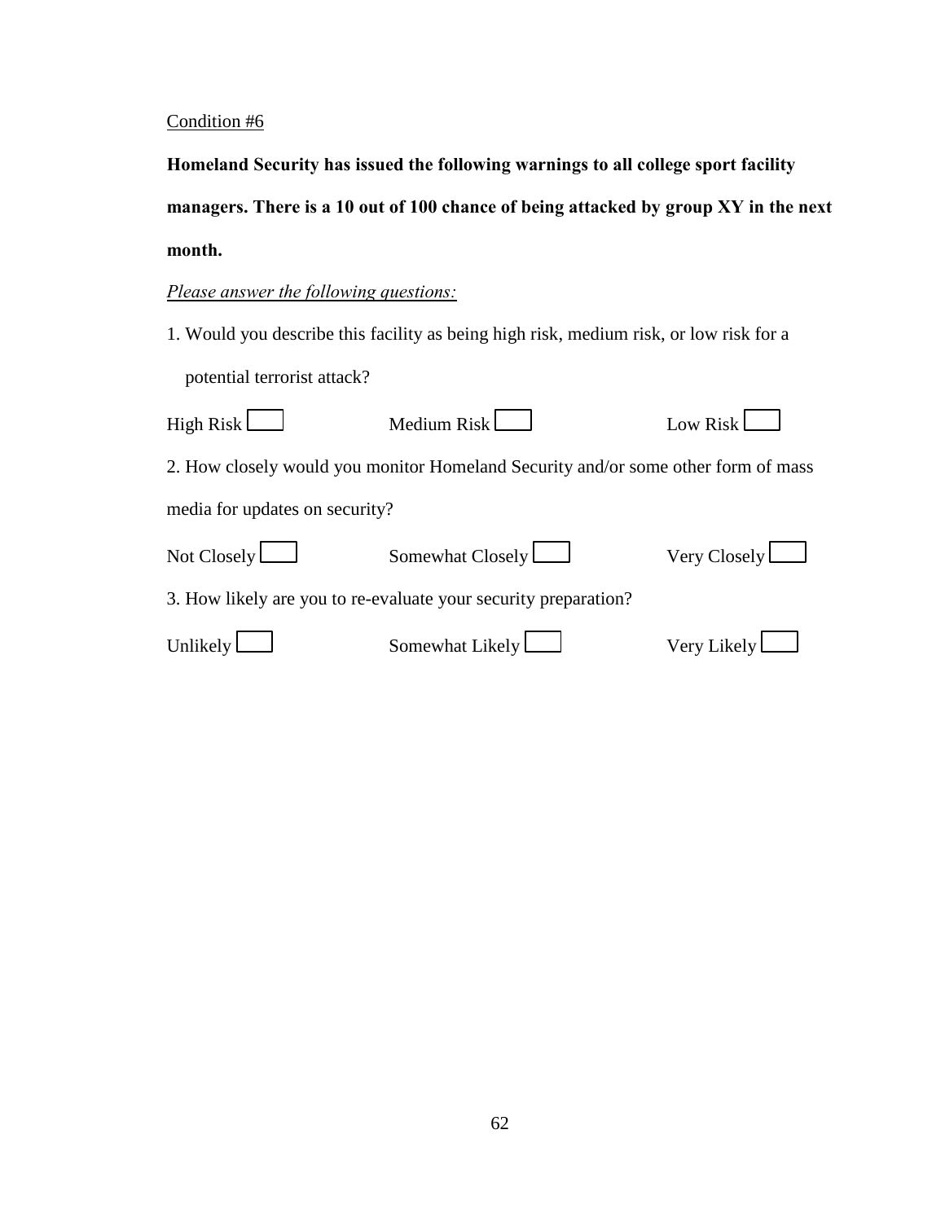Condition #6

**Homeland Security has issued the following warnings to all college sport facility managers. There is a 10 out of 100 chance of being attacked by group XY in the next month.**

*Please answer the following questions:*

1. Would you describe this facility as being high risk, medium risk, or low risk for a potential terrorist attack?

High Risk ☐ Medium Risk ☐ Low Risk ☐

2. How closely would you monitor Homeland Security and/or some other form of mass media for updates on security?

Not Closely ☐ Somewhat Closely ☐ Very Closely ☐

3. How likely are you to re-evaluate your security preparation?

Unlikely ☐ Somewhat Likely ☐ Very Likely ☐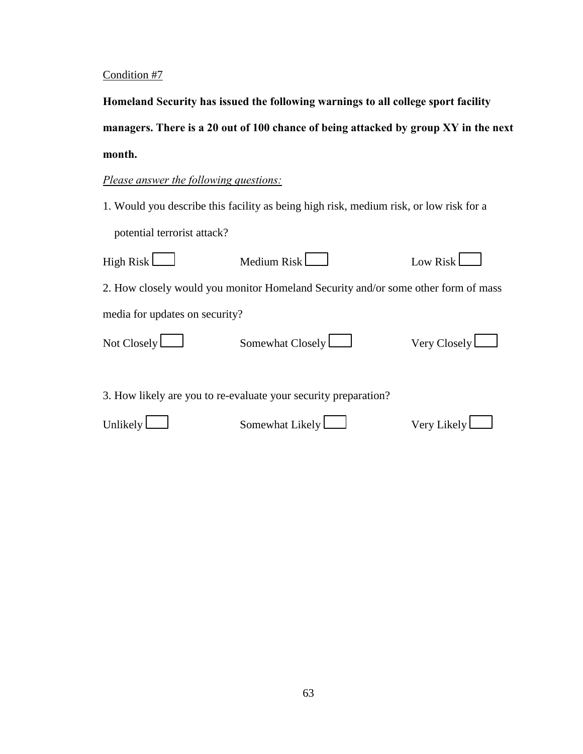Condition #7

**Homeland Security has issued the following warnings to all college sport facility managers. There is a 20 out of 100 chance of being attacked by group XY in the next month.**

*Please answer the following questions:*

1. Would you describe this facility as being high risk, medium risk, or low risk for a potential terrorist attack?

High Risk ☐ Medium Risk ☐ Low Risk ☐

2. How closely would you monitor Homeland Security and/or some other form of mass media for updates on security?

Not Closely ☐ Somewhat Closely ☐ Very Closely ☐

3. How likely are you to re-evaluate your security preparation?

Unlikely ☐ Somewhat Likely ☐ Very Likely ☐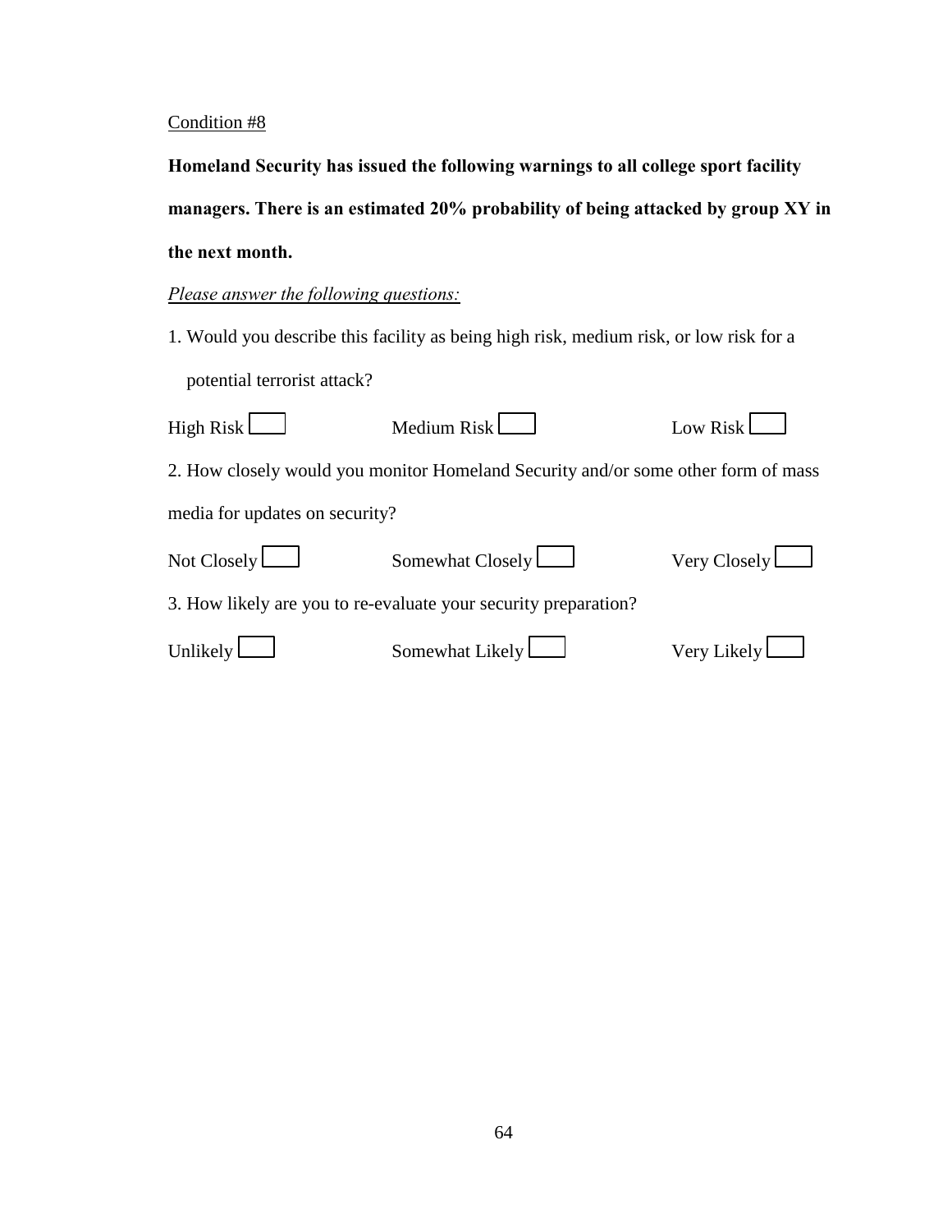Condition #8

**Homeland Security has issued the following warnings to all college sport facility managers. There is an estimated 20% probability of being attacked by group XY in the next month.**

*Please answer the following questions:*

1. Would you describe this facility as being high risk, medium risk, or low risk for a potential terrorist attack?

High Risk ☐ Medium Risk ☐ Low Risk ☐

2. How closely would you monitor Homeland Security and/or some other form of mass media for updates on security?

Not Closely ☐ Somewhat Closely ☐ Very Closely ☐

3. How likely are you to re-evaluate your security preparation?

Unlikely ☐ Somewhat Likely ☐ Very Likely ☐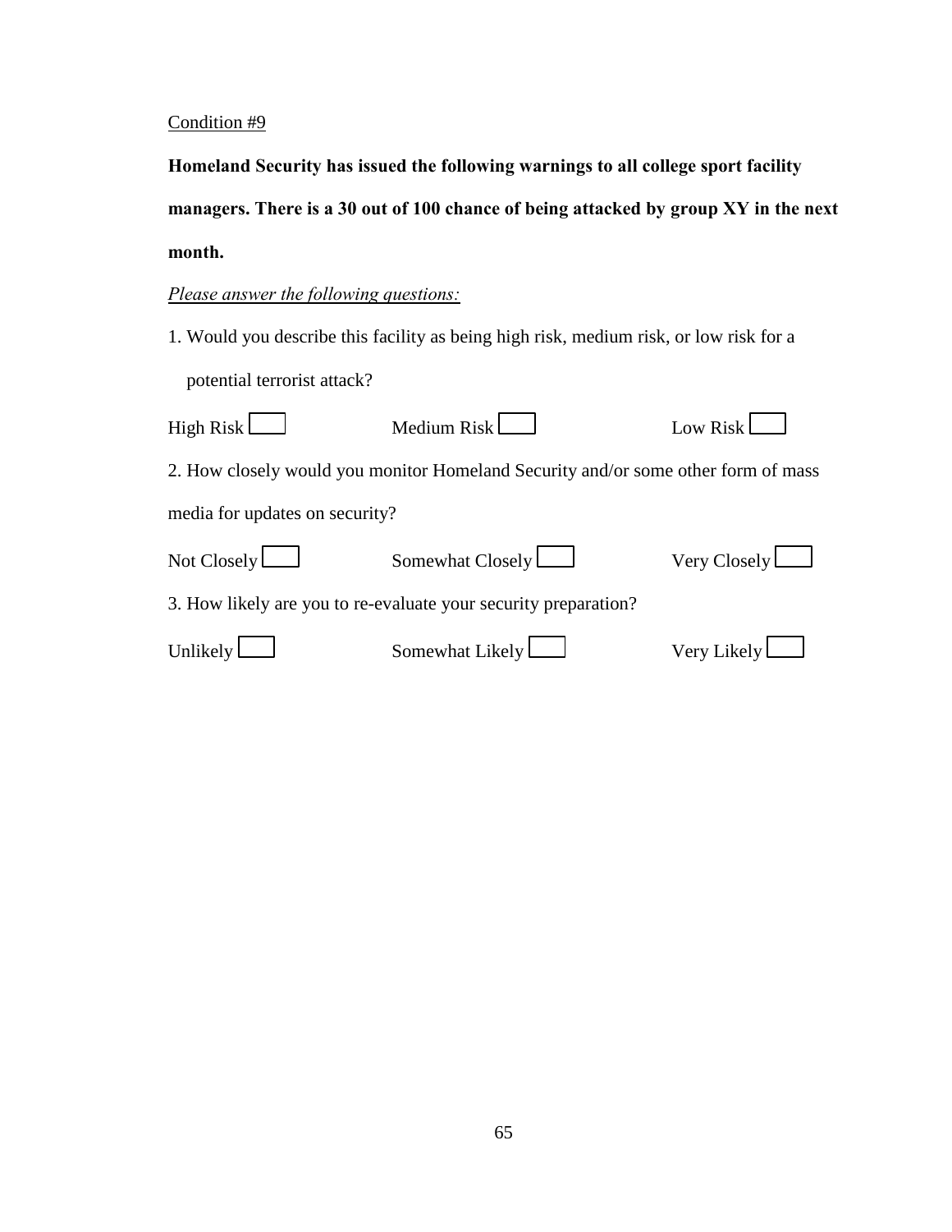Condition #9

**Homeland Security has issued the following warnings to all college sport facility managers. There is a 30 out of 100 chance of being attacked by group XY in the next month.**

*Please answer the following questions:*

1. Would you describe this facility as being high risk, medium risk, or low risk for a potential terrorist attack?

High Risk ☐ Medium Risk ☐ Low Risk ☐

2. How closely would you monitor Homeland Security and/or some other form of mass media for updates on security?

Not Closely ☐ Somewhat Closely ☐ Very Closely ☐

3. How likely are you to re-evaluate your security preparation?

Unlikely ☐ Somewhat Likely ☐ Very Likely ☐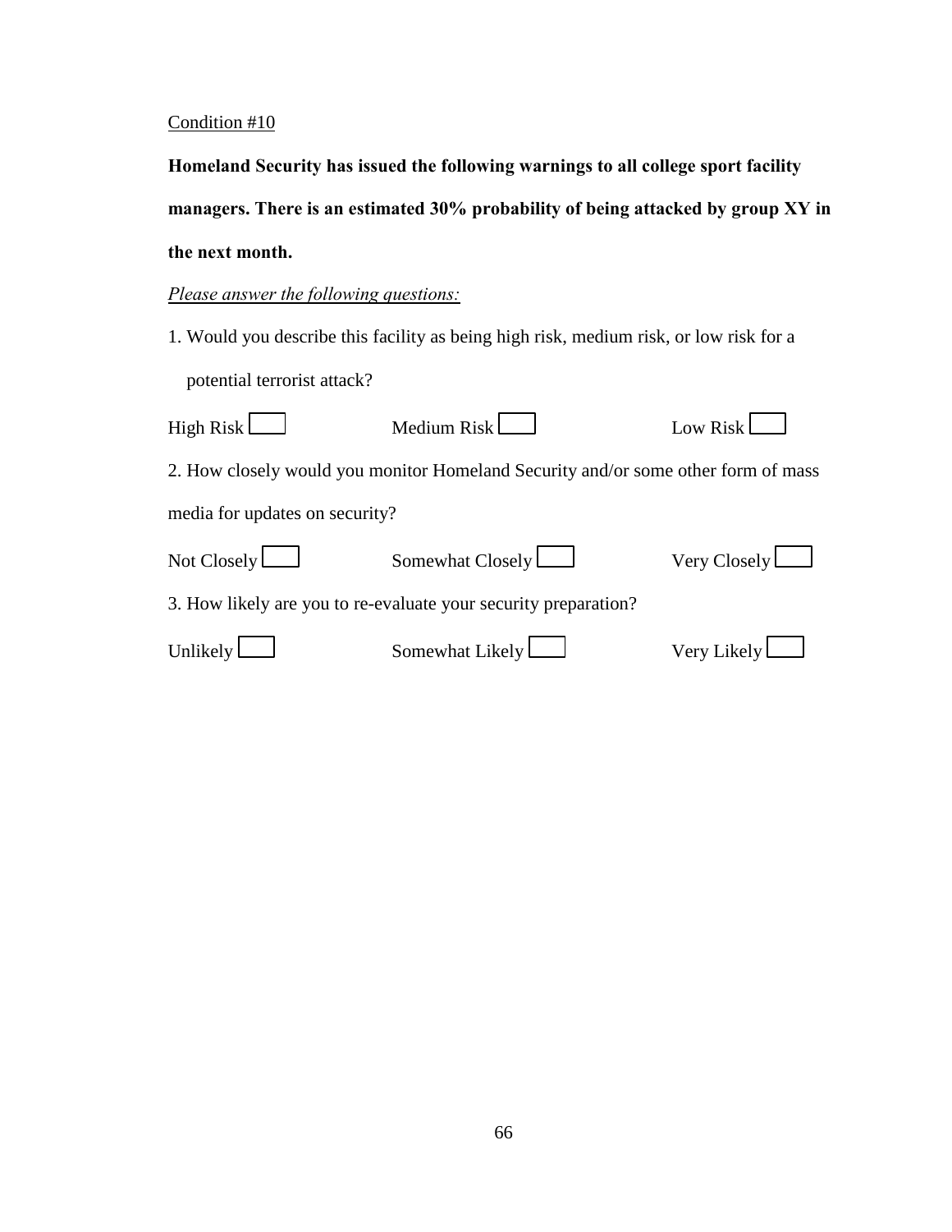Condition #10

**Homeland Security has issued the following warnings to all college sport facility managers. There is an estimated 30% probability of being attacked by group XY in the next month.**

*Please answer the following questions:*

1. Would you describe this facility as being high risk, medium risk, or low risk for a potential terrorist attack?

High Risk ☐ Medium Risk ☐ Low Risk ☐

2. How closely would you monitor Homeland Security and/or some other form of mass media for updates on security?

Not Closely ☐ Somewhat Closely ☐ Very Closely ☐

3. How likely are you to re-evaluate your security preparation?

Unlikely ☐ Somewhat Likely ☐ Very Likely ☐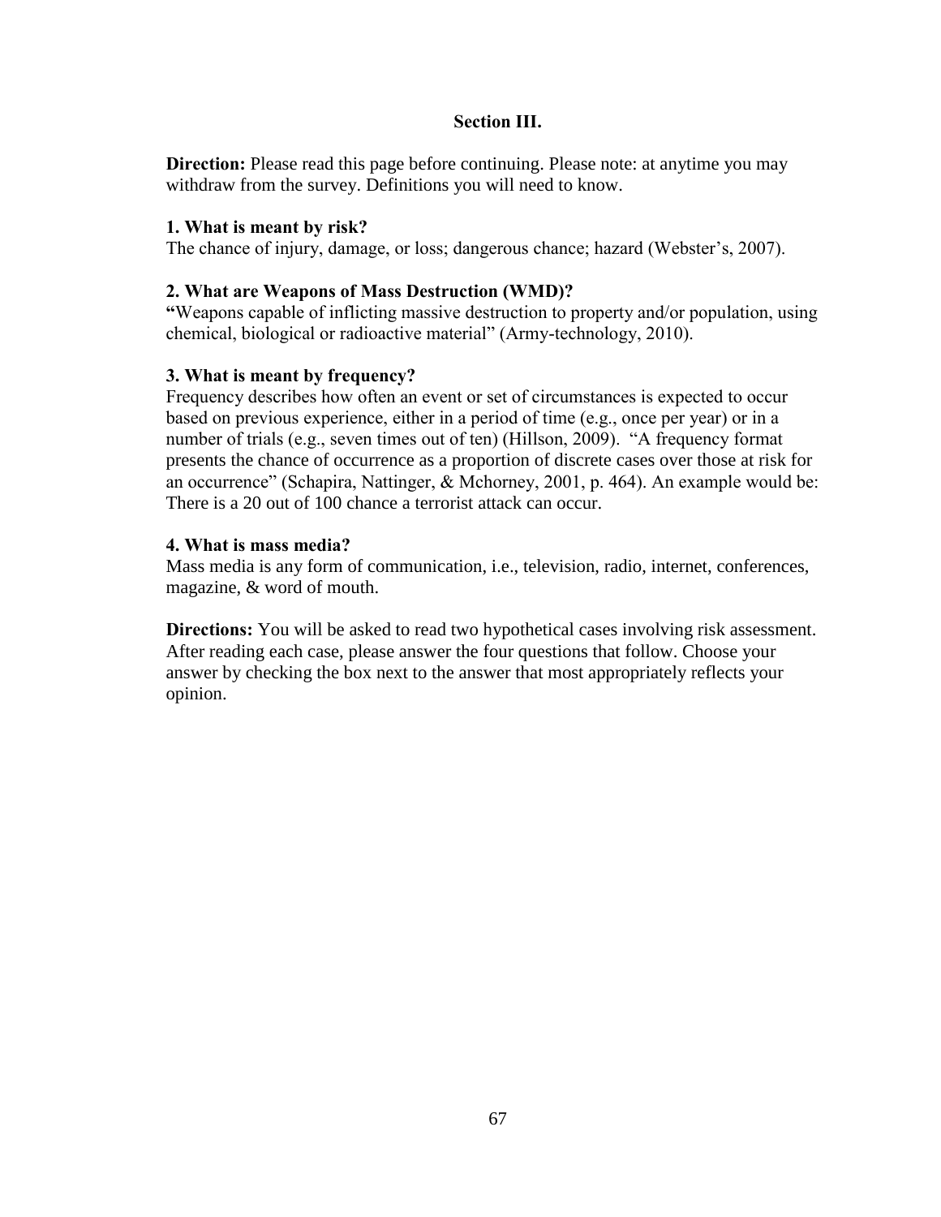## Section III.

**Direction:** Please read this page before continuing. Please note: at anytime you may withdraw from the survey. Definitions you will need to know.

**1. What is meant by risk?**
The chance of injury, damage, or loss; dangerous chance; hazard (Webster's, 2007).

**2. What are Weapons of Mass Destruction (WMD)?**
**"**Weapons capable of inflicting massive destruction to property and/or population, using chemical, biological or radioactive material" (Army-technology, 2010).

**3. What is meant by frequency?**
Frequency describes how often an event or set of circumstances is expected to occur based on previous experience, either in a period of time (e.g., once per year) or in a number of trials (e.g., seven times out of ten) (Hillson, 2009). "A frequency format presents the chance of occurrence as a proportion of discrete cases over those at risk for an occurrence" (Schapira, Nattinger, & Mchorney, 2001, p. 464). An example would be: There is a 20 out of 100 chance a terrorist attack can occur.

**4. What is mass media?**
Mass media is any form of communication, i.e., television, radio, internet, conferences, magazine, & word of mouth.

**Directions:** You will be asked to read two hypothetical cases involving risk assessment. After reading each case, please answer the four questions that follow. Choose your answer by checking the box next to the answer that most appropriately reflects your opinion.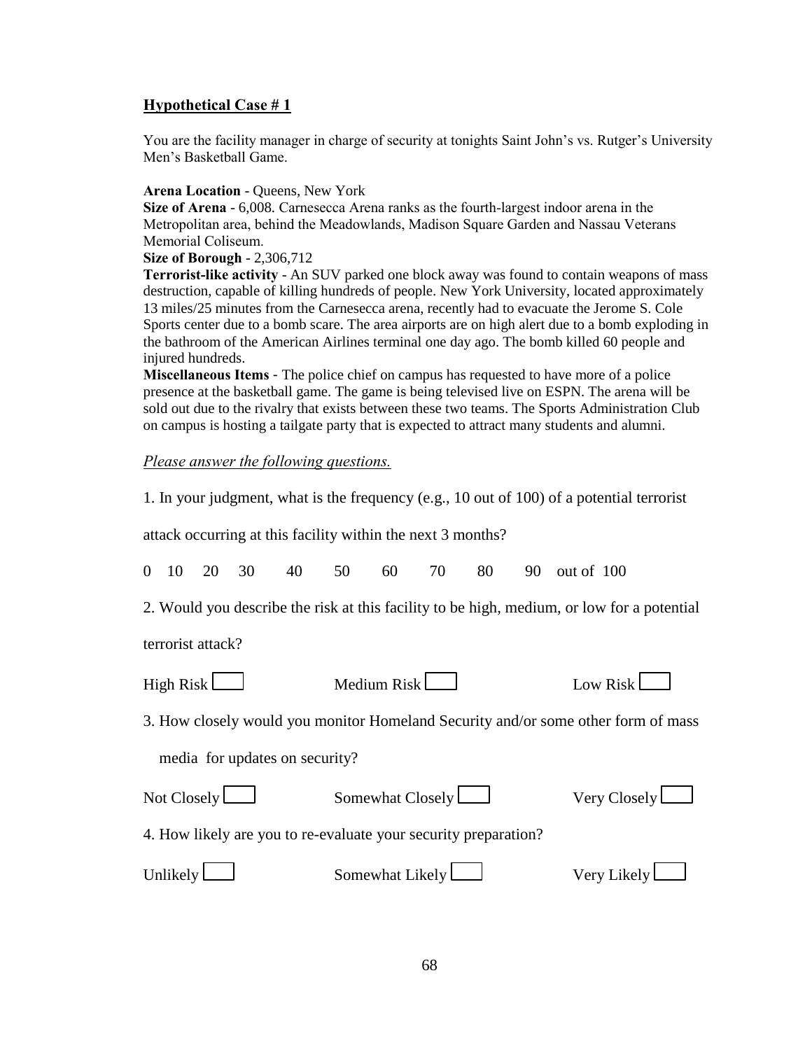**Hypothetical Case # 1**

You are the facility manager in charge of security at tonights Saint John's vs. Rutger's University Men's Basketball Game.

**Arena Location** - Queens, New York
**Size of Arena** - 6,008. Carnesecca Arena ranks as the fourth-largest indoor arena in the Metropolitan area, behind the Meadowlands, Madison Square Garden and Nassau Veterans Memorial Coliseum.
**Size of Borough** - 2,306,712
**Terrorist-like activity** - An SUV parked one block away was found to contain weapons of mass destruction, capable of killing hundreds of people. New York University, located approximately 13 miles/25 minutes from the Carnesecca arena, recently had to evacuate the Jerome S. Cole Sports center due to a bomb scare. The area airports are on high alert due to a bomb exploding in the bathroom of the American Airlines terminal one day ago. The bomb killed 60 people and injured hundreds.
**Miscellaneous Items** - The police chief on campus has requested to have more of a police presence at the basketball game. The game is being televised live on ESPN. The arena will be sold out due to the rivalry that exists between these two teams. The Sports Administration Club on campus is hosting a tailgate party that is expected to attract many students and alumni.

*Please answer the following questions.*

1. In your judgment, what is the frequency (e.g., 10 out of 100) of a potential terrorist attack occurring at this facility within the next 3 months?

0 10 20 30 40 50 60 70 80 90 out of 100

2. Would you describe the risk at this facility to be high, medium, or low for a potential terrorist attack?

High Risk ☐ Medium Risk ☐ Low Risk ☐

3. How closely would you monitor Homeland Security and/or some other form of mass media for updates on security?

Not Closely ☐ Somewhat Closely ☐ Very Closely ☐

4. How likely are you to re-evaluate your security preparation?

Unlikely ☐ Somewhat Likely ☐ Very Likely ☐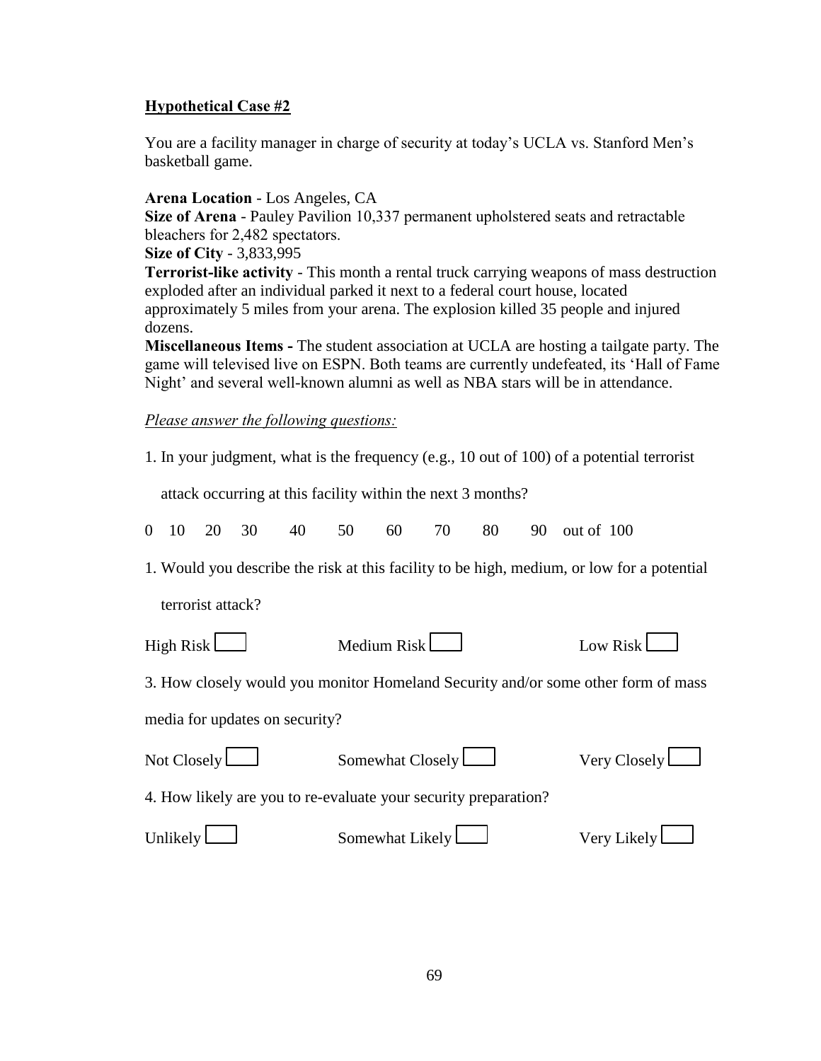**Hypothetical Case #2**

You are a facility manager in charge of security at today's UCLA vs. Stanford Men's basketball game.

**Arena Location** - Los Angeles, CA
**Size of Arena** - Pauley Pavilion 10,337 permanent upholstered seats and retractable bleachers for 2,482 spectators.
**Size of City** - 3,833,995
**Terrorist-like activity** - This month a rental truck carrying weapons of mass destruction exploded after an individual parked it next to a federal court house, located approximately 5 miles from your arena. The explosion killed 35 people and injured dozens.
**Miscellaneous Items -** The student association at UCLA are hosting a tailgate party. The game will televised live on ESPN. Both teams are currently undefeated, its 'Hall of Fame Night' and several well-known alumni as well as NBA stars will be in attendance.

*Please answer the following questions:*

1. In your judgment, what is the frequency (e.g., 10 out of 100) of a potential terrorist attack occurring at this facility within the next 3 months?

0 10 20 30 40 50 60 70 80 90 out of 100

1. Would you describe the risk at this facility to be high, medium, or low for a potential terrorist attack?

High Risk ☐ Medium Risk ☐ Low Risk ☐

3. How closely would you monitor Homeland Security and/or some other form of mass media for updates on security?

Not Closely ☐ Somewhat Closely ☐ Very Closely ☐

4. How likely are you to re-evaluate your security preparation?

Unlikely ☐ Somewhat Likely ☐ Very Likely ☐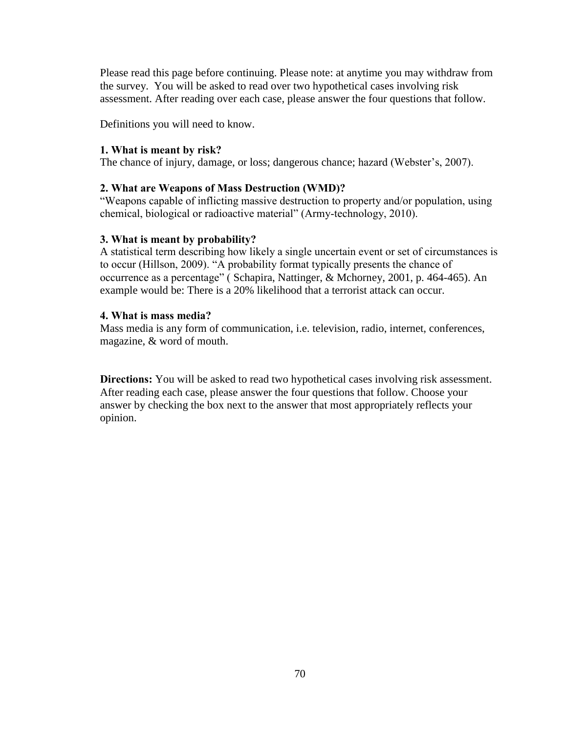Please read this page before continuing. Please note: at anytime you may withdraw from the survey. You will be asked to read over two hypothetical cases involving risk assessment. After reading over each case, please answer the four questions that follow.

Definitions you will need to know.

**1. What is meant by risk?**
The chance of injury, damage, or loss; dangerous chance; hazard (Webster's, 2007).

**2. What are Weapons of Mass Destruction (WMD)?**
"Weapons capable of inflicting massive destruction to property and/or population, using chemical, biological or radioactive material" (Army-technology, 2010).

**3. What is meant by probability?**
A statistical term describing how likely a single uncertain event or set of circumstances is to occur (Hillson, 2009). "A probability format typically presents the chance of occurrence as a percentage" ( Schapira, Nattinger, & Mchorney, 2001, p. 464-465). An example would be: There is a 20% likelihood that a terrorist attack can occur.

**4. What is mass media?**
Mass media is any form of communication, i.e. television, radio, internet, conferences, magazine, & word of mouth.

**Directions:** You will be asked to read two hypothetical cases involving risk assessment. After reading each case, please answer the four questions that follow. Choose your answer by checking the box next to the answer that most appropriately reflects your opinion.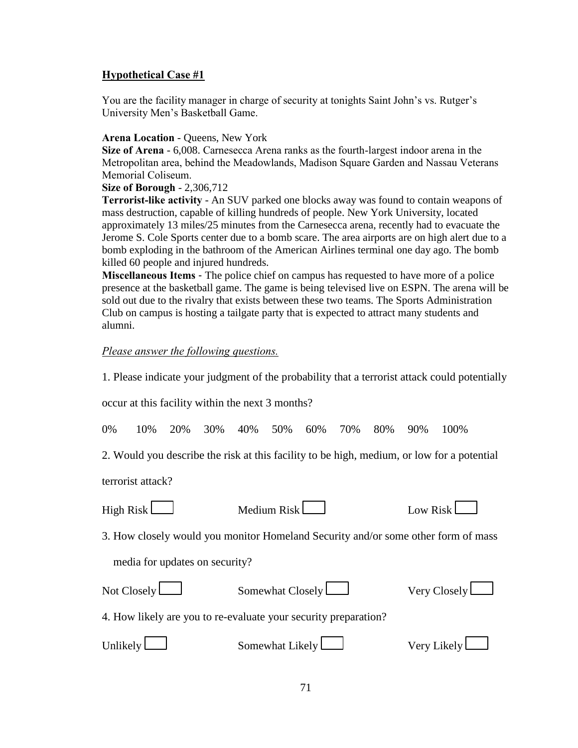**Hypothetical Case #1**

You are the facility manager in charge of security at tonights Saint John's vs. Rutger's University Men's Basketball Game.

**Arena Location** - Queens, New York
**Size of Arena** - 6,008. Carnesecca Arena ranks as the fourth-largest indoor arena in the Metropolitan area, behind the Meadowlands, Madison Square Garden and Nassau Veterans Memorial Coliseum.
**Size of Borough** - 2,306,712
**Terrorist-like activity** - An SUV parked one blocks away was found to contain weapons of mass destruction, capable of killing hundreds of people. New York University, located approximately 13 miles/25 minutes from the Carnesecca arena, recently had to evacuate the Jerome S. Cole Sports center due to a bomb scare. The area airports are on high alert due to a bomb exploding in the bathroom of the American Airlines terminal one day ago. The bomb killed 60 people and injured hundreds.
**Miscellaneous Items** - The police chief on campus has requested to have more of a police presence at the basketball game. The game is being televised live on ESPN. The arena will be sold out due to the rivalry that exists between these two teams. The Sports Administration Club on campus is hosting a tailgate party that is expected to attract many students and alumni.

*Please answer the following questions.*

1. Please indicate your judgment of the probability that a terrorist attack could potentially occur at this facility within the next 3 months?

0% 10% 20% 30% 40% 50% 60% 70% 80% 90% 100%

2. Would you describe the risk at this facility to be high, medium, or low for a potential terrorist attack?

High Risk ☐ Medium Risk ☐ Low Risk ☐

3. How closely would you monitor Homeland Security and/or some other form of mass media for updates on security?

Not Closely ☐ Somewhat Closely ☐ Very Closely ☐

4. How likely are you to re-evaluate your security preparation?

Unlikely ☐ Somewhat Likely ☐ Very Likely ☐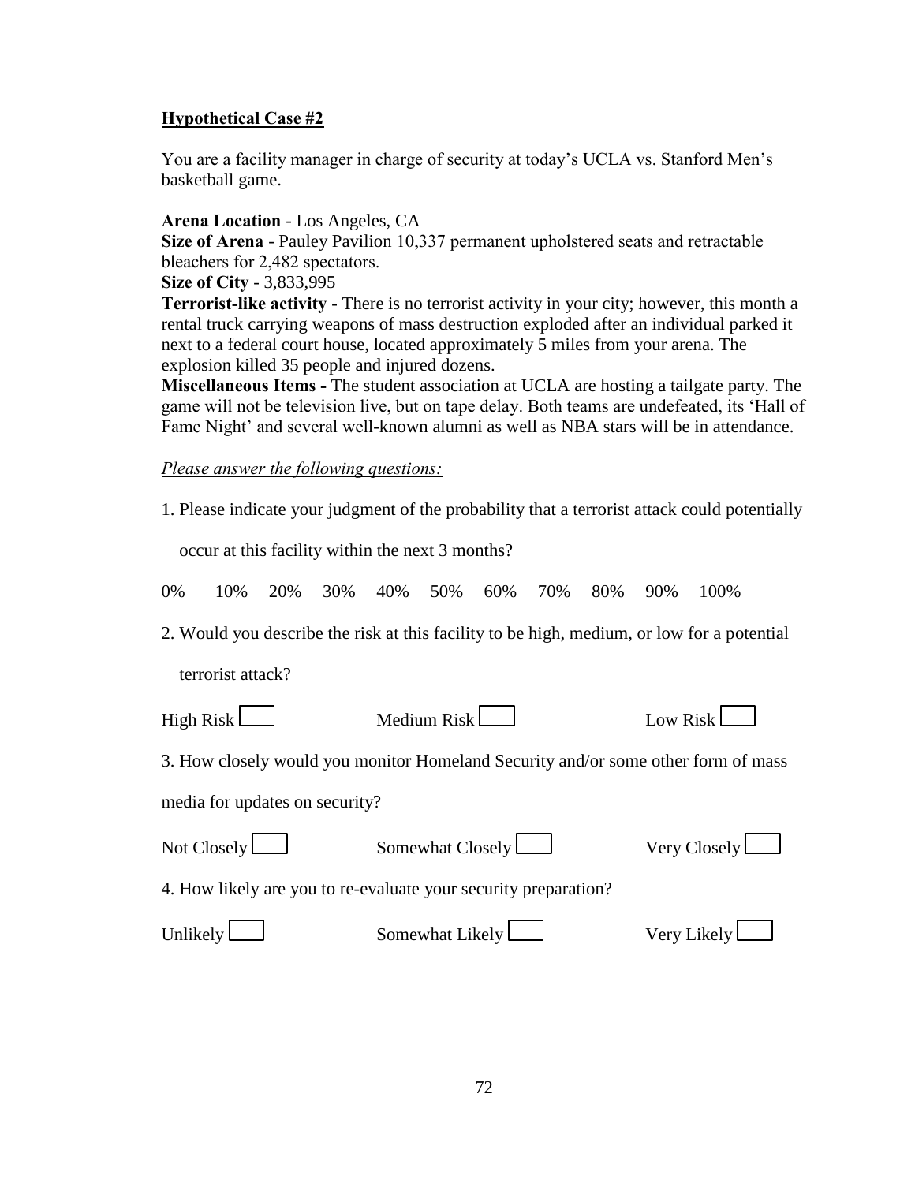**<u>Hypothetical Case #2</u>**

You are a facility manager in charge of security at today's UCLA vs. Stanford Men's basketball game.

**Arena Location** - Los Angeles, CA
**Size of Arena** - Pauley Pavilion 10,337 permanent upholstered seats and retractable bleachers for 2,482 spectators.
**Size of City** - 3,833,995
**Terrorist-like activity** - There is no terrorist activity in your city; however, this month a rental truck carrying weapons of mass destruction exploded after an individual parked it next to a federal court house, located approximately 5 miles from your arena. The explosion killed 35 people and injured dozens.
**Miscellaneous Items -** The student association at UCLA are hosting a tailgate party. The game will not be television live, but on tape delay. Both teams are undefeated, its 'Hall of Fame Night' and several well-known alumni as well as NBA stars will be in attendance.

*<u>Please answer the following questions:</u>*

1. Please indicate your judgment of the probability that a terrorist attack could potentially occur at this facility within the next 3 months?

0%  10%  20%  30%  40%  50%  60%  70%  80%  90%  100%

2. Would you describe the risk at this facility to be high, medium, or low for a potential terrorist attack?

High Risk ☐  Medium Risk ☐  Low Risk ☐

3. How closely would you monitor Homeland Security and/or some other form of mass media for updates on security?

Not Closely ☐  Somewhat Closely ☐  Very Closely ☐

4. How likely are you to re-evaluate your security preparation?

Unlikely ☐  Somewhat Likely ☐  Very Likely ☐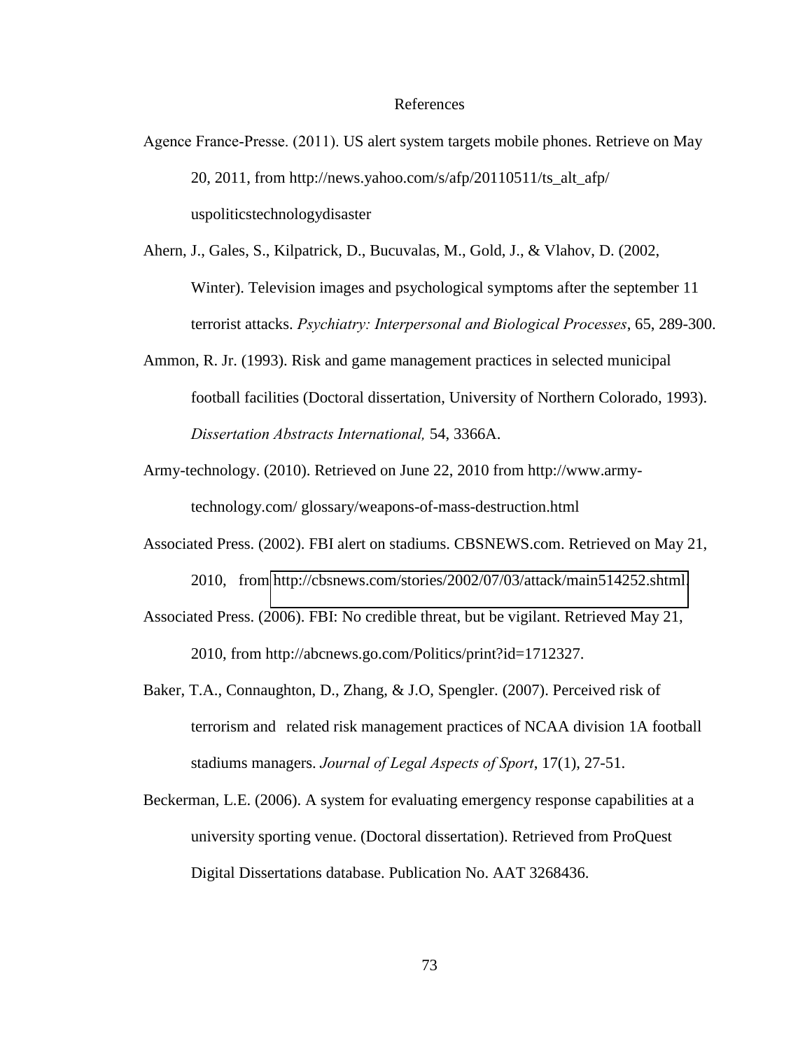# References

Agence France-Presse. (2011). US alert system targets mobile phones. Retrieve on May 20, 2011, from http://news.yahoo.com/s/afp/20110511/ts_alt_afp/ uspoliticstechnologydisaster

Ahern, J., Gales, S., Kilpatrick, D., Bucuvalas, M., Gold, J., & Vlahov, D. (2002, Winter). Television images and psychological symptoms after the september 11 terrorist attacks. *Psychiatry: Interpersonal and Biological Processes*, 65, 289-300.

Ammon, R. Jr. (1993). Risk and game management practices in selected municipal football facilities (Doctoral dissertation, University of Northern Colorado, 1993). *Dissertation Abstracts International,* 54, 3366A.

Army-technology. (2010). Retrieved on June 22, 2010 from http://www.army-technology.com/ glossary/weapons-of-mass-destruction.html

Associated Press. (2002). FBI alert on stadiums. CBSNEWS.com. Retrieved on May 21, 2010, from http://cbsnews.com/stories/2002/07/03/attack/main514252.shtml.

Associated Press. (2006). FBI: No credible threat, but be vigilant. Retrieved May 21, 2010, from http://abcnews.go.com/Politics/print?id=1712327.

Baker, T.A., Connaughton, D., Zhang, & J.O, Spengler. (2007). Perceived risk of terrorism and related risk management practices of NCAA division 1A football stadiums managers. *Journal of Legal Aspects of Sport*, 17(1), 27-51.

Beckerman, L.E. (2006). A system for evaluating emergency response capabilities at a university sporting venue. (Doctoral dissertation). Retrieved from ProQuest Digital Dissertations database. Publication No. AAT 3268436.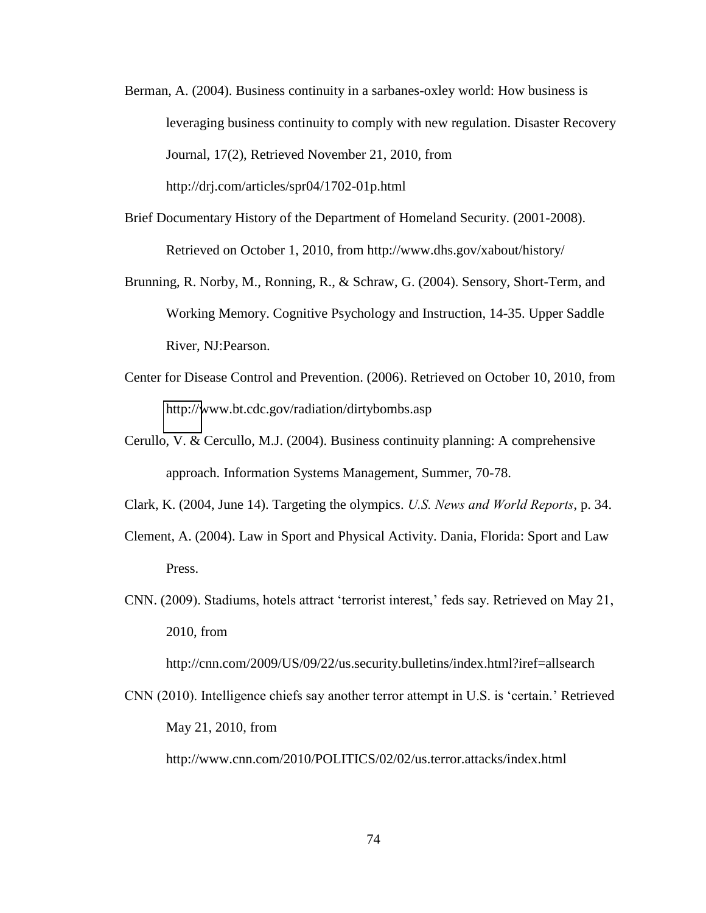Berman, A. (2004). Business continuity in a sarbanes-oxley world: How business is leveraging business continuity to comply with new regulation. Disaster Recovery Journal, 17(2), Retrieved November 21, 2010, from http://drj.com/articles/spr04/1702-01p.html

Brief Documentary History of the Department of Homeland Security. (2001-2008). Retrieved on October 1, 2010, from http://www.dhs.gov/xabout/history/

Brunning, R. Norby, M., Ronning, R., & Schraw, G. (2004). Sensory, Short-Term, and Working Memory. Cognitive Psychology and Instruction, 14-35. Upper Saddle River, NJ:Pearson.

Center for Disease Control and Prevention. (2006). Retrieved on October 10, 2010, from http://www.bt.cdc.gov/radiation/dirtybombs.asp

Cerullo, V. & Cercullo, M.J. (2004). Business continuity planning: A comprehensive approach. Information Systems Management, Summer, 70-78.

Clark, K. (2004, June 14). Targeting the olympics. *U.S. News and World Reports*, p. 34.

Clement, A. (2004). Law in Sport and Physical Activity. Dania, Florida: Sport and Law Press.

CNN. (2009). Stadiums, hotels attract 'terrorist interest,' feds say. Retrieved on May 21, 2010, from http://cnn.com/2009/US/09/22/us.security.bulletins/index.html?iref=allsearch

CNN (2010). Intelligence chiefs say another terror attempt in U.S. is 'certain.' Retrieved May 21, 2010, from http://www.cnn.com/2010/POLITICS/02/02/us.terror.attacks/index.html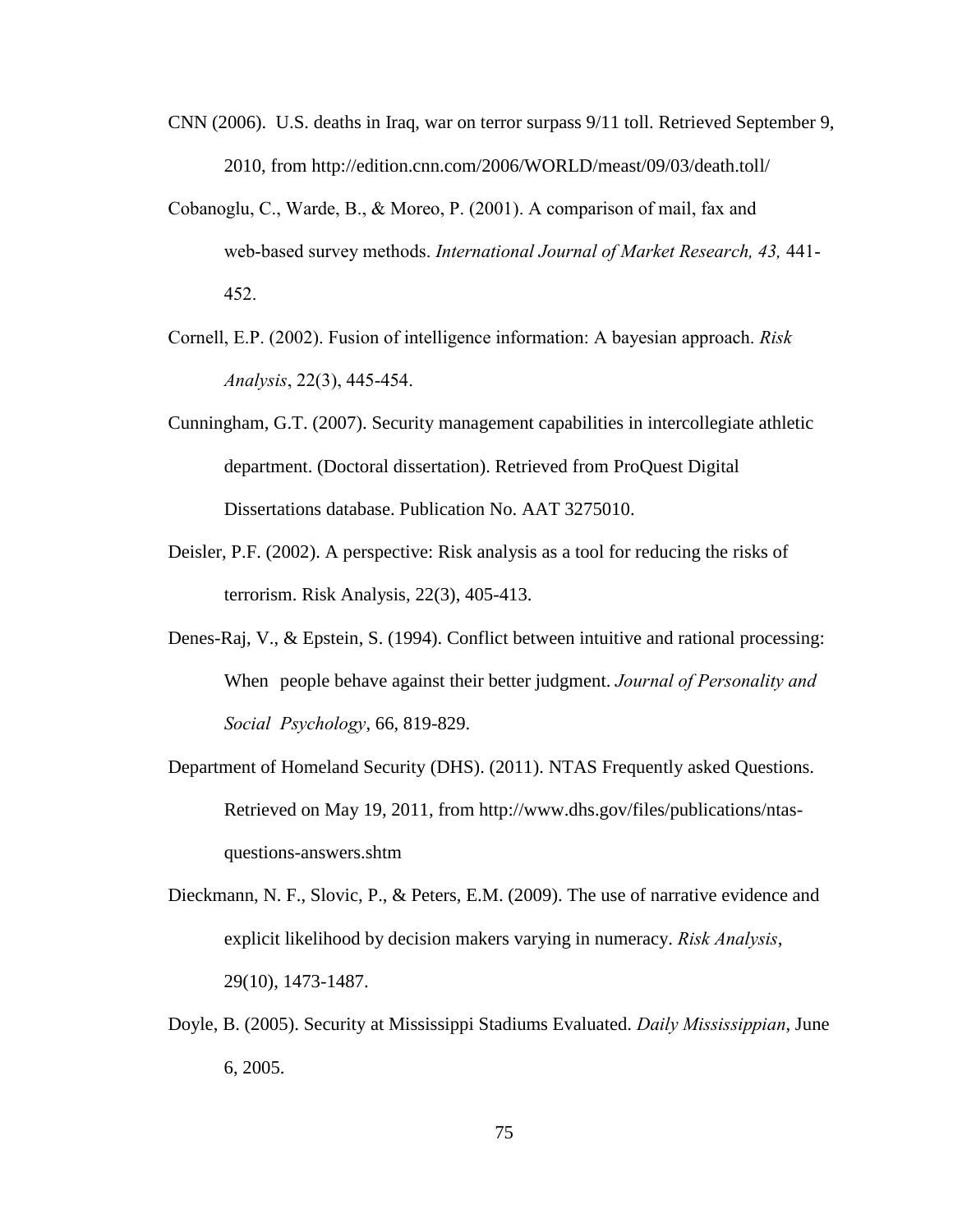CNN (2006). U.S. deaths in Iraq, war on terror surpass 9/11 toll. Retrieved September 9, 2010, from http://edition.cnn.com/2006/WORLD/meast/09/03/death.toll/

Cobanoglu, C., Warde, B., & Moreo, P. (2001). A comparison of mail, fax and web-based survey methods. *International Journal of Market Research, 43,* 441-452.

Cornell, E.P. (2002). Fusion of intelligence information: A bayesian approach. *Risk Analysis*, 22(3), 445-454.

Cunningham, G.T. (2007). Security management capabilities in intercollegiate athletic department. (Doctoral dissertation). Retrieved from ProQuest Digital Dissertations database. Publication No. AAT 3275010.

Deisler, P.F. (2002). A perspective: Risk analysis as a tool for reducing the risks of terrorism. Risk Analysis, 22(3), 405-413.

Denes-Raj, V., & Epstein, S. (1994). Conflict between intuitive and rational processing: When people behave against their better judgment. *Journal of Personality and Social Psychology*, 66, 819-829.

Department of Homeland Security (DHS). (2011). NTAS Frequently asked Questions. Retrieved on May 19, 2011, from http://www.dhs.gov/files/publications/ntas-questions-answers.shtm

Dieckmann, N. F., Slovic, P., & Peters, E.M. (2009). The use of narrative evidence and explicit likelihood by decision makers varying in numeracy. *Risk Analysis*, 29(10), 1473-1487.

Doyle, B. (2005). Security at Mississippi Stadiums Evaluated. *Daily Mississippian*, June 6, 2005.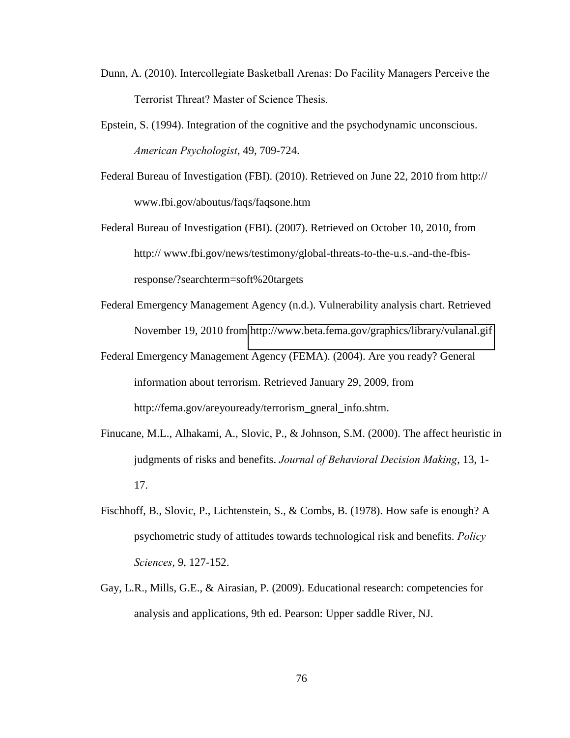Dunn, A. (2010). Intercollegiate Basketball Arenas: Do Facility Managers Perceive the Terrorist Threat? Master of Science Thesis.

Epstein, S. (1994). Integration of the cognitive and the psychodynamic unconscious. *American Psychologist*, 49, 709-724.

Federal Bureau of Investigation (FBI). (2010). Retrieved on June 22, 2010 from http:// www.fbi.gov/aboutus/faqs/faqsone.htm

Federal Bureau of Investigation (FBI). (2007). Retrieved on October 10, 2010, from http:// www.fbi.gov/news/testimony/global-threats-to-the-u.s.-and-the-fbis-response/?searchterm=soft%20targets

Federal Emergency Management Agency (n.d.). Vulnerability analysis chart. Retrieved November 19, 2010 from http://www.beta.fema.gov/graphics/library/vulanal.gif

Federal Emergency Management Agency (FEMA). (2004). Are you ready? General information about terrorism. Retrieved January 29, 2009, from http://fema.gov/areyouready/terrorism_gneral_info.shtm.

Finucane, M.L., Alhakami, A., Slovic, P., & Johnson, S.M. (2000). The affect heuristic in judgments of risks and benefits. *Journal of Behavioral Decision Making*, 13, 1-17.

Fischhoff, B., Slovic, P., Lichtenstein, S., & Combs, B. (1978). How safe is enough? A psychometric study of attitudes towards technological risk and benefits. *Policy Sciences*, 9, 127-152.

Gay, L.R., Mills, G.E., & Airasian, P. (2009). Educational research: competencies for analysis and applications, 9th ed. Pearson: Upper saddle River, NJ.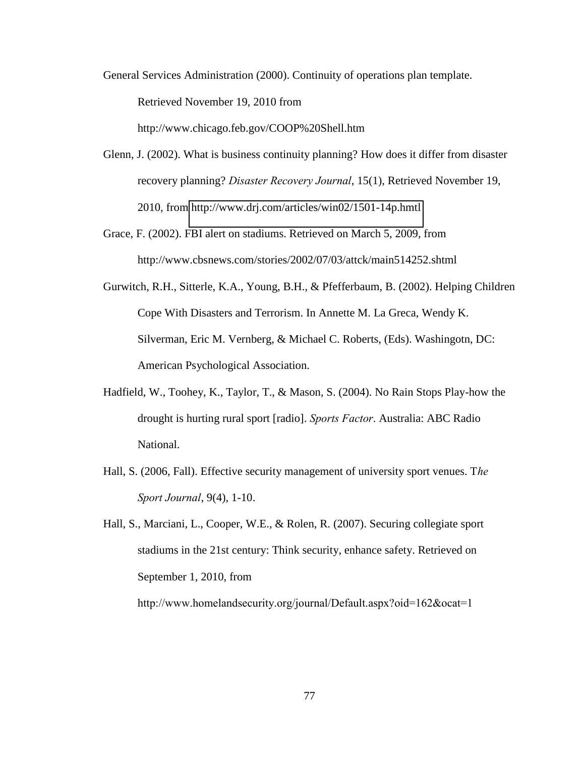General Services Administration (2000). Continuity of operations plan template. Retrieved November 19, 2010 from http://www.chicago.feb.gov/COOP%20Shell.htm

Glenn, J. (2002). What is business continuity planning? How does it differ from disaster recovery planning? *Disaster Recovery Journal*, 15(1), Retrieved November 19, 2010, from http://www.drj.com/articles/win02/1501-14p.hmtl

Grace, F. (2002). FBI alert on stadiums. Retrieved on March 5, 2009, from http://www.cbsnews.com/stories/2002/07/03/attck/main514252.shtml

Gurwitch, R.H., Sitterle, K.A., Young, B.H., & Pfefferbaum, B. (2002). Helping Children Cope With Disasters and Terrorism. In Annette M. La Greca, Wendy K. Silverman, Eric M. Vernberg, & Michael C. Roberts, (Eds). Washingotn, DC: American Psychological Association.

Hadfield, W., Toohey, K., Taylor, T., & Mason, S. (2004). No Rain Stops Play-how the drought is hurting rural sport [radio]. *Sports Factor*. Australia: ABC Radio National.

Hall, S. (2006, Fall). Effective security management of university sport venues. T*he Sport Journal*, 9(4), 1-10.

Hall, S., Marciani, L., Cooper, W.E., & Rolen, R. (2007). Securing collegiate sport stadiums in the 21st century: Think security, enhance safety. Retrieved on September 1, 2010, from http://www.homelandsecurity.org/journal/Default.aspx?oid=162&ocat=1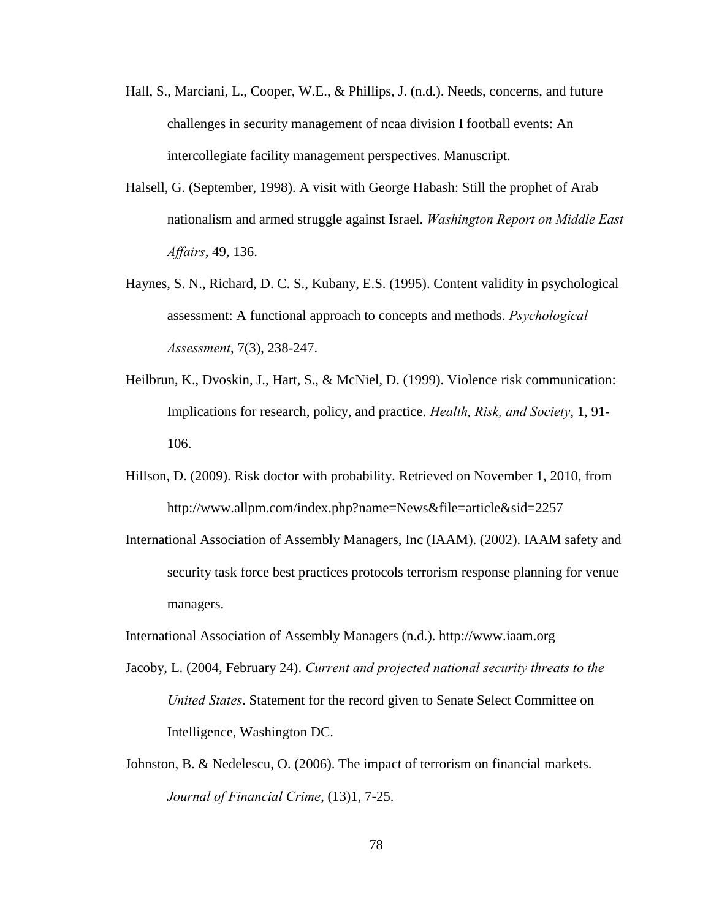Hall, S., Marciani, L., Cooper, W.E., & Phillips, J. (n.d.). Needs, concerns, and future challenges in security management of ncaa division I football events: An intercollegiate facility management perspectives. Manuscript.

Halsell, G. (September, 1998). A visit with George Habash: Still the prophet of Arab nationalism and armed struggle against Israel. *Washington Report on Middle East Affairs*, 49, 136.

Haynes, S. N., Richard, D. C. S., Kubany, E.S. (1995). Content validity in psychological assessment: A functional approach to concepts and methods. *Psychological Assessment*, 7(3), 238-247.

Heilbrun, K., Dvoskin, J., Hart, S., & McNiel, D. (1999). Violence risk communication: Implications for research, policy, and practice. *Health, Risk, and Society*, 1, 91-106.

Hillson, D. (2009). Risk doctor with probability. Retrieved on November 1, 2010, from http://www.allpm.com/index.php?name=News&file=article&sid=2257

International Association of Assembly Managers, Inc (IAAM). (2002). IAAM safety and security task force best practices protocols terrorism response planning for venue managers.

International Association of Assembly Managers (n.d.). http://www.iaam.org

Jacoby, L. (2004, February 24). *Current and projected national security threats to the United States*. Statement for the record given to Senate Select Committee on Intelligence, Washington DC.

Johnston, B. & Nedelescu, O. (2006). The impact of terrorism on financial markets. *Journal of Financial Crime*, (13)1, 7-25.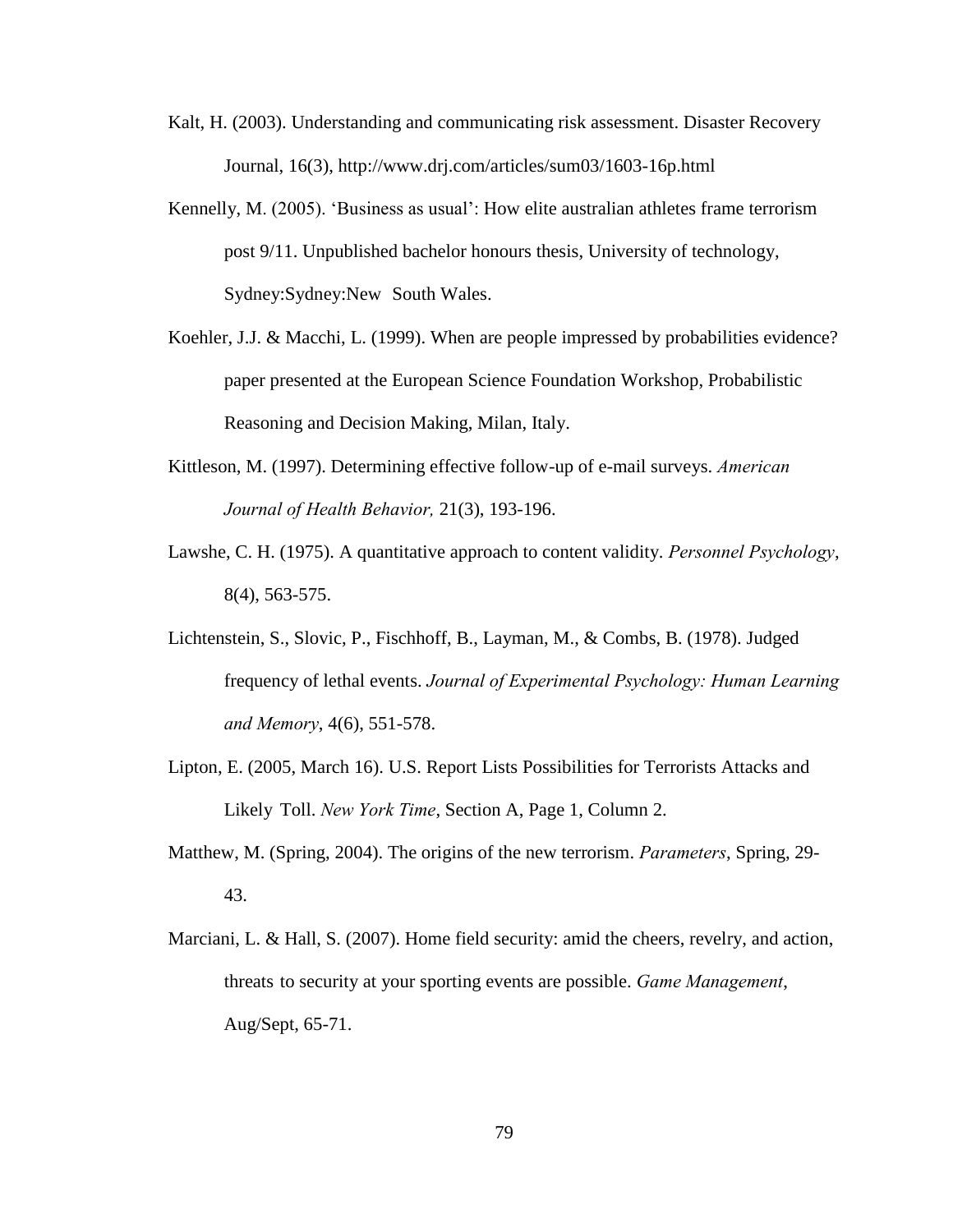Kalt, H. (2003). Understanding and communicating risk assessment. Disaster Recovery Journal, 16(3), http://www.drj.com/articles/sum03/1603-16p.html

Kennelly, M. (2005). 'Business as usual': How elite australian athletes frame terrorism post 9/11. Unpublished bachelor honours thesis, University of technology, Sydney:Sydney:New South Wales.

Koehler, J.J. & Macchi, L. (1999). When are people impressed by probabilities evidence? paper presented at the European Science Foundation Workshop, Probabilistic Reasoning and Decision Making, Milan, Italy.

Kittleson, M. (1997). Determining effective follow-up of e-mail surveys. *American Journal of Health Behavior,* 21(3), 193-196.

Lawshe, C. H. (1975). A quantitative approach to content validity. *Personnel Psychology*, 8(4), 563-575.

Lichtenstein, S., Slovic, P., Fischhoff, B., Layman, M., & Combs, B. (1978). Judged frequency of lethal events. *Journal of Experimental Psychology: Human Learning and Memory*, 4(6), 551-578.

Lipton, E. (2005, March 16). U.S. Report Lists Possibilities for Terrorists Attacks and Likely Toll. *New York Time*, Section A, Page 1, Column 2.

Matthew, M. (Spring, 2004). The origins of the new terrorism. *Parameters*, Spring, 29-43.

Marciani, L. & Hall, S. (2007). Home field security: amid the cheers, revelry, and action, threats to security at your sporting events are possible. *Game Management*, Aug/Sept, 65-71.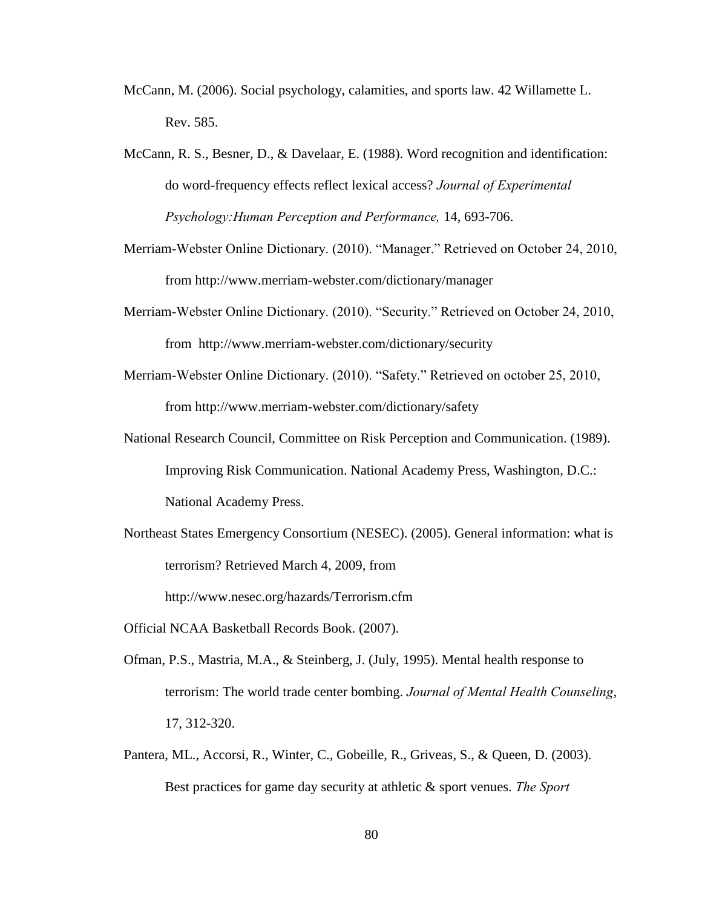McCann, M. (2006). Social psychology, calamities, and sports law. 42 Willamette L. Rev. 585.

McCann, R. S., Besner, D., & Davelaar, E. (1988). Word recognition and identification: do word-frequency effects reflect lexical access? *Journal of Experimental Psychology:Human Perception and Performance,* 14, 693-706.

Merriam-Webster Online Dictionary. (2010). "Manager." Retrieved on October 24, 2010, from http://www.merriam-webster.com/dictionary/manager

Merriam-Webster Online Dictionary. (2010). "Security." Retrieved on October 24, 2010, from http://www.merriam-webster.com/dictionary/security

Merriam-Webster Online Dictionary. (2010). "Safety." Retrieved on october 25, 2010, from http://www.merriam-webster.com/dictionary/safety

National Research Council, Committee on Risk Perception and Communication. (1989). Improving Risk Communication. National Academy Press, Washington, D.C.: National Academy Press.

Northeast States Emergency Consortium (NESEC). (2005). General information: what is terrorism? Retrieved March 4, 2009, from http://www.nesec.org/hazards/Terrorism.cfm

Official NCAA Basketball Records Book. (2007).

Ofman, P.S., Mastria, M.A., & Steinberg, J. (July, 1995). Mental health response to terrorism: The world trade center bombing. *Journal of Mental Health Counseling*, 17, 312-320.

Pantera, ML., Accorsi, R., Winter, C., Gobeille, R., Griveas, S., & Queen, D. (2003). Best practices for game day security at athletic & sport venues. *The Sport*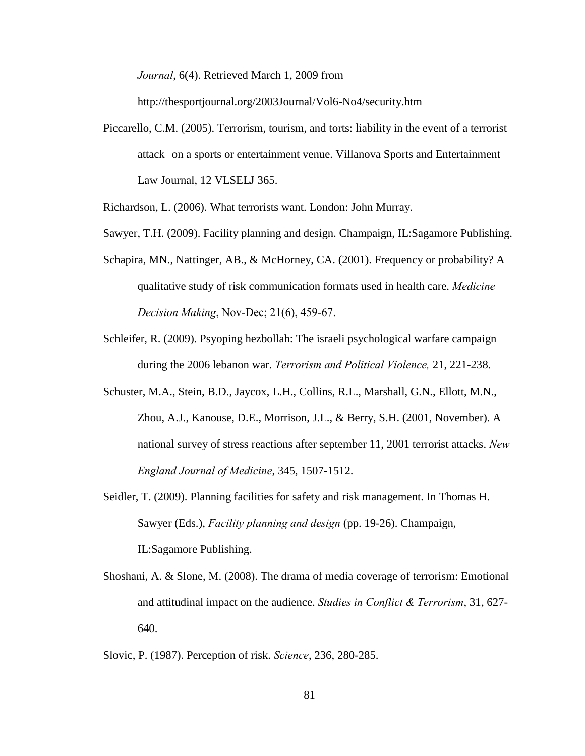*Journal*, 6(4). Retrieved March 1, 2009 from http://thesportjournal.org/2003Journal/Vol6-No4/security.htm

Piccarello, C.M. (2005). Terrorism, tourism, and torts: liability in the event of a terrorist attack on a sports or entertainment venue. Villanova Sports and Entertainment Law Journal, 12 VLSELJ 365.

Richardson, L. (2006). What terrorists want. London: John Murray.

Sawyer, T.H. (2009). Facility planning and design. Champaign, IL:Sagamore Publishing.

Schapira, MN., Nattinger, AB., & McHorney, CA. (2001). Frequency or probability? A qualitative study of risk communication formats used in health care. *Medicine Decision Making*, Nov-Dec; 21(6), 459-67.

Schleifer, R. (2009). Psyoping hezbollah: The israeli psychological warfare campaign during the 2006 lebanon war. *Terrorism and Political Violence,* 21, 221-238.

Schuster, M.A., Stein, B.D., Jaycox, L.H., Collins, R.L., Marshall, G.N., Ellott, M.N., Zhou, A.J., Kanouse, D.E., Morrison, J.L., & Berry, S.H. (2001, November). A national survey of stress reactions after september 11, 2001 terrorist attacks. *New England Journal of Medicine*, 345, 1507-1512.

Seidler, T. (2009). Planning facilities for safety and risk management. In Thomas H. Sawyer (Eds.), *Facility planning and design* (pp. 19-26). Champaign, IL:Sagamore Publishing.

Shoshani, A. & Slone, M. (2008). The drama of media coverage of terrorism: Emotional and attitudinal impact on the audience. *Studies in Conflict & Terrorism*, 31, 627-640.

Slovic, P. (1987). Perception of risk. *Science*, 236, 280-285.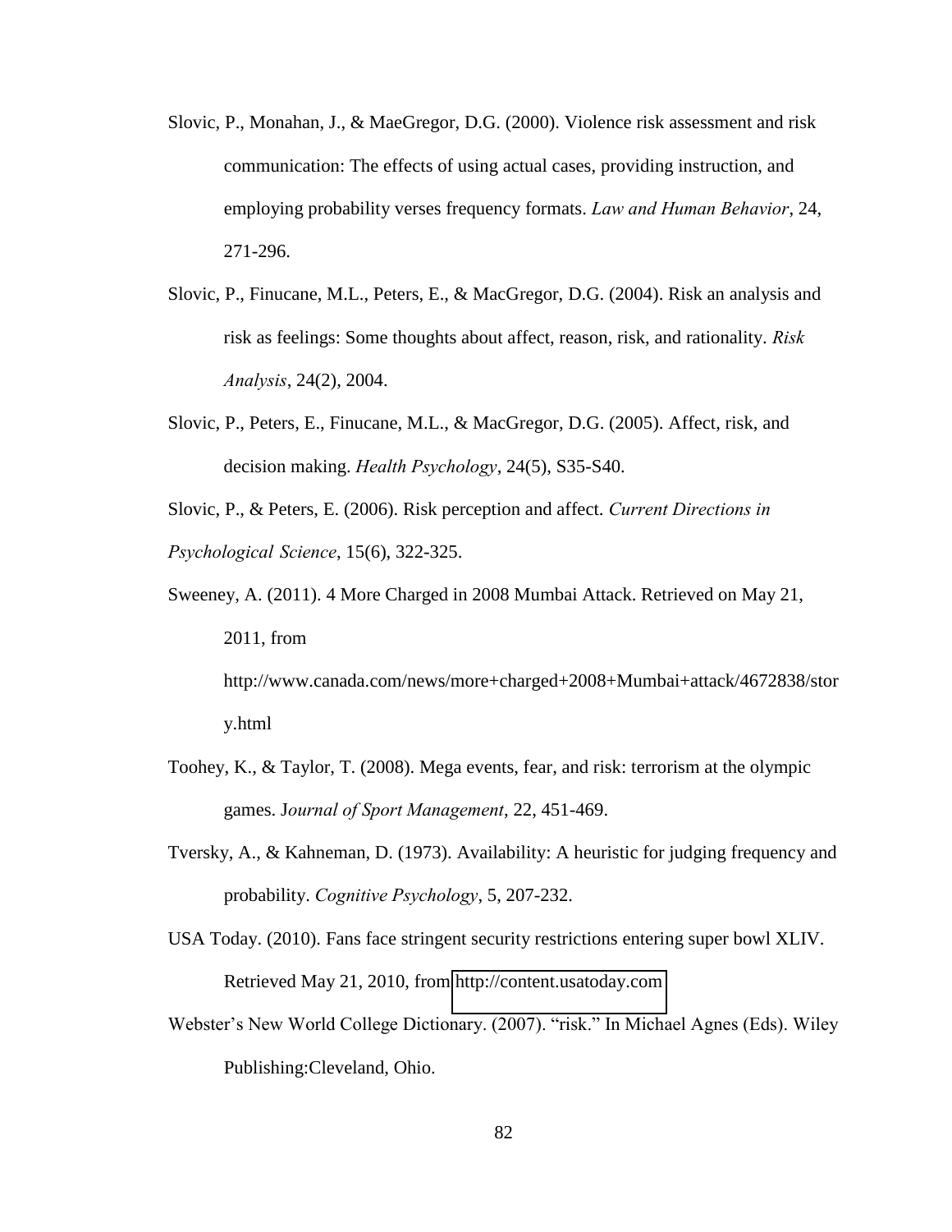Slovic, P., Monahan, J., & MaeGregor, D.G. (2000). Violence risk assessment and risk communication: The effects of using actual cases, providing instruction, and employing probability verses frequency formats. *Law and Human Behavior*, 24, 271-296.

Slovic, P., Finucane, M.L., Peters, E., & MacGregor, D.G. (2004). Risk an analysis and risk as feelings: Some thoughts about affect, reason, risk, and rationality. *Risk Analysis*, 24(2), 2004.

Slovic, P., Peters, E., Finucane, M.L., & MacGregor, D.G. (2005). Affect, risk, and decision making. *Health Psychology*, 24(5), S35-S40.

Slovic, P., & Peters, E. (2006). Risk perception and affect. *Current Directions in Psychological Science*, 15(6), 322-325.

Sweeney, A. (2011). 4 More Charged in 2008 Mumbai Attack. Retrieved on May 21, 2011, from http://www.canada.com/news/more+charged+2008+Mumbai+attack/4672838/story.html

Toohey, K., & Taylor, T. (2008). Mega events, fear, and risk: terrorism at the olympic games. J*ournal of Sport Management*, 22, 451-469.

Tversky, A., & Kahneman, D. (1973). Availability: A heuristic for judging frequency and probability. *Cognitive Psychology*, 5, 207-232.

USA Today. (2010). Fans face stringent security restrictions entering super bowl XLIV. Retrieved May 21, 2010, from http://content.usatoday.com

Webster's New World College Dictionary. (2007). "risk." In Michael Agnes (Eds). Wiley Publishing:Cleveland, Ohio.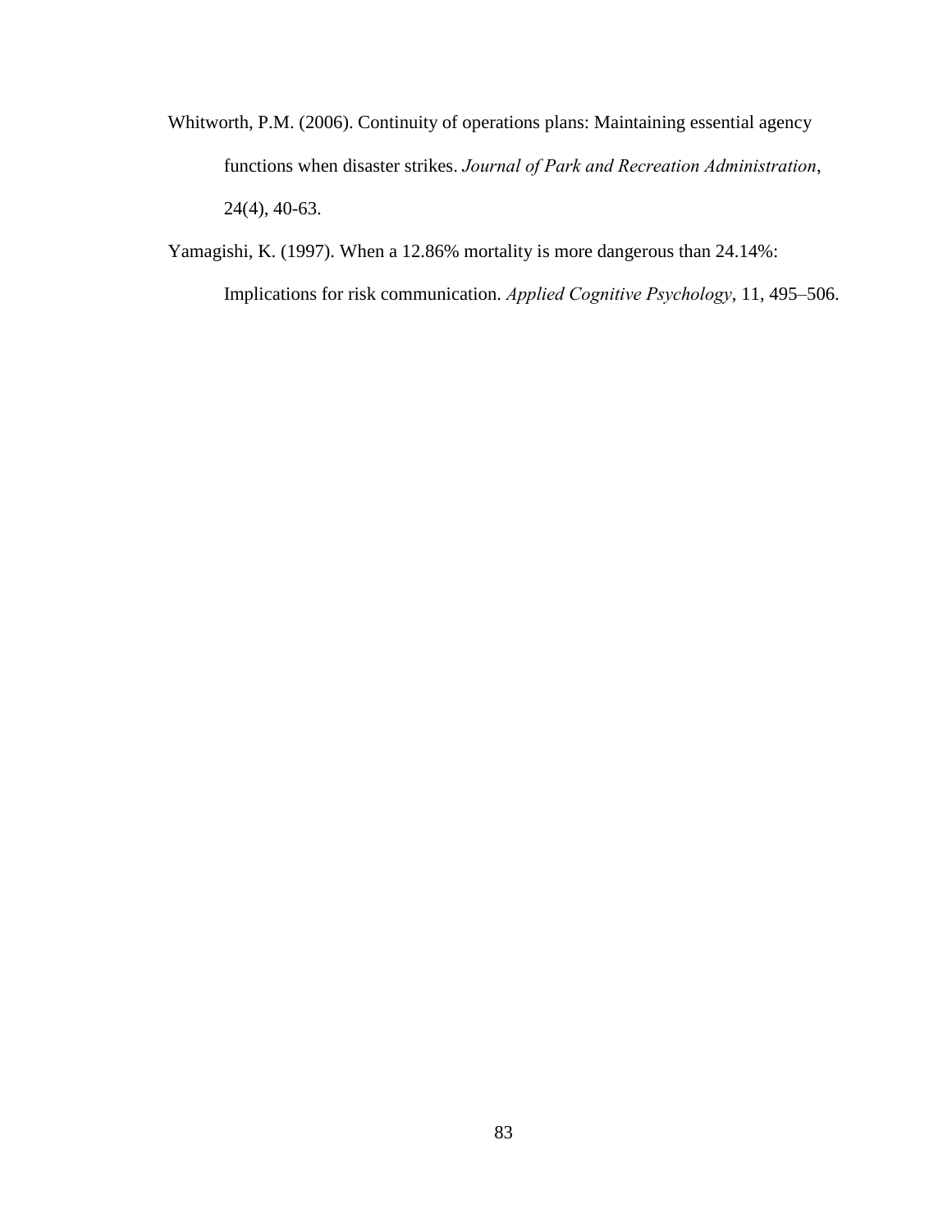Whitworth, P.M. (2006). Continuity of operations plans: Maintaining essential agency functions when disaster strikes. *Journal of Park and Recreation Administration*, 24(4), 40-63.

Yamagishi, K. (1997). When a 12.86% mortality is more dangerous than 24.14%: Implications for risk communication. *Applied Cognitive Psychology*, 11, 495–506.